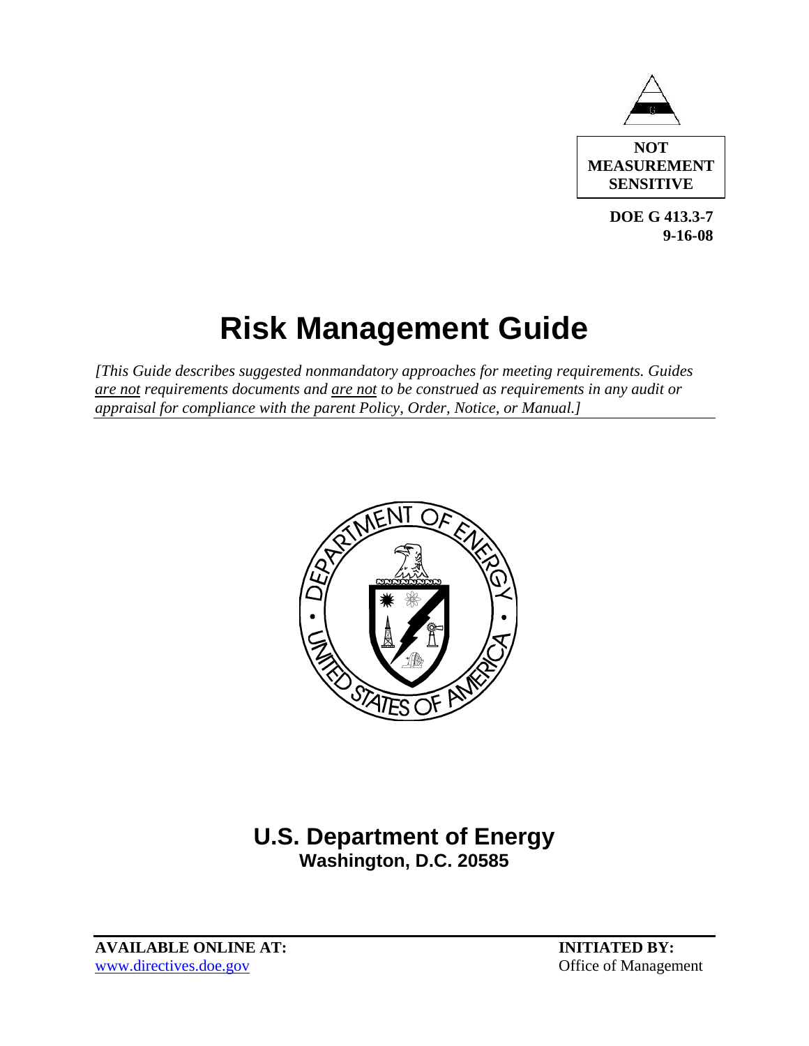**NOT MEASUREMENT SENSITIVE**

**DOE G 413.3-7**
**9-16-08**

# Risk Management Guide

*[This Guide describes suggested nonmandatory approaches for meeting requirements. Guides are not requirements documents and are not to be construed as requirements in any audit or appraisal for compliance with the parent Policy, Order, Notice, or Manual.]*

## U.S. Department of Energy
**Washington, D.C. 20585**

**AVAILABLE ONLINE AT:**
www.directives.doe.gov

**INITIATED BY:**
Office of Management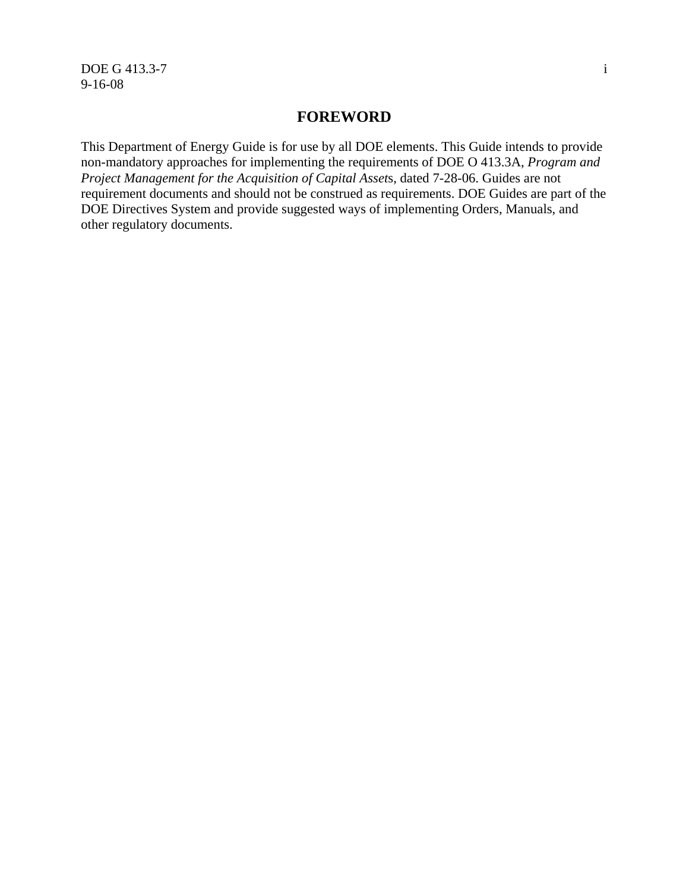# FOREWORD

This Department of Energy Guide is for use by all DOE elements. This Guide intends to provide non-mandatory approaches for implementing the requirements of DOE O 413.3A, *Program and Project Management for the Acquisition of Capital Asset*s, dated 7-28-06. Guides are not requirement documents and should not be construed as requirements. DOE Guides are part of the DOE Directives System and provide suggested ways of implementing Orders, Manuals, and other regulatory documents.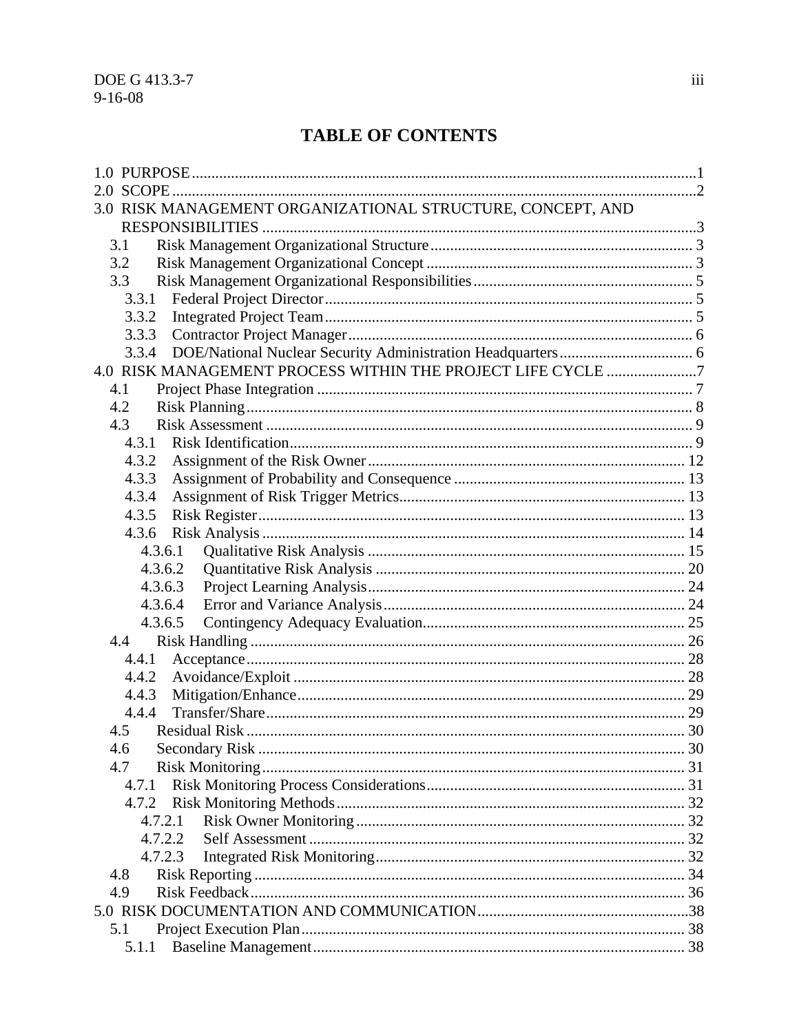# TABLE OF CONTENTS

1.0 PURPOSE ....................................................................................................................1
2.0 SCOPE .........................................................................................................................2
3.0 RISK MANAGEMENT ORGANIZATIONAL STRUCTURE, CONCEPT, AND RESPONSIBILITIES ..............................................................................................3
- 3.1 Risk Management Organizational Structure ................................................................ 3
- 3.2 Risk Management Organizational Concept .................................................................. 3
- 3.3 Risk Management Organizational Responsibilities ...................................................... 5
  - 3.3.1 Federal Project Director ........................................................................................ 5
  - 3.3.2 Integrated Project Team ........................................................................................ 5
  - 3.3.3 Contractor Project Manager ................................................................................... 6
  - 3.3.4 DOE/National Nuclear Security Administration Headquarters ................................ 6

4.0 RISK MANAGEMENT PROCESS WITHIN THE PROJECT LIFE CYCLE .......................7
- 4.1 Project Phase Integration ............................................................................................ 7
- 4.2 Risk Planning .............................................................................................................. 8
- 4.3 Risk Assessment ......................................................................................................... 9
  - 4.3.1 Risk Identification .................................................................................................. 9
  - 4.3.2 Assignment of the Risk Owner ............................................................................. 12
  - 4.3.3 Assignment of Probability and Consequence ........................................................ 13
  - 4.3.4 Assignment of Risk Trigger Metrics ...................................................................... 13
  - 4.3.5 Risk Register ........................................................................................................ 13
  - 4.3.6 Risk Analysis ........................................................................................................ 14
    - 4.3.6.1 Qualitative Risk Analysis ................................................................................ 15
    - 4.3.6.2 Quantitative Risk Analysis .............................................................................. 20
    - 4.3.6.3 Project Learning Analysis ............................................................................... 24
    - 4.3.6.4 Error and Variance Analysis ........................................................................... 24
    - 4.3.6.5 Contingency Adequacy Evaluation .................................................................. 25
- 4.4 Risk Handling ............................................................................................................ 26
  - 4.4.1 Acceptance ........................................................................................................... 28
  - 4.4.2 Avoidance/Exploit ................................................................................................. 28
  - 4.4.3 Mitigation/Enhance ............................................................................................... 29
  - 4.4.4 Transfer/Share ...................................................................................................... 29
- 4.5 Residual Risk ............................................................................................................. 30
- 4.6 Secondary Risk .......................................................................................................... 30
- 4.7 Risk Monitoring .......................................................................................................... 31
  - 4.7.1 Risk Monitoring Process Considerations ............................................................... 31
  - 4.7.2 Risk Monitoring Methods ...................................................................................... 32
    - 4.7.2.1 Risk Owner Monitoring .................................................................................. 32
    - 4.7.2.2 Self Assessment ............................................................................................. 32
    - 4.7.2.3 Integrated Risk Monitoring ............................................................................. 32
- 4.8 Risk Reporting ........................................................................................................... 34
- 4.9 Risk Feedback ............................................................................................................ 36

5.0 RISK DOCUMENTATION AND COMMUNICATION ......................................................38
- 5.1 Project Execution Plan ............................................................................................... 38
  - 5.1.1 Baseline Management ........................................................................................... 38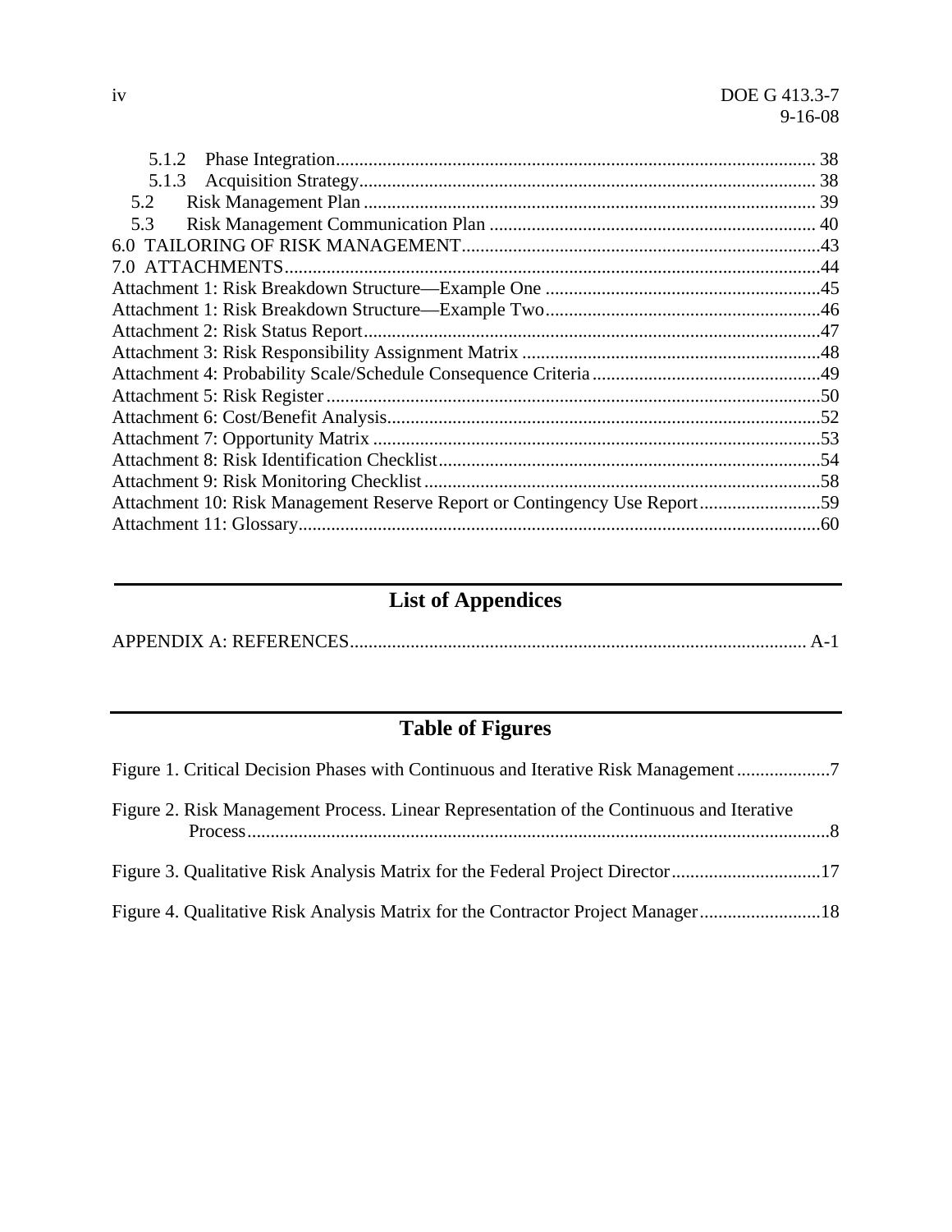5.1.2 Phase Integration ........................................................................................................ 38
5.1.3 Acquisition Strategy .................................................................................................. 38
5.2 Risk Management Plan ................................................................................................ 39
5.3 Risk Management Communication Plan ..................................................................... 40
6.0 TAILORING OF RISK MANAGEMENT ............................................................................. 43
7.0 ATTACHMENTS .................................................................................................................. 44
Attachment 1: Risk Breakdown Structure—Example One ........................................................... 45
Attachment 1: Risk Breakdown Structure—Example Two ........................................................... 46
Attachment 2: Risk Status Report ................................................................................................. 47
Attachment 3: Risk Responsibility Assignment Matrix ................................................................ 48
Attachment 4: Probability Scale/Schedule Consequence Criteria ................................................. 49
Attachment 5: Risk Register .......................................................................................................... 50
Attachment 6: Cost/Benefit Analysis ............................................................................................. 52
Attachment 7: Opportunity Matrix ................................................................................................ 53
Attachment 8: Risk Identification Checklist .................................................................................. 54
Attachment 9: Risk Monitoring Checklist ..................................................................................... 58
Attachment 10: Risk Management Reserve Report or Contingency Use Report .......................... 59
Attachment 11: Glossary ................................................................................................................ 60

## List of Appendices

APPENDIX A: REFERENCES .................................................................................................. A-1

## Table of Figures

Figure 1. Critical Decision Phases with Continuous and Iterative Risk Management .................... 7

Figure 2. Risk Management Process. Linear Representation of the Continuous and Iterative Process ............................................................................................................................... 8

Figure 3. Qualitative Risk Analysis Matrix for the Federal Project Director ................................ 17

Figure 4. Qualitative Risk Analysis Matrix for the Contractor Project Manager .......................... 18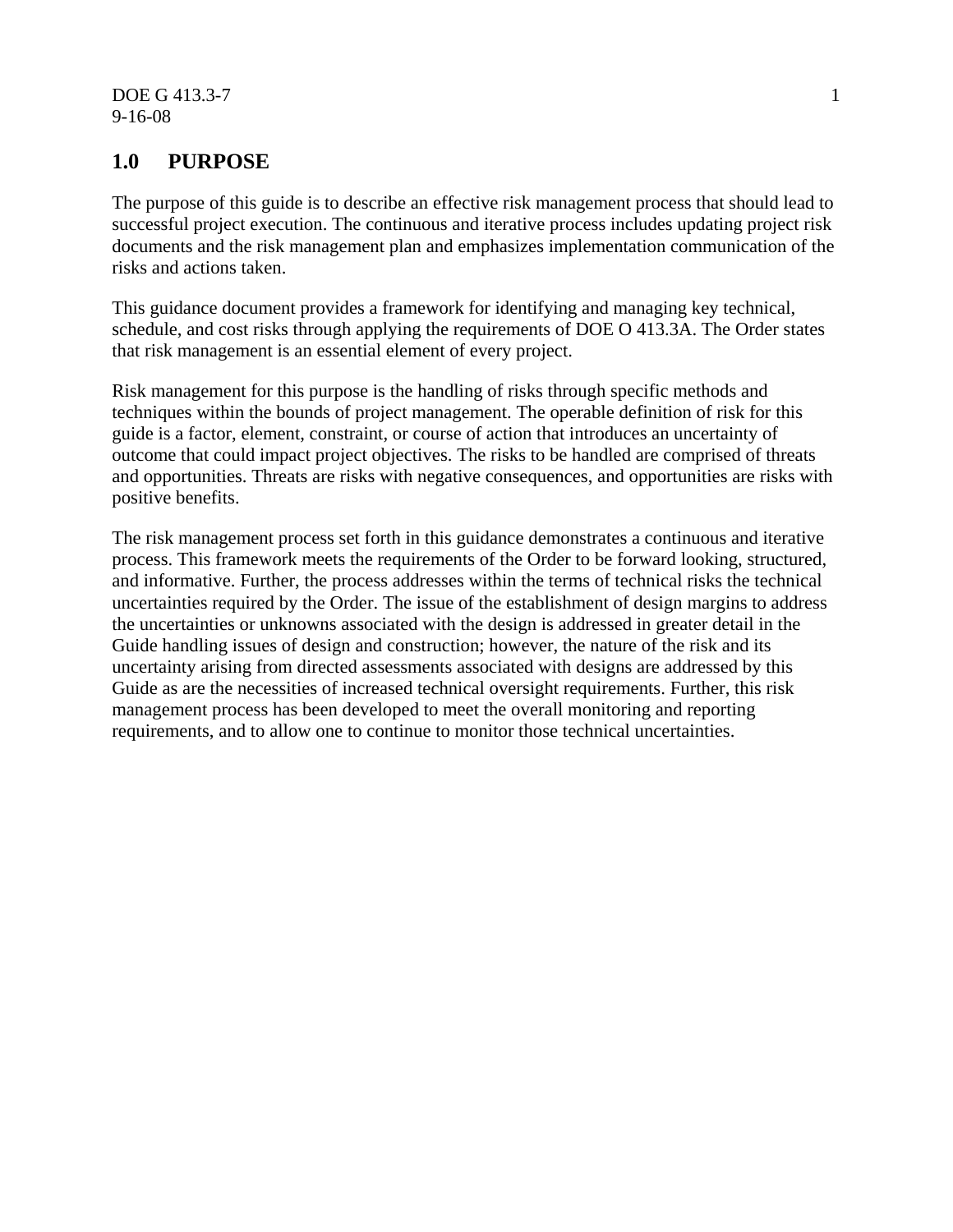## 1.0 PURPOSE

The purpose of this guide is to describe an effective risk management process that should lead to successful project execution. The continuous and iterative process includes updating project risk documents and the risk management plan and emphasizes implementation communication of the risks and actions taken.

This guidance document provides a framework for identifying and managing key technical, schedule, and cost risks through applying the requirements of DOE O 413.3A. The Order states that risk management is an essential element of every project.

Risk management for this purpose is the handling of risks through specific methods and techniques within the bounds of project management. The operable definition of risk for this guide is a factor, element, constraint, or course of action that introduces an uncertainty of outcome that could impact project objectives. The risks to be handled are comprised of threats and opportunities. Threats are risks with negative consequences, and opportunities are risks with positive benefits.

The risk management process set forth in this guidance demonstrates a continuous and iterative process. This framework meets the requirements of the Order to be forward looking, structured, and informative. Further, the process addresses within the terms of technical risks the technical uncertainties required by the Order. The issue of the establishment of design margins to address the uncertainties or unknowns associated with the design is addressed in greater detail in the Guide handling issues of design and construction; however, the nature of the risk and its uncertainty arising from directed assessments associated with designs are addressed by this Guide as are the necessities of increased technical oversight requirements. Further, this risk management process has been developed to meet the overall monitoring and reporting requirements, and to allow one to continue to monitor those technical uncertainties.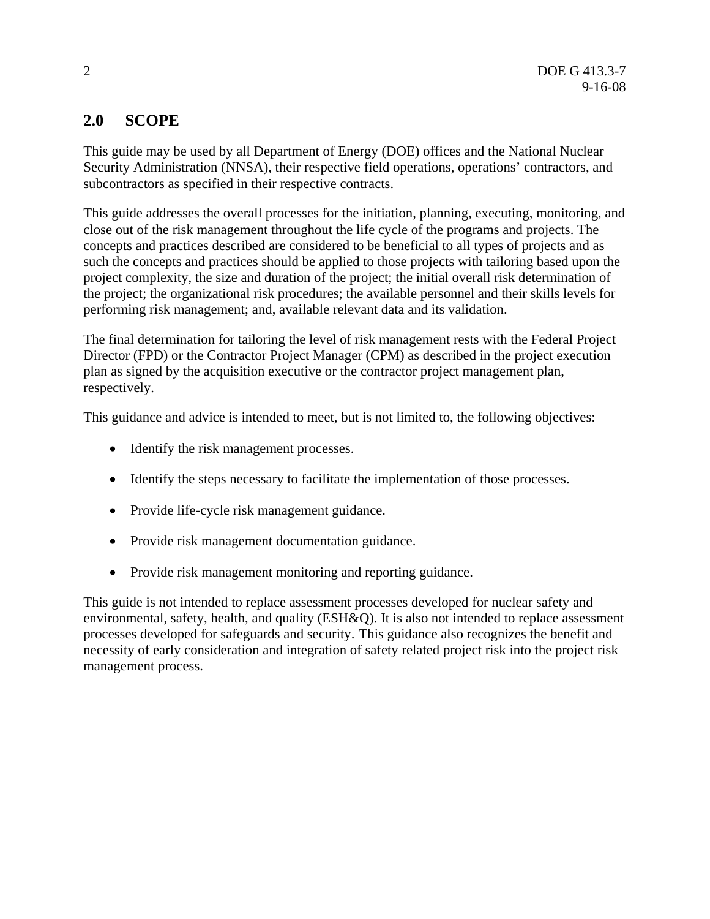## 2.0 SCOPE

This guide may be used by all Department of Energy (DOE) offices and the National Nuclear Security Administration (NNSA), their respective field operations, operations' contractors, and subcontractors as specified in their respective contracts.

This guide addresses the overall processes for the initiation, planning, executing, monitoring, and close out of the risk management throughout the life cycle of the programs and projects. The concepts and practices described are considered to be beneficial to all types of projects and as such the concepts and practices should be applied to those projects with tailoring based upon the project complexity, the size and duration of the project; the initial overall risk determination of the project; the organizational risk procedures; the available personnel and their skills levels for performing risk management; and, available relevant data and its validation.

The final determination for tailoring the level of risk management rests with the Federal Project Director (FPD) or the Contractor Project Manager (CPM) as described in the project execution plan as signed by the acquisition executive or the contractor project management plan, respectively.

This guidance and advice is intended to meet, but is not limited to, the following objectives:

- Identify the risk management processes.
- Identify the steps necessary to facilitate the implementation of those processes.
- Provide life-cycle risk management guidance.
- Provide risk management documentation guidance.
- Provide risk management monitoring and reporting guidance.

This guide is not intended to replace assessment processes developed for nuclear safety and environmental, safety, health, and quality (ESH&Q). It is also not intended to replace assessment processes developed for safeguards and security. This guidance also recognizes the benefit and necessity of early consideration and integration of safety related project risk into the project risk management process.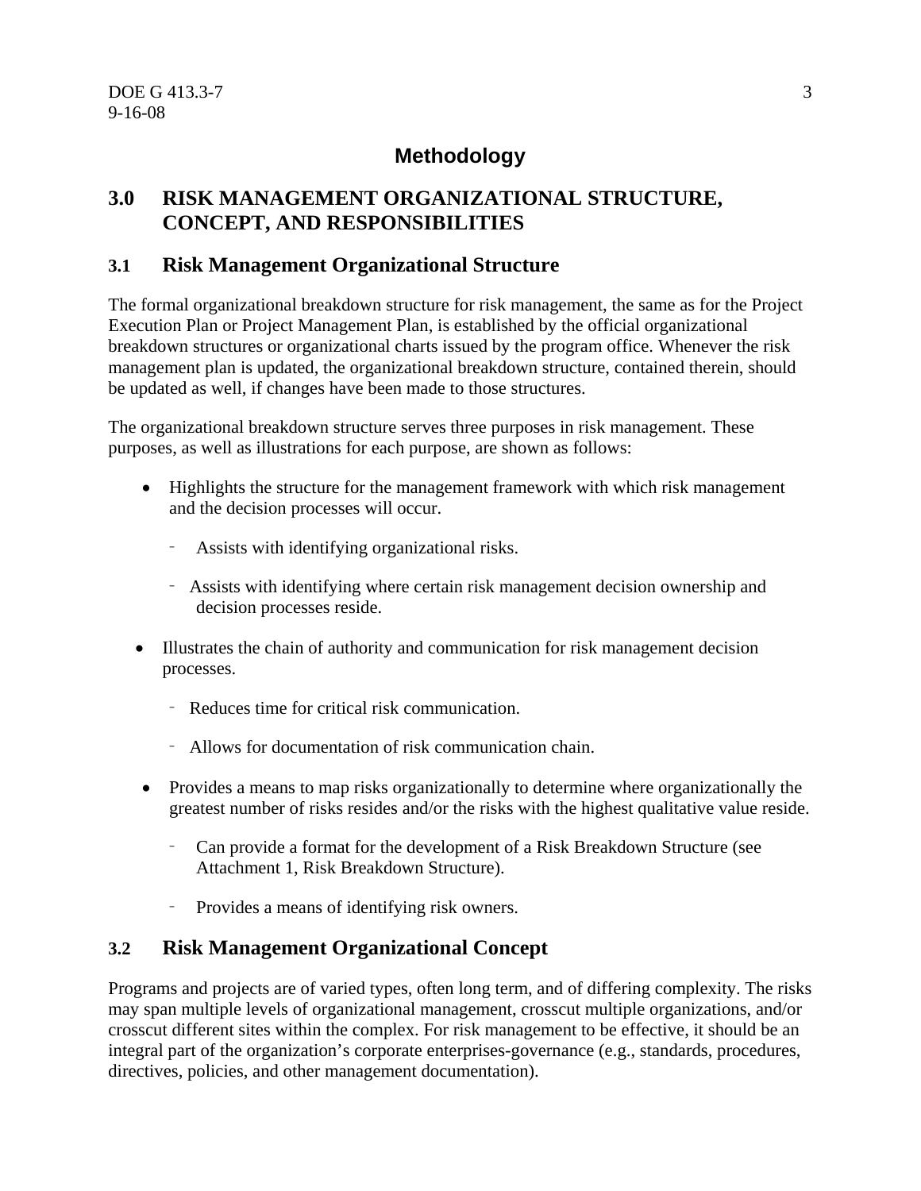## Methodology

# 3.0 RISK MANAGEMENT ORGANIZATIONAL STRUCTURE, CONCEPT, AND RESPONSIBILITIES

## 3.1 Risk Management Organizational Structure

The formal organizational breakdown structure for risk management, the same as for the Project Execution Plan or Project Management Plan, is established by the official organizational breakdown structures or organizational charts issued by the program office. Whenever the risk management plan is updated, the organizational breakdown structure, contained therein, should be updated as well, if changes have been made to those structures.

The organizational breakdown structure serves three purposes in risk management. These purposes, as well as illustrations for each purpose, are shown as follows:

- Highlights the structure for the management framework with which risk management and the decision processes will occur.
  - Assists with identifying organizational risks.
  - Assists with identifying where certain risk management decision ownership and decision processes reside.
- Illustrates the chain of authority and communication for risk management decision processes.
  - Reduces time for critical risk communication.
  - Allows for documentation of risk communication chain.
- Provides a means to map risks organizationally to determine where organizationally the greatest number of risks resides and/or the risks with the highest qualitative value reside.
  - Can provide a format for the development of a Risk Breakdown Structure (see Attachment 1, Risk Breakdown Structure).
  - Provides a means of identifying risk owners.

## 3.2 Risk Management Organizational Concept

Programs and projects are of varied types, often long term, and of differing complexity. The risks may span multiple levels of organizational management, crosscut multiple organizations, and/or crosscut different sites within the complex. For risk management to be effective, it should be an integral part of the organization's corporate enterprises-governance (e.g., standards, procedures, directives, policies, and other management documentation).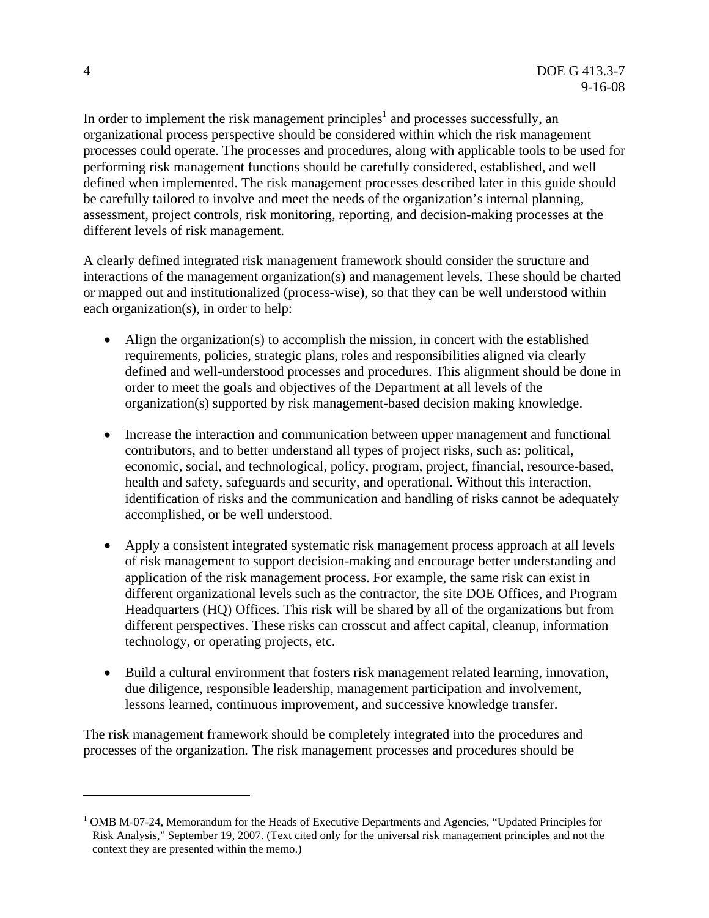In order to implement the risk management principles[1] and processes successfully, an organizational process perspective should be considered within which the risk management processes could operate. The processes and procedures, along with applicable tools to be used for performing risk management functions should be carefully considered, established, and well defined when implemented. The risk management processes described later in this guide should be carefully tailored to involve and meet the needs of the organization's internal planning, assessment, project controls, risk monitoring, reporting, and decision-making processes at the different levels of risk management.

A clearly defined integrated risk management framework should consider the structure and interactions of the management organization(s) and management levels. These should be charted or mapped out and institutionalized (process-wise), so that they can be well understood within each organization(s), in order to help:

- Align the organization(s) to accomplish the mission, in concert with the established requirements, policies, strategic plans, roles and responsibilities aligned via clearly defined and well-understood processes and procedures. This alignment should be done in order to meet the goals and objectives of the Department at all levels of the organization(s) supported by risk management-based decision making knowledge.

- Increase the interaction and communication between upper management and functional contributors, and to better understand all types of project risks, such as: political, economic, social, and technological, policy, program, project, financial, resource-based, health and safety, safeguards and security, and operational. Without this interaction, identification of risks and the communication and handling of risks cannot be adequately accomplished, or be well understood.

- Apply a consistent integrated systematic risk management process approach at all levels of risk management to support decision-making and encourage better understanding and application of the risk management process. For example, the same risk can exist in different organizational levels such as the contractor, the site DOE Offices, and Program Headquarters (HQ) Offices. This risk will be shared by all of the organizations but from different perspectives. These risks can crosscut and affect capital, cleanup, information technology, or operating projects, etc.

- Build a cultural environment that fosters risk management related learning, innovation, due diligence, responsible leadership, management participation and involvement, lessons learned, continuous improvement, and successive knowledge transfer.

The risk management framework should be completely integrated into the procedures and processes of the organization. The risk management processes and procedures should be

---

[1] OMB M-07-24, Memorandum for the Heads of Executive Departments and Agencies, "Updated Principles for Risk Analysis," September 19, 2007. (Text cited only for the universal risk management principles and not the context they are presented within the memo.)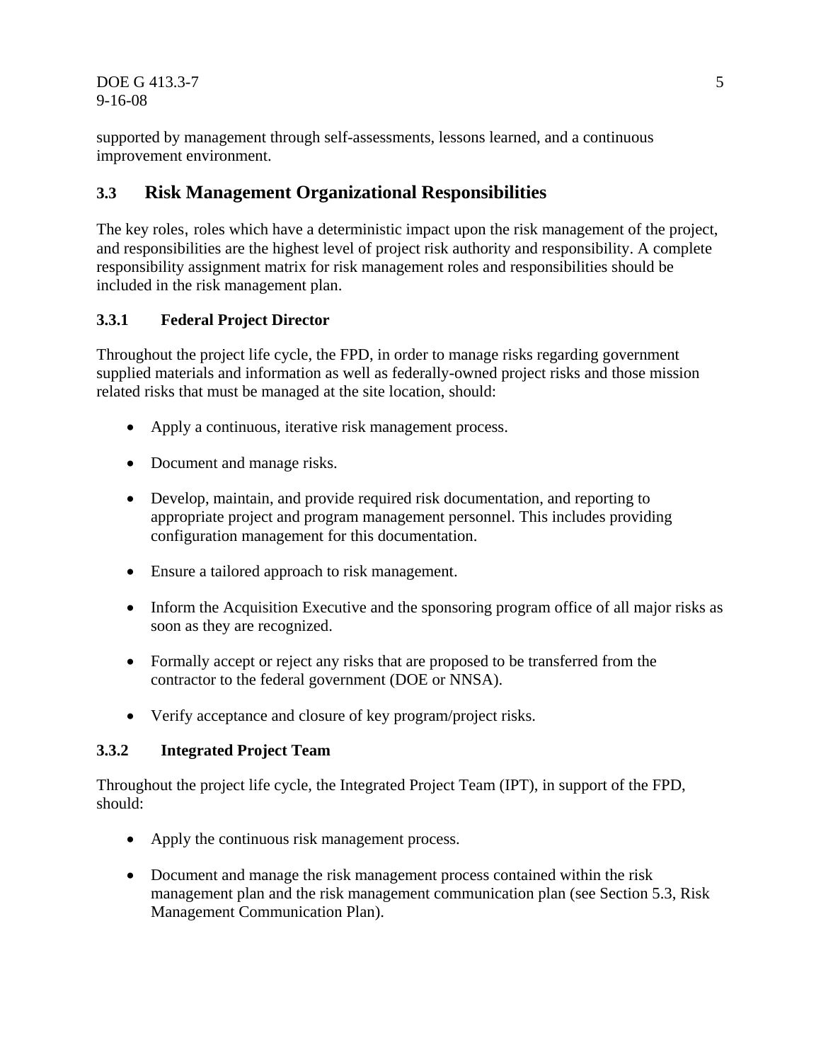supported by management through self-assessments, lessons learned, and a continuous improvement environment.

## 3.3 Risk Management Organizational Responsibilities

The key roles, roles which have a deterministic impact upon the risk management of the project, and responsibilities are the highest level of project risk authority and responsibility. A complete responsibility assignment matrix for risk management roles and responsibilities should be included in the risk management plan.

### 3.3.1 Federal Project Director

Throughout the project life cycle, the FPD, in order to manage risks regarding government supplied materials and information as well as federally-owned project risks and those mission related risks that must be managed at the site location, should:

- Apply a continuous, iterative risk management process.
- Document and manage risks.
- Develop, maintain, and provide required risk documentation, and reporting to appropriate project and program management personnel. This includes providing configuration management for this documentation.
- Ensure a tailored approach to risk management.
- Inform the Acquisition Executive and the sponsoring program office of all major risks as soon as they are recognized.
- Formally accept or reject any risks that are proposed to be transferred from the contractor to the federal government (DOE or NNSA).
- Verify acceptance and closure of key program/project risks.

### 3.3.2 Integrated Project Team

Throughout the project life cycle, the Integrated Project Team (IPT), in support of the FPD, should:

- Apply the continuous risk management process.
- Document and manage the risk management process contained within the risk management plan and the risk management communication plan (see Section 5.3, Risk Management Communication Plan).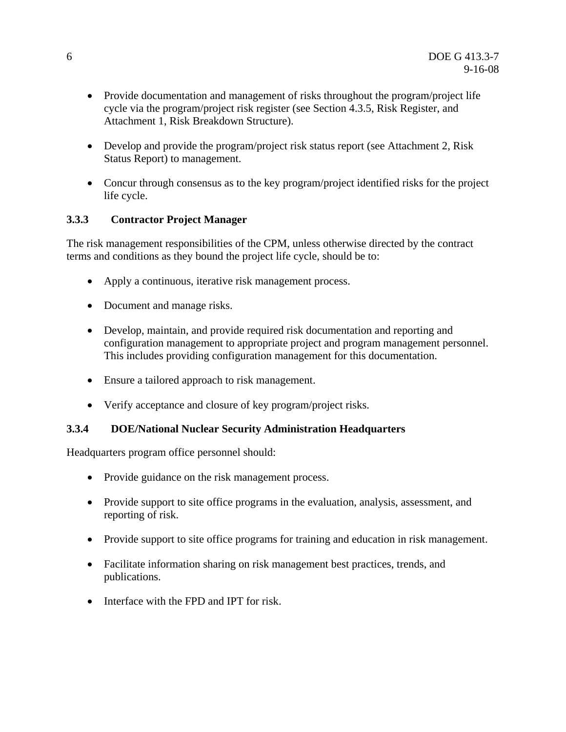- Provide documentation and management of risks throughout the program/project life cycle via the program/project risk register (see Section 4.3.5, Risk Register, and Attachment 1, Risk Breakdown Structure).

- Develop and provide the program/project risk status report (see Attachment 2, Risk Status Report) to management.

- Concur through consensus as to the key program/project identified risks for the project life cycle.

### 3.3.3 Contractor Project Manager

The risk management responsibilities of the CPM, unless otherwise directed by the contract terms and conditions as they bound the project life cycle, should be to:

- Apply a continuous, iterative risk management process.

- Document and manage risks.

- Develop, maintain, and provide required risk documentation and reporting and configuration management to appropriate project and program management personnel. This includes providing configuration management for this documentation.

- Ensure a tailored approach to risk management.

- Verify acceptance and closure of key program/project risks.

### 3.3.4 DOE/National Nuclear Security Administration Headquarters

Headquarters program office personnel should:

- Provide guidance on the risk management process.

- Provide support to site office programs in the evaluation, analysis, assessment, and reporting of risk.

- Provide support to site office programs for training and education in risk management.

- Facilitate information sharing on risk management best practices, trends, and publications.

- Interface with the FPD and IPT for risk.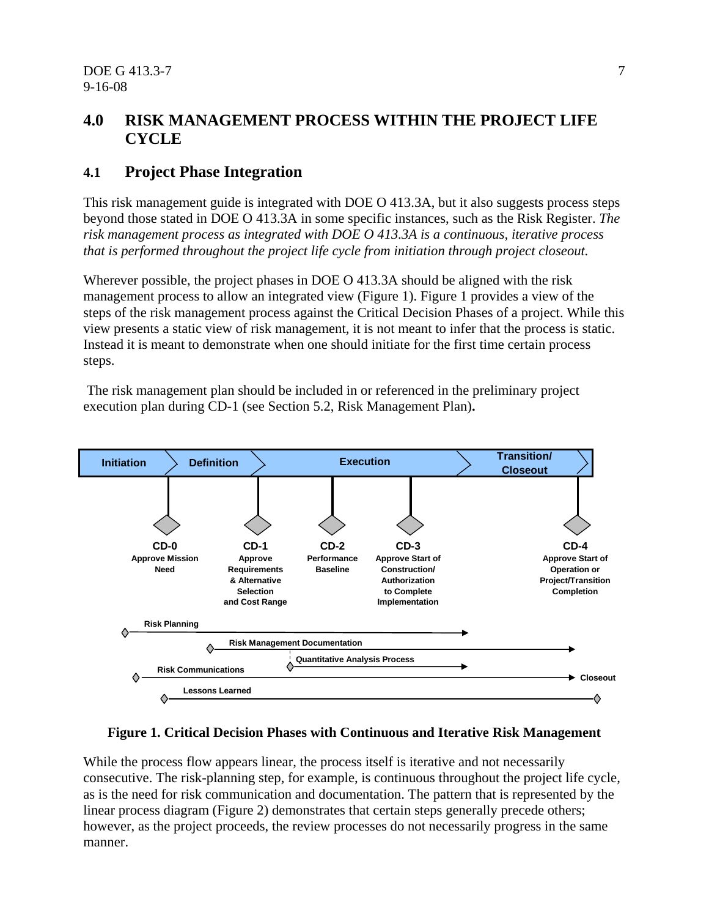## 4.0 RISK MANAGEMENT PROCESS WITHIN THE PROJECT LIFE CYCLE

### 4.1 Project Phase Integration

This risk management guide is integrated with DOE O 413.3A, but it also suggests process steps beyond those stated in DOE O 413.3A in some specific instances, such as the Risk Register. *The risk management process as integrated with DOE O 413.3A is a continuous, iterative process that is performed throughout the project life cycle from initiation through project closeout.*

Wherever possible, the project phases in DOE O 413.3A should be aligned with the risk management process to allow an integrated view (Figure 1). Figure 1 provides a view of the steps of the risk management process against the Critical Decision Phases of a project. While this view presents a static view of risk management, it is not meant to infer that the process is static. Instead it is meant to demonstrate when one should initiate for the first time certain process steps.

The risk management plan should be included in or referenced in the preliminary project execution plan during CD-1 (see Section 5.2, Risk Management Plan)**.**

Initiation

Definition

Execution

Transition/ Closeout

CD-0 Approve Mission Need

CD-1 Approve Requirements & Alternative Selection and Cost Range

CD-2 Performance Baseline

CD-3 Approve Start of Construction/ Authorization to Complete Implementation

CD-4 Approve Start of Operation or Project/Transition Completion

Risk Planning

Risk Management Documentation

Quantitative Analysis Process

Risk Communications

Closeout

Lessons Learned

**Figure 1. Critical Decision Phases with Continuous and Iterative Risk Management**

While the process flow appears linear, the process itself is iterative and not necessarily consecutive. The risk-planning step, for example, is continuous throughout the project life cycle, as is the need for risk communication and documentation. The pattern that is represented by the linear process diagram (Figure 2) demonstrates that certain steps generally precede others; however, as the project proceeds, the review processes do not necessarily progress in the same manner.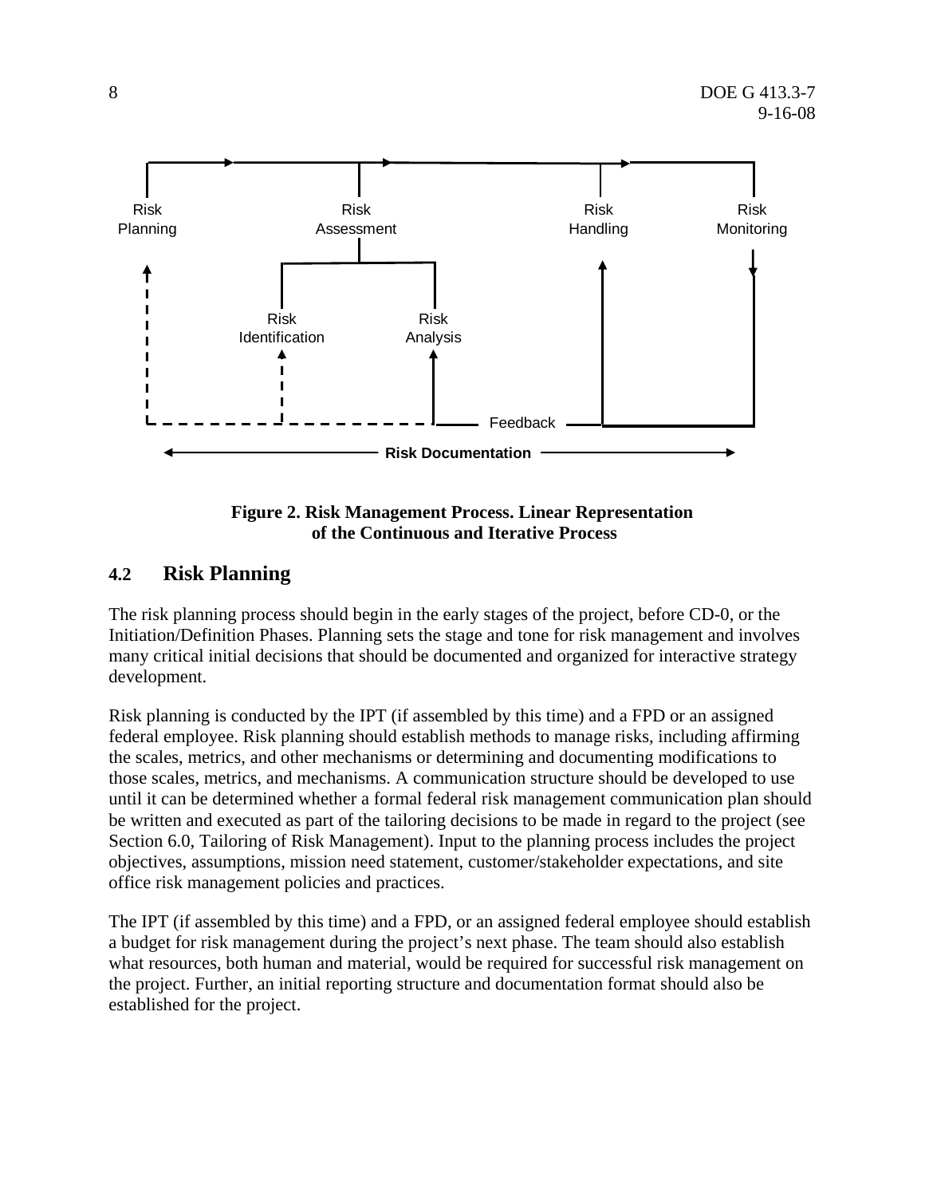Figure 2. Risk Management Process. Linear Representation of the Continuous and Iterative Process

## 4.2 Risk Planning

The risk planning process should begin in the early stages of the project, before CD-0, or the Initiation/Definition Phases. Planning sets the stage and tone for risk management and involves many critical initial decisions that should be documented and organized for interactive strategy development.

Risk planning is conducted by the IPT (if assembled by this time) and a FPD or an assigned federal employee. Risk planning should establish methods to manage risks, including affirming the scales, metrics, and other mechanisms or determining and documenting modifications to those scales, metrics, and mechanisms. A communication structure should be developed to use until it can be determined whether a formal federal risk management communication plan should be written and executed as part of the tailoring decisions to be made in regard to the project (see Section 6.0, Tailoring of Risk Management). Input to the planning process includes the project objectives, assumptions, mission need statement, customer/stakeholder expectations, and site office risk management policies and practices.

The IPT (if assembled by this time) and a FPD, or an assigned federal employee should establish a budget for risk management during the project's next phase. The team should also establish what resources, both human and material, would be required for successful risk management on the project. Further, an initial reporting structure and documentation format should also be established for the project.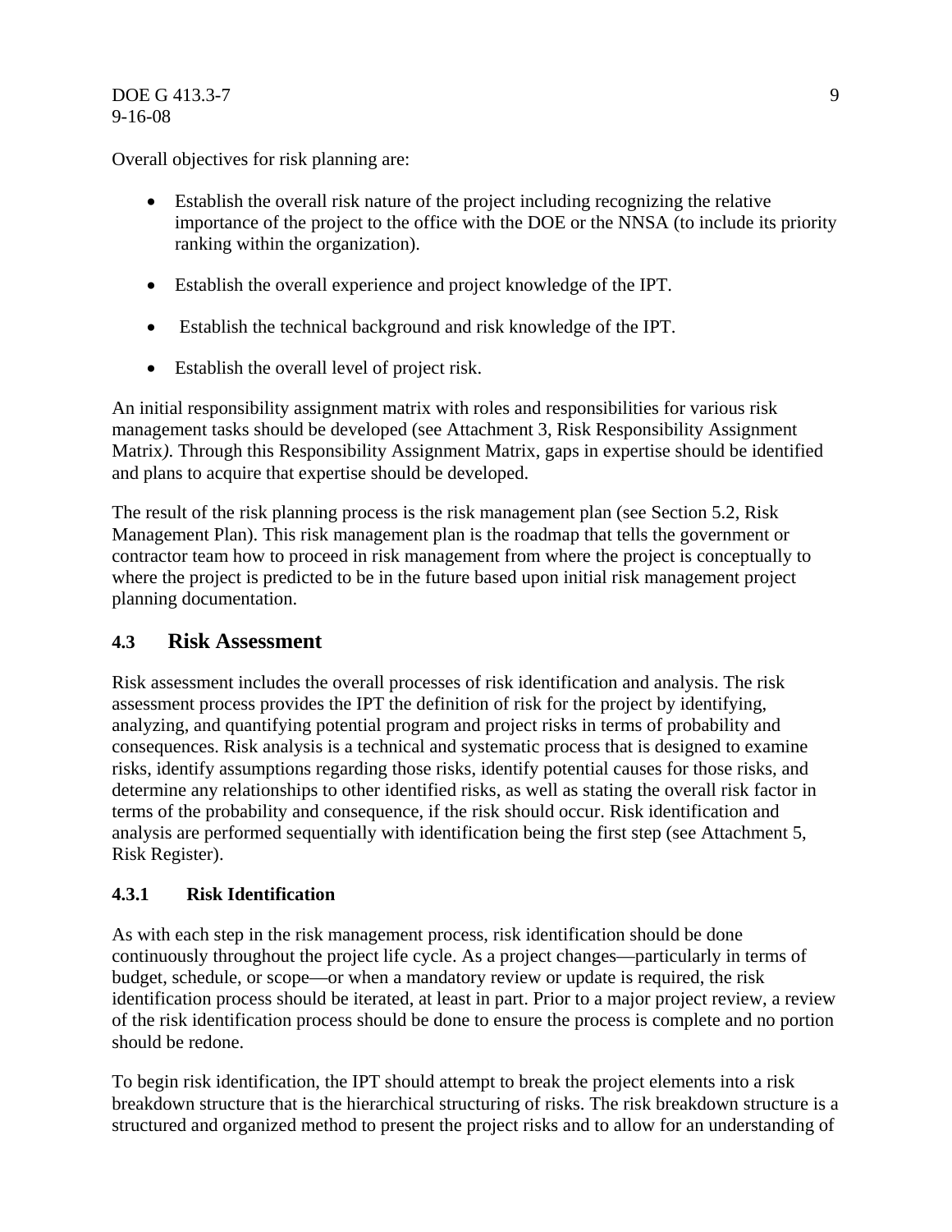Overall objectives for risk planning are:

- Establish the overall risk nature of the project including recognizing the relative importance of the project to the office with the DOE or the NNSA (to include its priority ranking within the organization).
- Establish the overall experience and project knowledge of the IPT.
- Establish the technical background and risk knowledge of the IPT.
- Establish the overall level of project risk.

An initial responsibility assignment matrix with roles and responsibilities for various risk management tasks should be developed (see Attachment 3, Risk Responsibility Assignment Matrix*)*. Through this Responsibility Assignment Matrix, gaps in expertise should be identified and plans to acquire that expertise should be developed.

The result of the risk planning process is the risk management plan (see Section 5.2, Risk Management Plan). This risk management plan is the roadmap that tells the government or contractor team how to proceed in risk management from where the project is conceptually to where the project is predicted to be in the future based upon initial risk management project planning documentation.

## 4.3 Risk Assessment

Risk assessment includes the overall processes of risk identification and analysis. The risk assessment process provides the IPT the definition of risk for the project by identifying, analyzing, and quantifying potential program and project risks in terms of probability and consequences. Risk analysis is a technical and systematic process that is designed to examine risks, identify assumptions regarding those risks, identify potential causes for those risks, and determine any relationships to other identified risks, as well as stating the overall risk factor in terms of the probability and consequence, if the risk should occur. Risk identification and analysis are performed sequentially with identification being the first step (see Attachment 5, Risk Register).

### 4.3.1 Risk Identification

As with each step in the risk management process, risk identification should be done continuously throughout the project life cycle. As a project changes—particularly in terms of budget, schedule, or scope—or when a mandatory review or update is required, the risk identification process should be iterated, at least in part. Prior to a major project review, a review of the risk identification process should be done to ensure the process is complete and no portion should be redone.

To begin risk identification, the IPT should attempt to break the project elements into a risk breakdown structure that is the hierarchical structuring of risks. The risk breakdown structure is a structured and organized method to present the project risks and to allow for an understanding of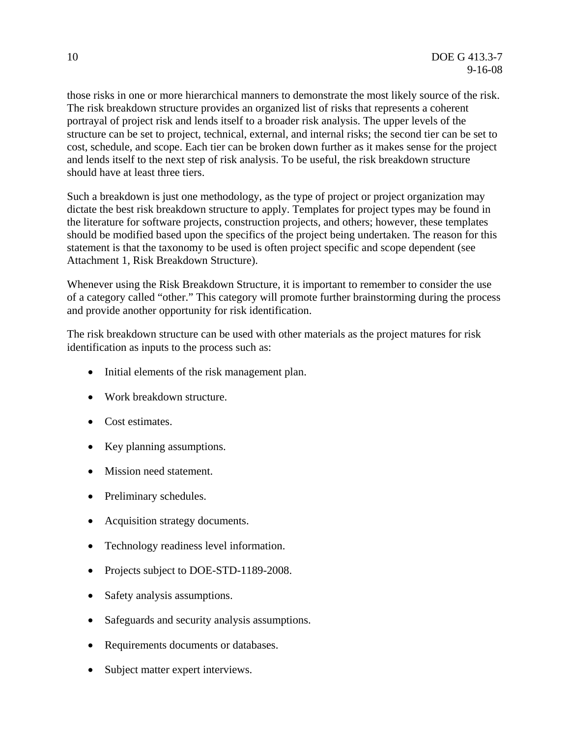those risks in one or more hierarchical manners to demonstrate the most likely source of the risk. The risk breakdown structure provides an organized list of risks that represents a coherent portrayal of project risk and lends itself to a broader risk analysis. The upper levels of the structure can be set to project, technical, external, and internal risks; the second tier can be set to cost, schedule, and scope. Each tier can be broken down further as it makes sense for the project and lends itself to the next step of risk analysis. To be useful, the risk breakdown structure should have at least three tiers.

Such a breakdown is just one methodology, as the type of project or project organization may dictate the best risk breakdown structure to apply. Templates for project types may be found in the literature for software projects, construction projects, and others; however, these templates should be modified based upon the specifics of the project being undertaken. The reason for this statement is that the taxonomy to be used is often project specific and scope dependent (see Attachment 1, Risk Breakdown Structure).

Whenever using the Risk Breakdown Structure, it is important to remember to consider the use of a category called "other." This category will promote further brainstorming during the process and provide another opportunity for risk identification.

The risk breakdown structure can be used with other materials as the project matures for risk identification as inputs to the process such as:

- Initial elements of the risk management plan.
- Work breakdown structure.
- Cost estimates.
- Key planning assumptions.
- Mission need statement.
- Preliminary schedules.
- Acquisition strategy documents.
- Technology readiness level information.
- Projects subject to DOE-STD-1189-2008.
- Safety analysis assumptions.
- Safeguards and security analysis assumptions.
- Requirements documents or databases.
- Subject matter expert interviews.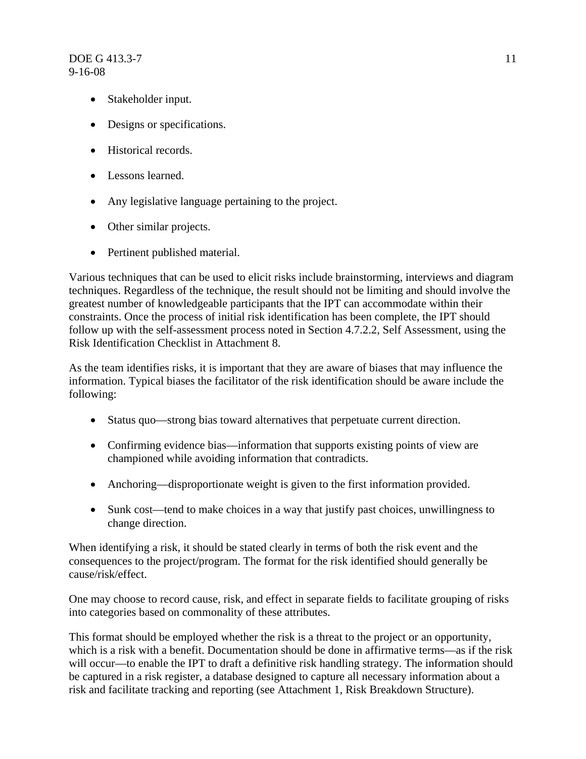- Stakeholder input.
- Designs or specifications.
- Historical records.
- Lessons learned.
- Any legislative language pertaining to the project.
- Other similar projects.
- Pertinent published material.

Various techniques that can be used to elicit risks include brainstorming, interviews and diagram techniques. Regardless of the technique, the result should not be limiting and should involve the greatest number of knowledgeable participants that the IPT can accommodate within their constraints. Once the process of initial risk identification has been complete, the IPT should follow up with the self-assessment process noted in Section 4.7.2.2, Self Assessment, using the Risk Identification Checklist in Attachment 8.

As the team identifies risks, it is important that they are aware of biases that may influence the information. Typical biases the facilitator of the risk identification should be aware include the following:

- Status quo—strong bias toward alternatives that perpetuate current direction.
- Confirming evidence bias—information that supports existing points of view are championed while avoiding information that contradicts.
- Anchoring—disproportionate weight is given to the first information provided.
- Sunk cost—tend to make choices in a way that justify past choices, unwillingness to change direction.

When identifying a risk, it should be stated clearly in terms of both the risk event and the consequences to the project/program. The format for the risk identified should generally be cause/risk/effect.

One may choose to record cause, risk, and effect in separate fields to facilitate grouping of risks into categories based on commonality of these attributes.

This format should be employed whether the risk is a threat to the project or an opportunity, which is a risk with a benefit. Documentation should be done in affirmative terms—as if the risk will occur—to enable the IPT to draft a definitive risk handling strategy. The information should be captured in a risk register, a database designed to capture all necessary information about a risk and facilitate tracking and reporting (see Attachment 1, Risk Breakdown Structure).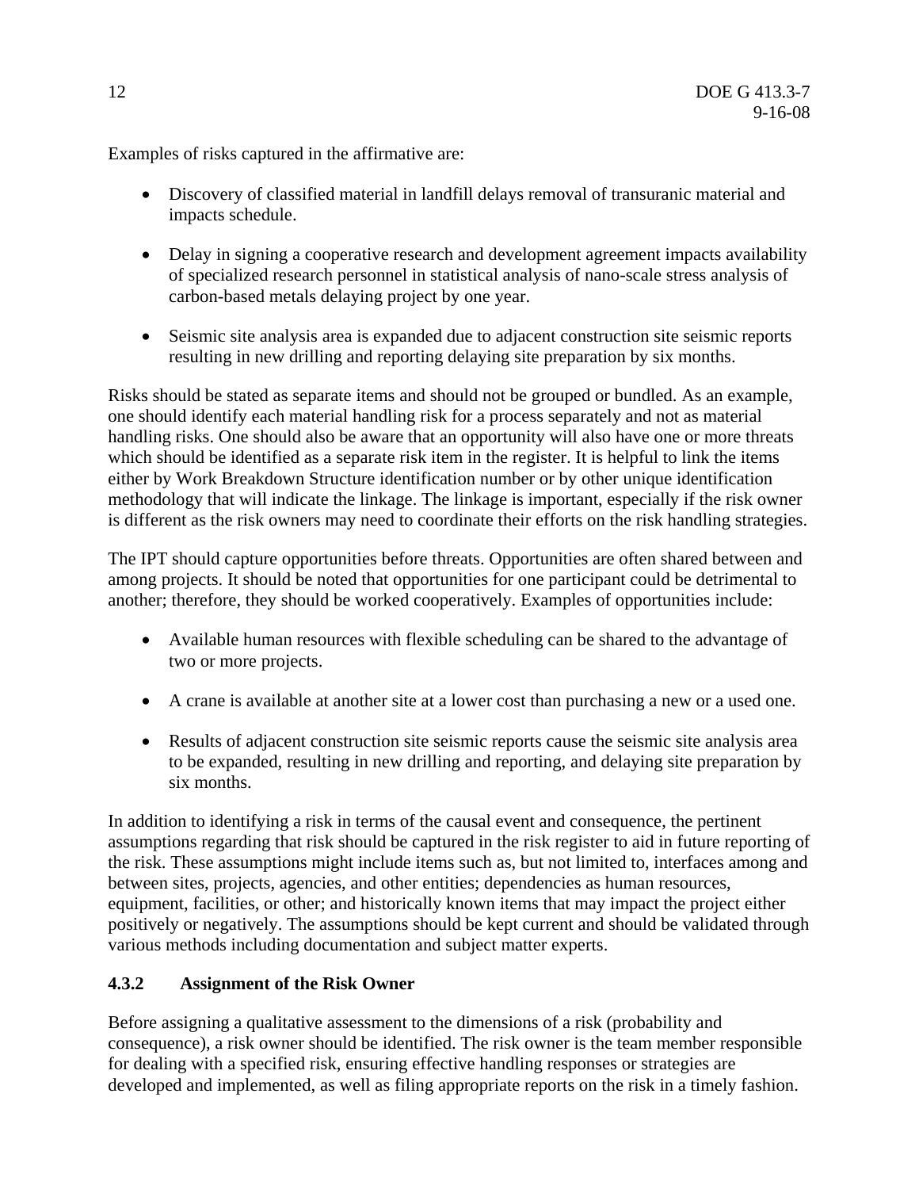Examples of risks captured in the affirmative are:

- Discovery of classified material in landfill delays removal of transuranic material and impacts schedule.
- Delay in signing a cooperative research and development agreement impacts availability of specialized research personnel in statistical analysis of nano-scale stress analysis of carbon-based metals delaying project by one year.
- Seismic site analysis area is expanded due to adjacent construction site seismic reports resulting in new drilling and reporting delaying site preparation by six months.

Risks should be stated as separate items and should not be grouped or bundled. As an example, one should identify each material handling risk for a process separately and not as material handling risks. One should also be aware that an opportunity will also have one or more threats which should be identified as a separate risk item in the register. It is helpful to link the items either by Work Breakdown Structure identification number or by other unique identification methodology that will indicate the linkage. The linkage is important, especially if the risk owner is different as the risk owners may need to coordinate their efforts on the risk handling strategies.

The IPT should capture opportunities before threats. Opportunities are often shared between and among projects. It should be noted that opportunities for one participant could be detrimental to another; therefore, they should be worked cooperatively. Examples of opportunities include:

- Available human resources with flexible scheduling can be shared to the advantage of two or more projects.
- A crane is available at another site at a lower cost than purchasing a new or a used one.
- Results of adjacent construction site seismic reports cause the seismic site analysis area to be expanded, resulting in new drilling and reporting, and delaying site preparation by six months.

In addition to identifying a risk in terms of the causal event and consequence, the pertinent assumptions regarding that risk should be captured in the risk register to aid in future reporting of the risk. These assumptions might include items such as, but not limited to, interfaces among and between sites, projects, agencies, and other entities; dependencies as human resources, equipment, facilities, or other; and historically known items that may impact the project either positively or negatively. The assumptions should be kept current and should be validated through various methods including documentation and subject matter experts.

### 4.3.2 Assignment of the Risk Owner

Before assigning a qualitative assessment to the dimensions of a risk (probability and consequence), a risk owner should be identified. The risk owner is the team member responsible for dealing with a specified risk, ensuring effective handling responses or strategies are developed and implemented, as well as filing appropriate reports on the risk in a timely fashion.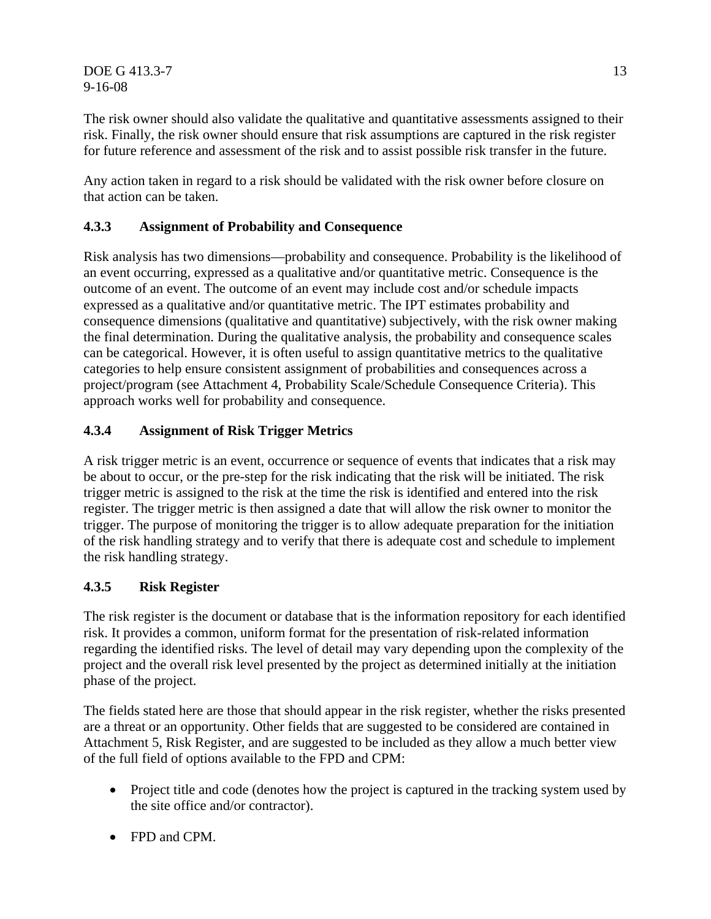The risk owner should also validate the qualitative and quantitative assessments assigned to their risk. Finally, the risk owner should ensure that risk assumptions are captured in the risk register for future reference and assessment of the risk and to assist possible risk transfer in the future.

Any action taken in regard to a risk should be validated with the risk owner before closure on that action can be taken.

### 4.3.3 Assignment of Probability and Consequence

Risk analysis has two dimensions—probability and consequence. Probability is the likelihood of an event occurring, expressed as a qualitative and/or quantitative metric. Consequence is the outcome of an event. The outcome of an event may include cost and/or schedule impacts expressed as a qualitative and/or quantitative metric. The IPT estimates probability and consequence dimensions (qualitative and quantitative) subjectively, with the risk owner making the final determination. During the qualitative analysis, the probability and consequence scales can be categorical. However, it is often useful to assign quantitative metrics to the qualitative categories to help ensure consistent assignment of probabilities and consequences across a project/program (see Attachment 4, Probability Scale/Schedule Consequence Criteria). This approach works well for probability and consequence.

### 4.3.4 Assignment of Risk Trigger Metrics

A risk trigger metric is an event, occurrence or sequence of events that indicates that a risk may be about to occur, or the pre-step for the risk indicating that the risk will be initiated. The risk trigger metric is assigned to the risk at the time the risk is identified and entered into the risk register. The trigger metric is then assigned a date that will allow the risk owner to monitor the trigger. The purpose of monitoring the trigger is to allow adequate preparation for the initiation of the risk handling strategy and to verify that there is adequate cost and schedule to implement the risk handling strategy.

### 4.3.5 Risk Register

The risk register is the document or database that is the information repository for each identified risk. It provides a common, uniform format for the presentation of risk-related information regarding the identified risks. The level of detail may vary depending upon the complexity of the project and the overall risk level presented by the project as determined initially at the initiation phase of the project.

The fields stated here are those that should appear in the risk register, whether the risks presented are a threat or an opportunity. Other fields that are suggested to be considered are contained in Attachment 5, Risk Register, and are suggested to be included as they allow a much better view of the full field of options available to the FPD and CPM:

- Project title and code (denotes how the project is captured in the tracking system used by the site office and/or contractor).
- FPD and CPM.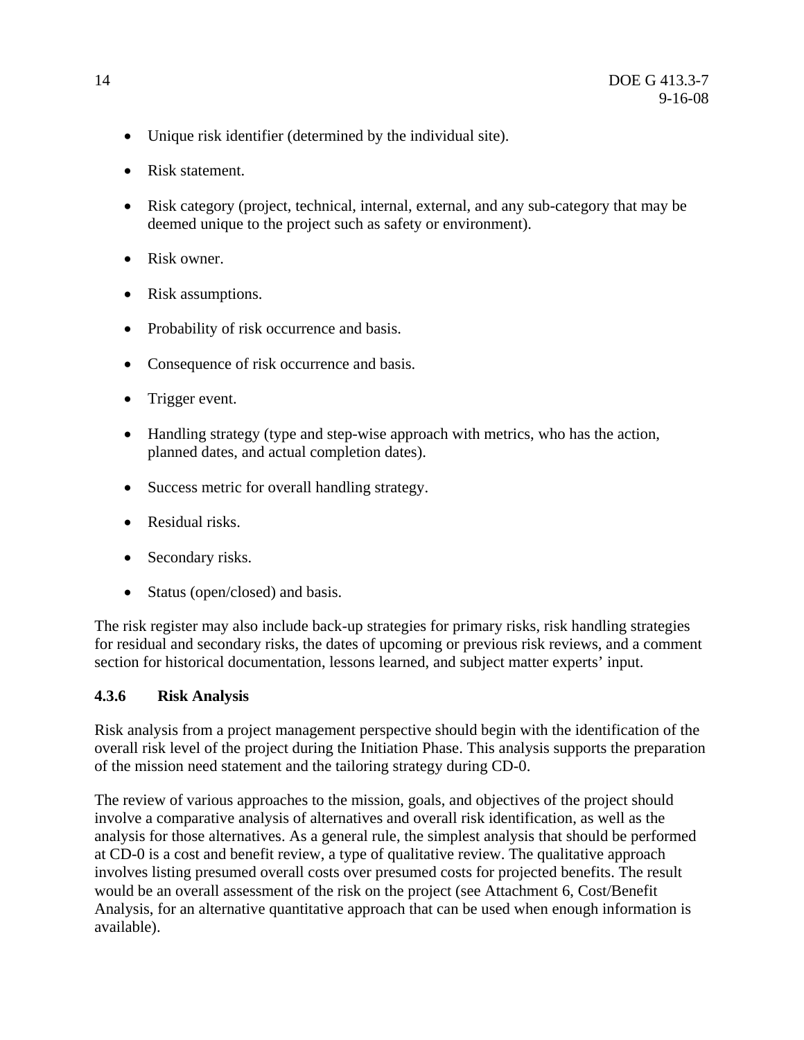- Unique risk identifier (determined by the individual site).
- Risk statement.
- Risk category (project, technical, internal, external, and any sub-category that may be deemed unique to the project such as safety or environment).
- Risk owner.
- Risk assumptions.
- Probability of risk occurrence and basis.
- Consequence of risk occurrence and basis.
- Trigger event.
- Handling strategy (type and step-wise approach with metrics, who has the action, planned dates, and actual completion dates).
- Success metric for overall handling strategy.
- Residual risks.
- Secondary risks.
- Status (open/closed) and basis.

The risk register may also include back-up strategies for primary risks, risk handling strategies for residual and secondary risks, the dates of upcoming or previous risk reviews, and a comment section for historical documentation, lessons learned, and subject matter experts' input.

### 4.3.6 Risk Analysis

Risk analysis from a project management perspective should begin with the identification of the overall risk level of the project during the Initiation Phase. This analysis supports the preparation of the mission need statement and the tailoring strategy during CD-0.

The review of various approaches to the mission, goals, and objectives of the project should involve a comparative analysis of alternatives and overall risk identification, as well as the analysis for those alternatives. As a general rule, the simplest analysis that should be performed at CD-0 is a cost and benefit review, a type of qualitative review. The qualitative approach involves listing presumed overall costs over presumed costs for projected benefits. The result would be an overall assessment of the risk on the project (see Attachment 6, Cost/Benefit Analysis, for an alternative quantitative approach that can be used when enough information is available).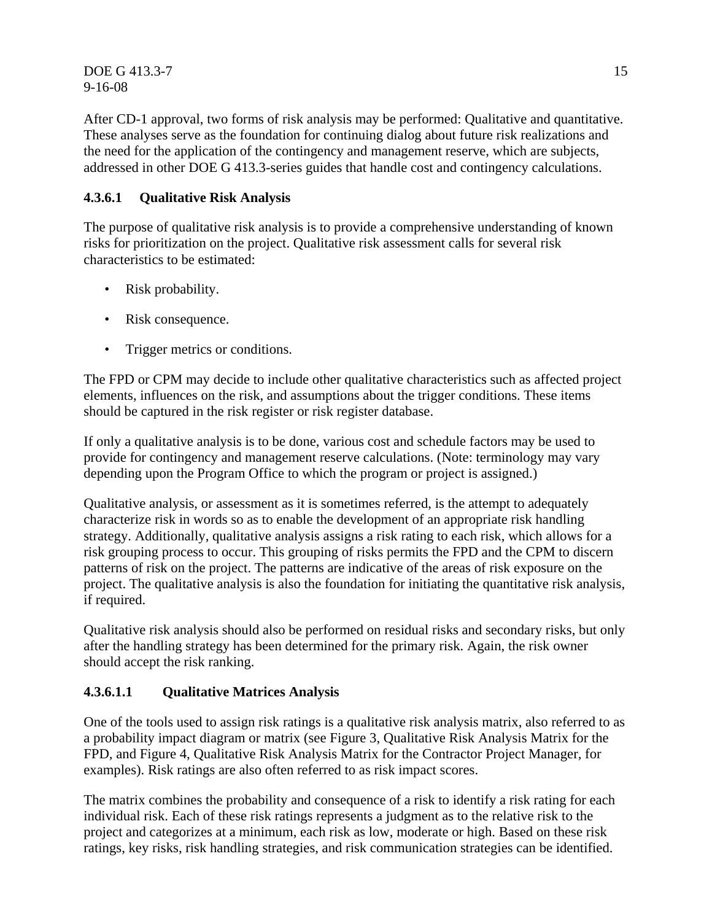After CD-1 approval, two forms of risk analysis may be performed: Qualitative and quantitative. These analyses serve as the foundation for continuing dialog about future risk realizations and the need for the application of the contingency and management reserve, which are subjects, addressed in other DOE G 413.3-series guides that handle cost and contingency calculations.

### 4.3.6.1 Qualitative Risk Analysis

The purpose of qualitative risk analysis is to provide a comprehensive understanding of known risks for prioritization on the project. Qualitative risk assessment calls for several risk characteristics to be estimated:

- Risk probability.
- Risk consequence.
- Trigger metrics or conditions.

The FPD or CPM may decide to include other qualitative characteristics such as affected project elements, influences on the risk, and assumptions about the trigger conditions. These items should be captured in the risk register or risk register database.

If only a qualitative analysis is to be done, various cost and schedule factors may be used to provide for contingency and management reserve calculations. (Note: terminology may vary depending upon the Program Office to which the program or project is assigned.)

Qualitative analysis, or assessment as it is sometimes referred, is the attempt to adequately characterize risk in words so as to enable the development of an appropriate risk handling strategy. Additionally, qualitative analysis assigns a risk rating to each risk, which allows for a risk grouping process to occur. This grouping of risks permits the FPD and the CPM to discern patterns of risk on the project. The patterns are indicative of the areas of risk exposure on the project. The qualitative analysis is also the foundation for initiating the quantitative risk analysis, if required.

Qualitative risk analysis should also be performed on residual risks and secondary risks, but only after the handling strategy has been determined for the primary risk. Again, the risk owner should accept the risk ranking.

#### 4.3.6.1.1 Qualitative Matrices Analysis

One of the tools used to assign risk ratings is a qualitative risk analysis matrix, also referred to as a probability impact diagram or matrix (see Figure 3, Qualitative Risk Analysis Matrix for the FPD, and Figure 4, Qualitative Risk Analysis Matrix for the Contractor Project Manager, for examples). Risk ratings are also often referred to as risk impact scores.

The matrix combines the probability and consequence of a risk to identify a risk rating for each individual risk. Each of these risk ratings represents a judgment as to the relative risk to the project and categorizes at a minimum, each risk as low, moderate or high. Based on these risk ratings, key risks, risk handling strategies, and risk communication strategies can be identified.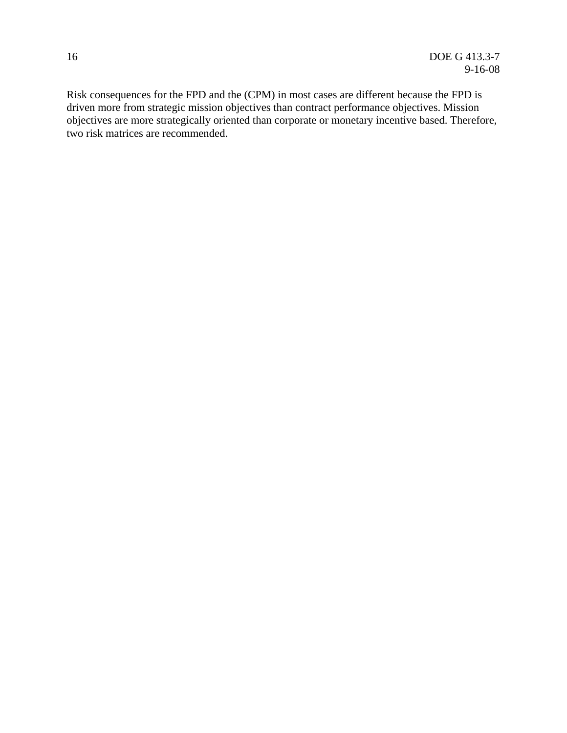Risk consequences for the FPD and the (CPM) in most cases are different because the FPD is driven more from strategic mission objectives than contract performance objectives. Mission objectives are more strategically oriented than corporate or monetary incentive based. Therefore, two risk matrices are recommended.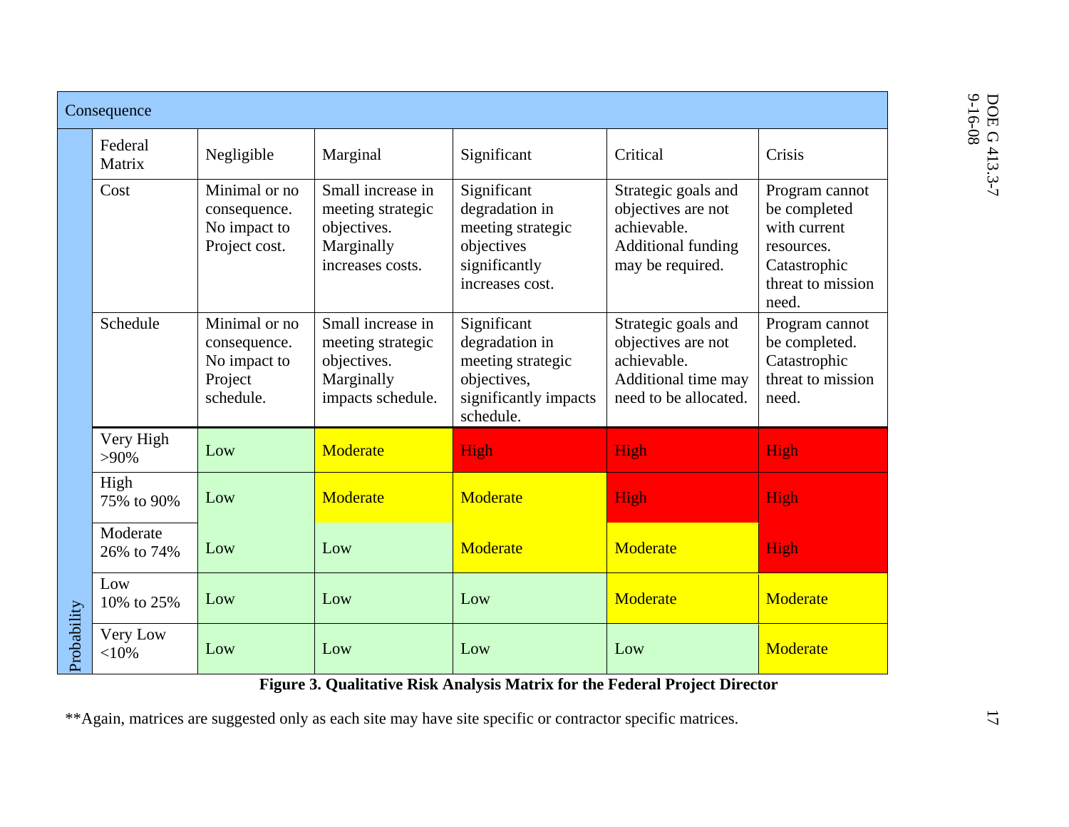| Consequence | | | | | | |
|---|---|---|---|---|---|---|
| | Federal Matrix | Negligible | Marginal | Significant | Critical | Crisis |
| | Cost | Minimal or no consequence. No impact to Project cost. | Small increase in meeting strategic objectives. Marginally increases costs. | Significant degradation in meeting strategic objectives significantly increases cost. | Strategic goals and objectives are not achievable. Additional funding may be required. | Program cannot be completed with current resources. Catastrophic threat to mission need. |
| | Schedule | Minimal or no consequence. No impact to Project schedule. | Small increase in meeting strategic objectives. Marginally impacts schedule. | Significant degradation in meeting strategic objectives, significantly impacts schedule. | Strategic goals and objectives are not achievable. Additional time may need to be allocated. | Program cannot be completed. Catastrophic threat to mission need. |
| Probability | Very High >90% | Low | Moderate | High | High | High |
| | High 75% to 90% | Low | Moderate | Moderate | High | High |
| | Moderate 26% to 74% | Low | Low | Moderate | Moderate | High |
| | Low 10% to 25% | Low | Low | Low | Moderate | Moderate |
| | Very Low <10% | Low | Low | Low | Low | Moderate |

**Figure 3. Qualitative Risk Analysis Matrix for the Federal Project Director**

**Again, matrices are suggested only as each site may have site specific or contractor specific matrices.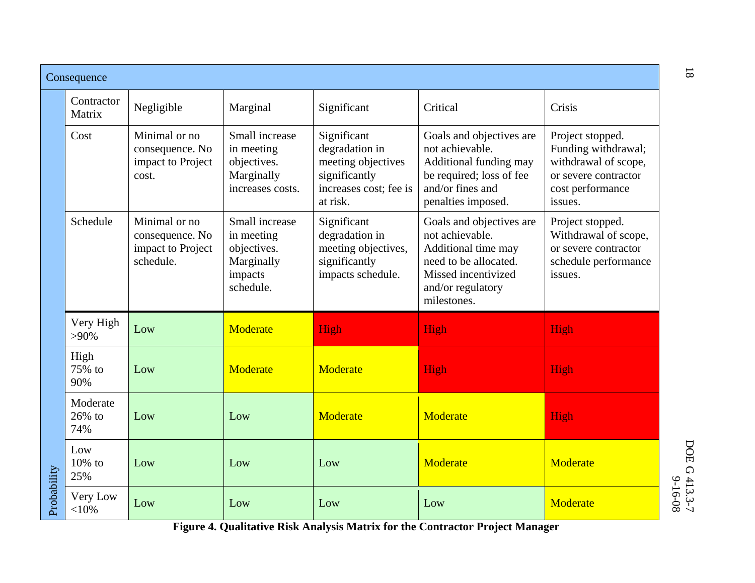| Consequence | | | | | | |
|---|---|---|---|---|---|---|
| | Contractor Matrix | Negligible | Marginal | Significant | Critical | Crisis |
| | Cost | Minimal or no consequence. No impact to Project cost. | Small increase in meeting objectives. Marginally increases costs. | Significant degradation in meeting objectives significantly increases cost; fee is at risk. | Goals and objectives are not achievable. Additional funding may be required; loss of fee and/or fines and penalties imposed. | Project stopped. Funding withdrawal; withdrawal of scope, or severe contractor cost performance issues. |
| | Schedule | Minimal or no consequence. No impact to Project schedule. | Small increase in meeting objectives. Marginally impacts schedule. | Significant degradation in meeting objectives, significantly impacts schedule. | Goals and objectives are not achievable. Additional time may need to be allocated. Missed incentivized and/or regulatory milestones. | Project stopped. Withdrawal of scope, or severe contractor schedule performance issues. |
| Probability | Very High >90% | Low | Moderate | High | High | High |
| | High 75% to 90% | Low | Moderate | Moderate | High | High |
| | Moderate 26% to 74% | Low | Low | Moderate | Moderate | High |
| | Low 10% to 25% | Low | Low | Low | Moderate | Moderate |
| | Very Low <10% | Low | Low | Low | Low | Moderate |

**Figure 4. Qualitative Risk Analysis Matrix for the Contractor Project Manager**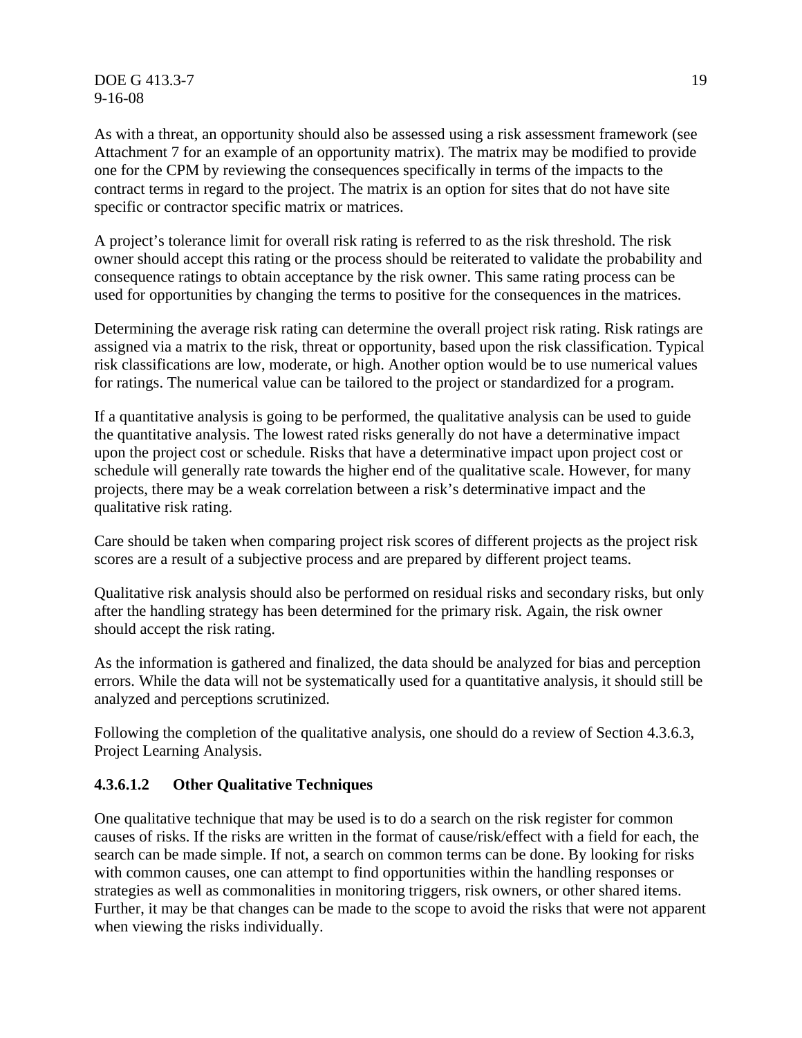As with a threat, an opportunity should also be assessed using a risk assessment framework (see Attachment 7 for an example of an opportunity matrix). The matrix may be modified to provide one for the CPM by reviewing the consequences specifically in terms of the impacts to the contract terms in regard to the project. The matrix is an option for sites that do not have site specific or contractor specific matrix or matrices.

A project's tolerance limit for overall risk rating is referred to as the risk threshold. The risk owner should accept this rating or the process should be reiterated to validate the probability and consequence ratings to obtain acceptance by the risk owner. This same rating process can be used for opportunities by changing the terms to positive for the consequences in the matrices.

Determining the average risk rating can determine the overall project risk rating. Risk ratings are assigned via a matrix to the risk, threat or opportunity, based upon the risk classification. Typical risk classifications are low, moderate, or high. Another option would be to use numerical values for ratings. The numerical value can be tailored to the project or standardized for a program.

If a quantitative analysis is going to be performed, the qualitative analysis can be used to guide the quantitative analysis. The lowest rated risks generally do not have a determinative impact upon the project cost or schedule. Risks that have a determinative impact upon project cost or schedule will generally rate towards the higher end of the qualitative scale. However, for many projects, there may be a weak correlation between a risk's determinative impact and the qualitative risk rating.

Care should be taken when comparing project risk scores of different projects as the project risk scores are a result of a subjective process and are prepared by different project teams.

Qualitative risk analysis should also be performed on residual risks and secondary risks, but only after the handling strategy has been determined for the primary risk. Again, the risk owner should accept the risk rating.

As the information is gathered and finalized, the data should be analyzed for bias and perception errors. While the data will not be systematically used for a quantitative analysis, it should still be analyzed and perceptions scrutinized.

Following the completion of the qualitative analysis, one should do a review of Section 4.3.6.3, Project Learning Analysis.

#### 4.3.6.1.2 Other Qualitative Techniques

One qualitative technique that may be used is to do a search on the risk register for common causes of risks. If the risks are written in the format of cause/risk/effect with a field for each, the search can be made simple. If not, a search on common terms can be done. By looking for risks with common causes, one can attempt to find opportunities within the handling responses or strategies as well as commonalities in monitoring triggers, risk owners, or other shared items. Further, it may be that changes can be made to the scope to avoid the risks that were not apparent when viewing the risks individually.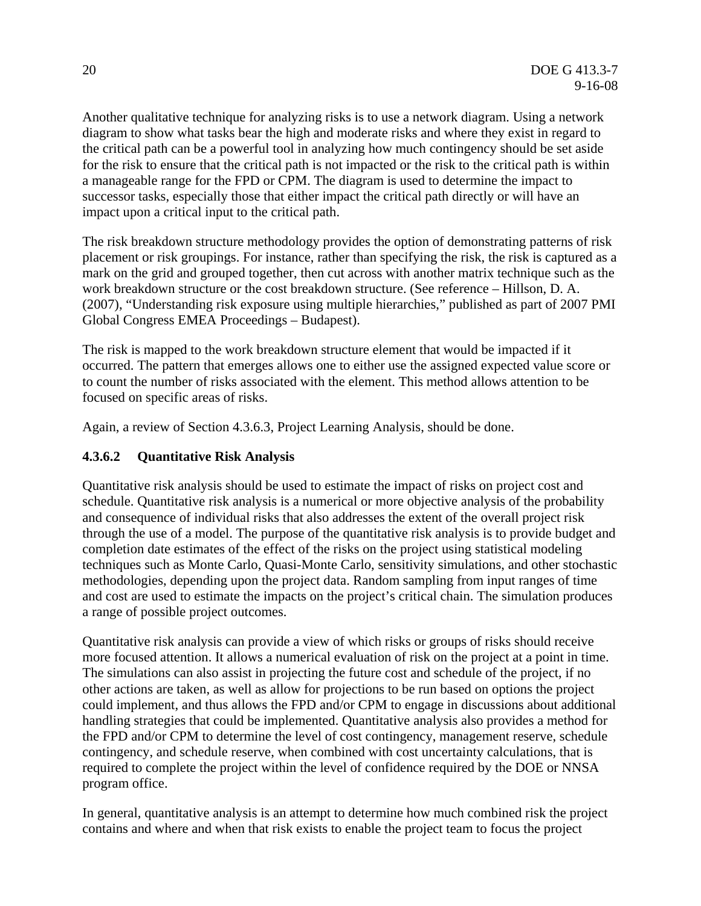Another qualitative technique for analyzing risks is to use a network diagram. Using a network diagram to show what tasks bear the high and moderate risks and where they exist in regard to the critical path can be a powerful tool in analyzing how much contingency should be set aside for the risk to ensure that the critical path is not impacted or the risk to the critical path is within a manageable range for the FPD or CPM. The diagram is used to determine the impact to successor tasks, especially those that either impact the critical path directly or will have an impact upon a critical input to the critical path.

The risk breakdown structure methodology provides the option of demonstrating patterns of risk placement or risk groupings. For instance, rather than specifying the risk, the risk is captured as a mark on the grid and grouped together, then cut across with another matrix technique such as the work breakdown structure or the cost breakdown structure. (See reference – Hillson, D. A. (2007), "Understanding risk exposure using multiple hierarchies," published as part of 2007 PMI Global Congress EMEA Proceedings – Budapest).

The risk is mapped to the work breakdown structure element that would be impacted if it occurred. The pattern that emerges allows one to either use the assigned expected value score or to count the number of risks associated with the element. This method allows attention to be focused on specific areas of risks.

Again, a review of Section 4.3.6.3, Project Learning Analysis, should be done.

#### 4.3.6.2 Quantitative Risk Analysis

Quantitative risk analysis should be used to estimate the impact of risks on project cost and schedule. Quantitative risk analysis is a numerical or more objective analysis of the probability and consequence of individual risks that also addresses the extent of the overall project risk through the use of a model. The purpose of the quantitative risk analysis is to provide budget and completion date estimates of the effect of the risks on the project using statistical modeling techniques such as Monte Carlo, Quasi-Monte Carlo, sensitivity simulations, and other stochastic methodologies, depending upon the project data. Random sampling from input ranges of time and cost are used to estimate the impacts on the project's critical chain. The simulation produces a range of possible project outcomes.

Quantitative risk analysis can provide a view of which risks or groups of risks should receive more focused attention. It allows a numerical evaluation of risk on the project at a point in time. The simulations can also assist in projecting the future cost and schedule of the project, if no other actions are taken, as well as allow for projections to be run based on options the project could implement, and thus allows the FPD and/or CPM to engage in discussions about additional handling strategies that could be implemented. Quantitative analysis also provides a method for the FPD and/or CPM to determine the level of cost contingency, management reserve, schedule contingency, and schedule reserve, when combined with cost uncertainty calculations, that is required to complete the project within the level of confidence required by the DOE or NNSA program office.

In general, quantitative analysis is an attempt to determine how much combined risk the project contains and where and when that risk exists to enable the project team to focus the project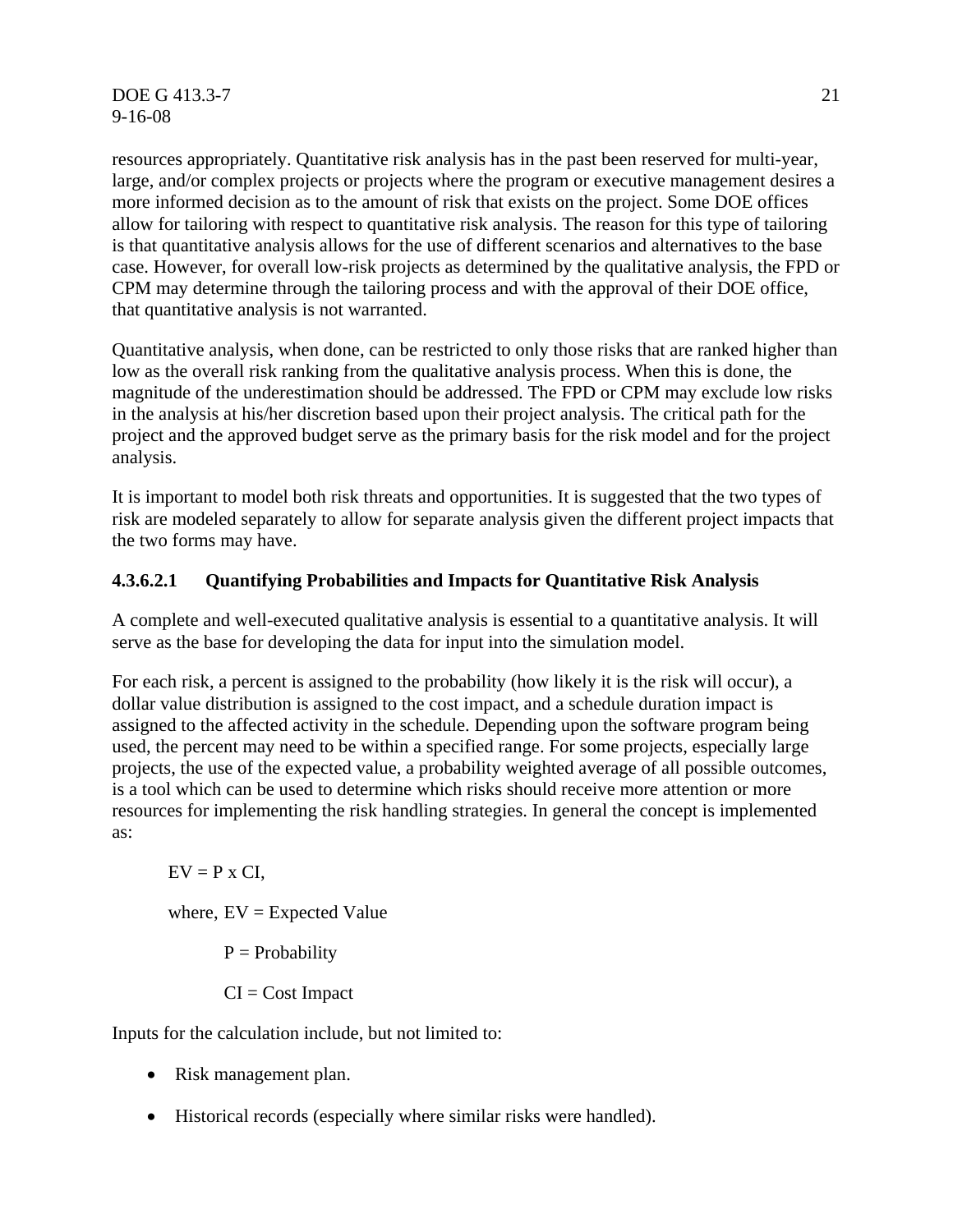resources appropriately. Quantitative risk analysis has in the past been reserved for multi-year, large, and/or complex projects or projects where the program or executive management desires a more informed decision as to the amount of risk that exists on the project. Some DOE offices allow for tailoring with respect to quantitative risk analysis. The reason for this type of tailoring is that quantitative analysis allows for the use of different scenarios and alternatives to the base case. However, for overall low-risk projects as determined by the qualitative analysis, the FPD or CPM may determine through the tailoring process and with the approval of their DOE office, that quantitative analysis is not warranted.

Quantitative analysis, when done, can be restricted to only those risks that are ranked higher than low as the overall risk ranking from the qualitative analysis process. When this is done, the magnitude of the underestimation should be addressed. The FPD or CPM may exclude low risks in the analysis at his/her discretion based upon their project analysis. The critical path for the project and the approved budget serve as the primary basis for the risk model and for the project analysis.

It is important to model both risk threats and opportunities. It is suggested that the two types of risk are modeled separately to allow for separate analysis given the different project impacts that the two forms may have.

#### 4.3.6.2.1 Quantifying Probabilities and Impacts for Quantitative Risk Analysis

A complete and well-executed qualitative analysis is essential to a quantitative analysis. It will serve as the base for developing the data for input into the simulation model.

For each risk, a percent is assigned to the probability (how likely it is the risk will occur), a dollar value distribution is assigned to the cost impact, and a schedule duration impact is assigned to the affected activity in the schedule. Depending upon the software program being used, the percent may need to be within a specified range. For some projects, especially large projects, the use of the expected value, a probability weighted average of all possible outcomes, is a tool which can be used to determine which risks should receive more attention or more resources for implementing the risk handling strategies. In general the concept is implemented as:

$$EV = P \times CI,$$

where, EV = Expected Value

P = Probability

CI = Cost Impact

Inputs for the calculation include, but not limited to:

- Risk management plan.
- Historical records (especially where similar risks were handled).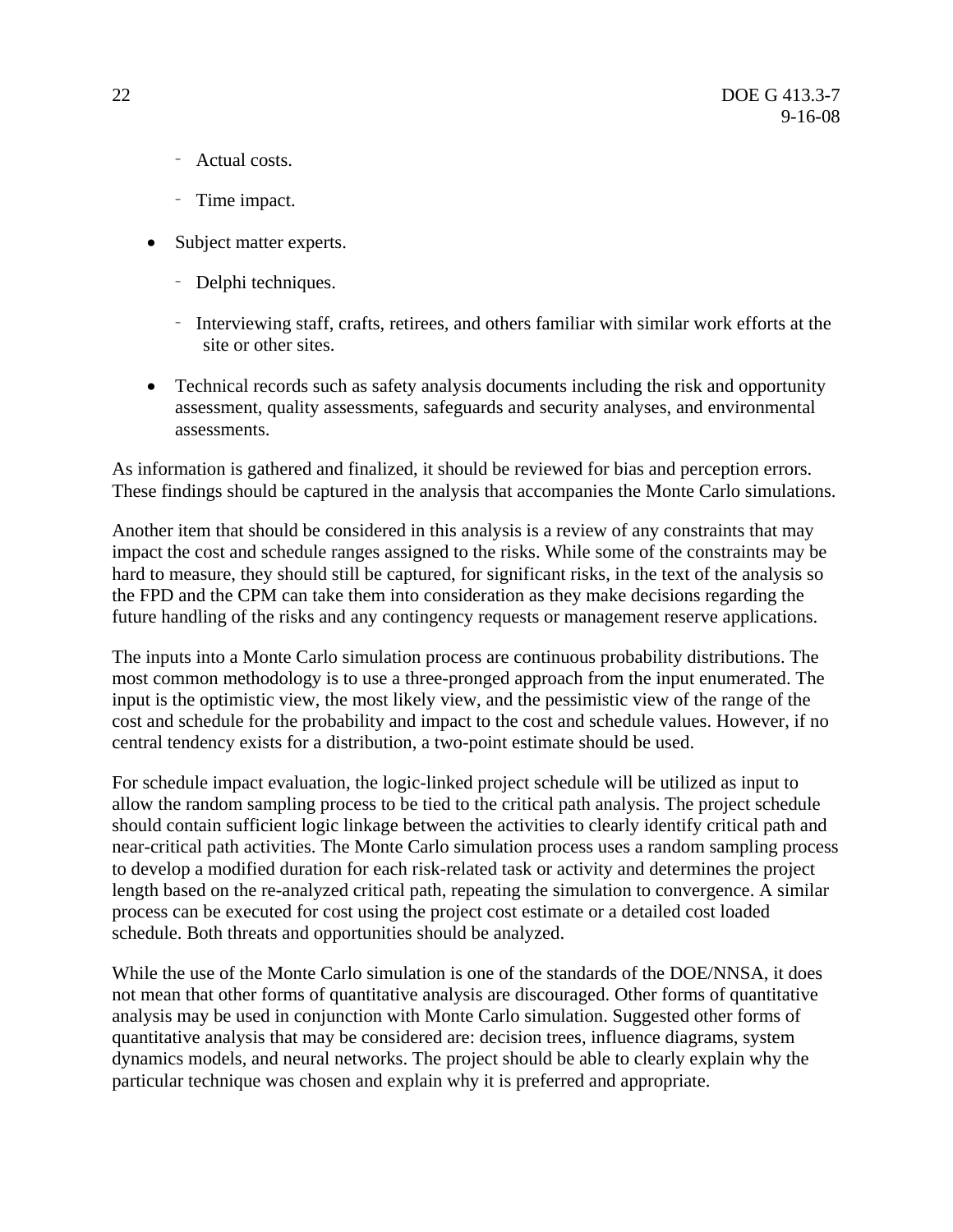- Actual costs.
  - Time impact.
- Subject matter experts.
  - Delphi techniques.
  - Interviewing staff, crafts, retirees, and others familiar with similar work efforts at the site or other sites.
- Technical records such as safety analysis documents including the risk and opportunity assessment, quality assessments, safeguards and security analyses, and environmental assessments.

As information is gathered and finalized, it should be reviewed for bias and perception errors. These findings should be captured in the analysis that accompanies the Monte Carlo simulations.

Another item that should be considered in this analysis is a review of any constraints that may impact the cost and schedule ranges assigned to the risks. While some of the constraints may be hard to measure, they should still be captured, for significant risks, in the text of the analysis so the FPD and the CPM can take them into consideration as they make decisions regarding the future handling of the risks and any contingency requests or management reserve applications.

The inputs into a Monte Carlo simulation process are continuous probability distributions. The most common methodology is to use a three-pronged approach from the input enumerated. The input is the optimistic view, the most likely view, and the pessimistic view of the range of the cost and schedule for the probability and impact to the cost and schedule values. However, if no central tendency exists for a distribution, a two-point estimate should be used.

For schedule impact evaluation, the logic-linked project schedule will be utilized as input to allow the random sampling process to be tied to the critical path analysis. The project schedule should contain sufficient logic linkage between the activities to clearly identify critical path and near-critical path activities. The Monte Carlo simulation process uses a random sampling process to develop a modified duration for each risk-related task or activity and determines the project length based on the re-analyzed critical path, repeating the simulation to convergence. A similar process can be executed for cost using the project cost estimate or a detailed cost loaded schedule. Both threats and opportunities should be analyzed.

While the use of the Monte Carlo simulation is one of the standards of the DOE/NNSA, it does not mean that other forms of quantitative analysis are discouraged. Other forms of quantitative analysis may be used in conjunction with Monte Carlo simulation. Suggested other forms of quantitative analysis that may be considered are: decision trees, influence diagrams, system dynamics models, and neural networks. The project should be able to clearly explain why the particular technique was chosen and explain why it is preferred and appropriate.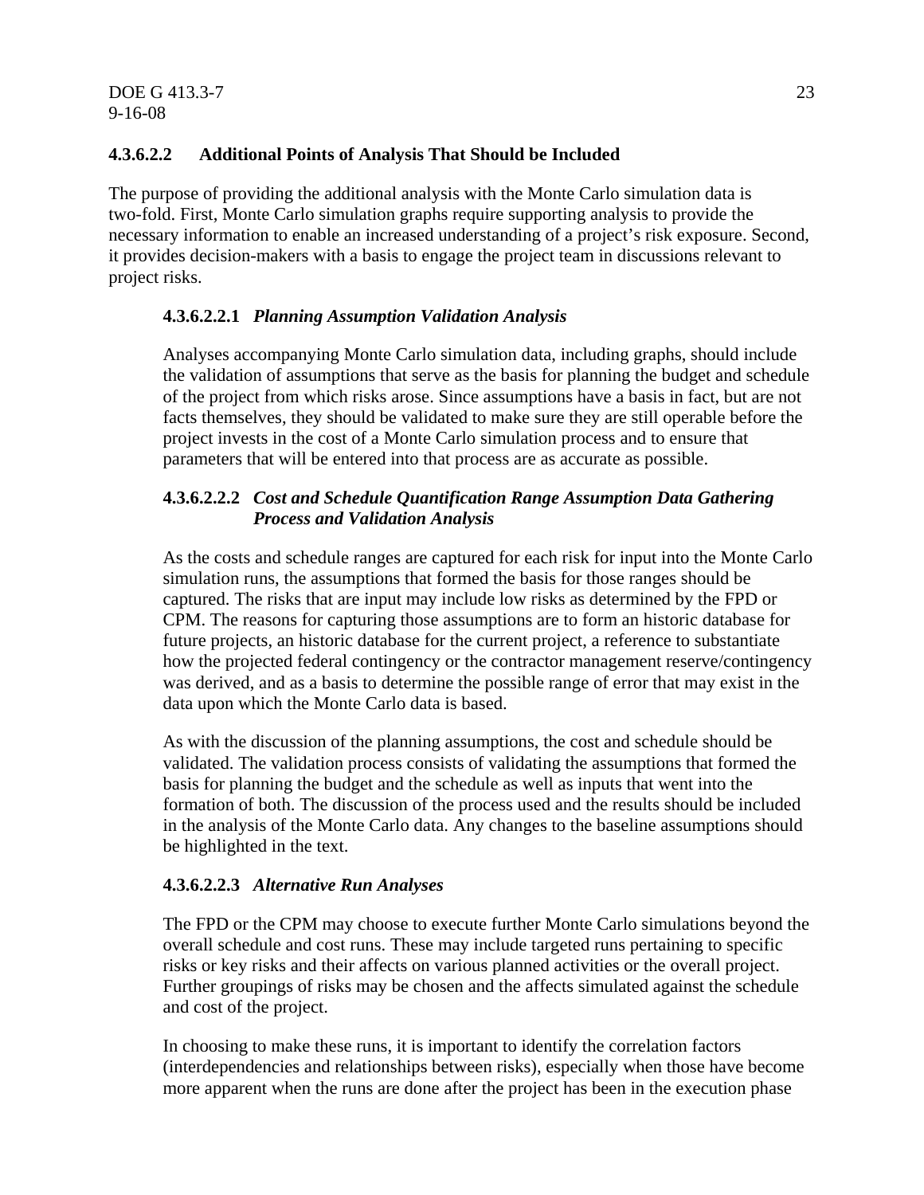#### 4.3.6.2.2 Additional Points of Analysis That Should be Included

The purpose of providing the additional analysis with the Monte Carlo simulation data is two-fold. First, Monte Carlo simulation graphs require supporting analysis to provide the necessary information to enable an increased understanding of a project's risk exposure. Second, it provides decision-makers with a basis to engage the project team in discussions relevant to project risks.

##### 4.3.6.2.2.1 *Planning Assumption Validation Analysis*

Analyses accompanying Monte Carlo simulation data, including graphs, should include the validation of assumptions that serve as the basis for planning the budget and schedule of the project from which risks arose. Since assumptions have a basis in fact, but are not facts themselves, they should be validated to make sure they are still operable before the project invests in the cost of a Monte Carlo simulation process and to ensure that parameters that will be entered into that process are as accurate as possible.

##### 4.3.6.2.2.2 *Cost and Schedule Quantification Range Assumption Data Gathering Process and Validation Analysis*

As the costs and schedule ranges are captured for each risk for input into the Monte Carlo simulation runs, the assumptions that formed the basis for those ranges should be captured. The risks that are input may include low risks as determined by the FPD or CPM. The reasons for capturing those assumptions are to form an historic database for future projects, an historic database for the current project, a reference to substantiate how the projected federal contingency or the contractor management reserve/contingency was derived, and as a basis to determine the possible range of error that may exist in the data upon which the Monte Carlo data is based.

As with the discussion of the planning assumptions, the cost and schedule should be validated. The validation process consists of validating the assumptions that formed the basis for planning the budget and the schedule as well as inputs that went into the formation of both. The discussion of the process used and the results should be included in the analysis of the Monte Carlo data. Any changes to the baseline assumptions should be highlighted in the text.

##### 4.3.6.2.2.3 *Alternative Run Analyses*

The FPD or the CPM may choose to execute further Monte Carlo simulations beyond the overall schedule and cost runs. These may include targeted runs pertaining to specific risks or key risks and their affects on various planned activities or the overall project. Further groupings of risks may be chosen and the affects simulated against the schedule and cost of the project.

In choosing to make these runs, it is important to identify the correlation factors (interdependencies and relationships between risks), especially when those have become more apparent when the runs are done after the project has been in the execution phase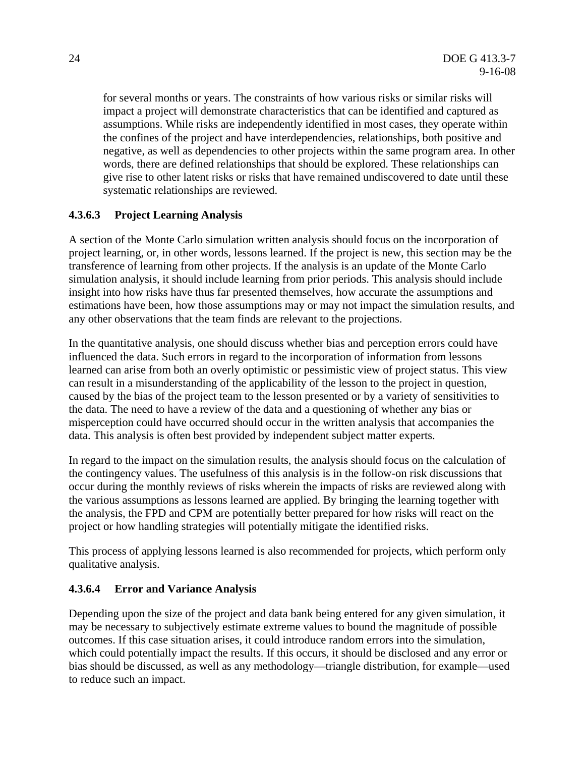for several months or years. The constraints of how various risks or similar risks will impact a project will demonstrate characteristics that can be identified and captured as assumptions. While risks are independently identified in most cases, they operate within the confines of the project and have interdependencies, relationships, both positive and negative, as well as dependencies to other projects within the same program area. In other words, there are defined relationships that should be explored. These relationships can give rise to other latent risks or risks that have remained undiscovered to date until these systematic relationships are reviewed.

#### 4.3.6.3 Project Learning Analysis

A section of the Monte Carlo simulation written analysis should focus on the incorporation of project learning, or, in other words, lessons learned. If the project is new, this section may be the transference of learning from other projects. If the analysis is an update of the Monte Carlo simulation analysis, it should include learning from prior periods. This analysis should include insight into how risks have thus far presented themselves, how accurate the assumptions and estimations have been, how those assumptions may or may not impact the simulation results, and any other observations that the team finds are relevant to the projections.

In the quantitative analysis, one should discuss whether bias and perception errors could have influenced the data. Such errors in regard to the incorporation of information from lessons learned can arise from both an overly optimistic or pessimistic view of project status. This view can result in a misunderstanding of the applicability of the lesson to the project in question, caused by the bias of the project team to the lesson presented or by a variety of sensitivities to the data. The need to have a review of the data and a questioning of whether any bias or misperception could have occurred should occur in the written analysis that accompanies the data. This analysis is often best provided by independent subject matter experts.

In regard to the impact on the simulation results, the analysis should focus on the calculation of the contingency values. The usefulness of this analysis is in the follow-on risk discussions that occur during the monthly reviews of risks wherein the impacts of risks are reviewed along with the various assumptions as lessons learned are applied. By bringing the learning together with the analysis, the FPD and CPM are potentially better prepared for how risks will react on the project or how handling strategies will potentially mitigate the identified risks.

This process of applying lessons learned is also recommended for projects, which perform only qualitative analysis.

#### 4.3.6.4 Error and Variance Analysis

Depending upon the size of the project and data bank being entered for any given simulation, it may be necessary to subjectively estimate extreme values to bound the magnitude of possible outcomes. If this case situation arises, it could introduce random errors into the simulation, which could potentially impact the results. If this occurs, it should be disclosed and any error or bias should be discussed, as well as any methodology—triangle distribution, for example—used to reduce such an impact.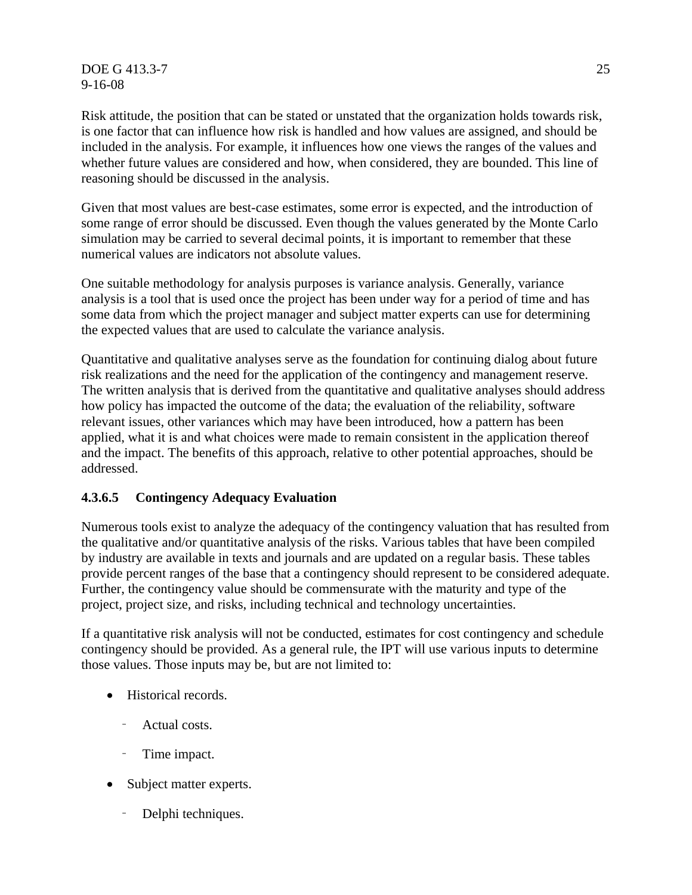Risk attitude, the position that can be stated or unstated that the organization holds towards risk, is one factor that can influence how risk is handled and how values are assigned, and should be included in the analysis. For example, it influences how one views the ranges of the values and whether future values are considered and how, when considered, they are bounded. This line of reasoning should be discussed in the analysis.

Given that most values are best-case estimates, some error is expected, and the introduction of some range of error should be discussed. Even though the values generated by the Monte Carlo simulation may be carried to several decimal points, it is important to remember that these numerical values are indicators not absolute values.

One suitable methodology for analysis purposes is variance analysis. Generally, variance analysis is a tool that is used once the project has been under way for a period of time and has some data from which the project manager and subject matter experts can use for determining the expected values that are used to calculate the variance analysis.

Quantitative and qualitative analyses serve as the foundation for continuing dialog about future risk realizations and the need for the application of the contingency and management reserve. The written analysis that is derived from the quantitative and qualitative analyses should address how policy has impacted the outcome of the data; the evaluation of the reliability, software relevant issues, other variances which may have been introduced, how a pattern has been applied, what it is and what choices were made to remain consistent in the application thereof and the impact. The benefits of this approach, relative to other potential approaches, should be addressed.

#### 4.3.6.5 Contingency Adequacy Evaluation

Numerous tools exist to analyze the adequacy of the contingency valuation that has resulted from the qualitative and/or quantitative analysis of the risks. Various tables that have been compiled by industry are available in texts and journals and are updated on a regular basis. These tables provide percent ranges of the base that a contingency should represent to be considered adequate. Further, the contingency value should be commensurate with the maturity and type of the project, project size, and risks, including technical and technology uncertainties.

If a quantitative risk analysis will not be conducted, estimates for cost contingency and schedule contingency should be provided. As a general rule, the IPT will use various inputs to determine those values. Those inputs may be, but are not limited to:

- Historical records.
  - Actual costs.
  - Time impact.
- Subject matter experts.
  - Delphi techniques.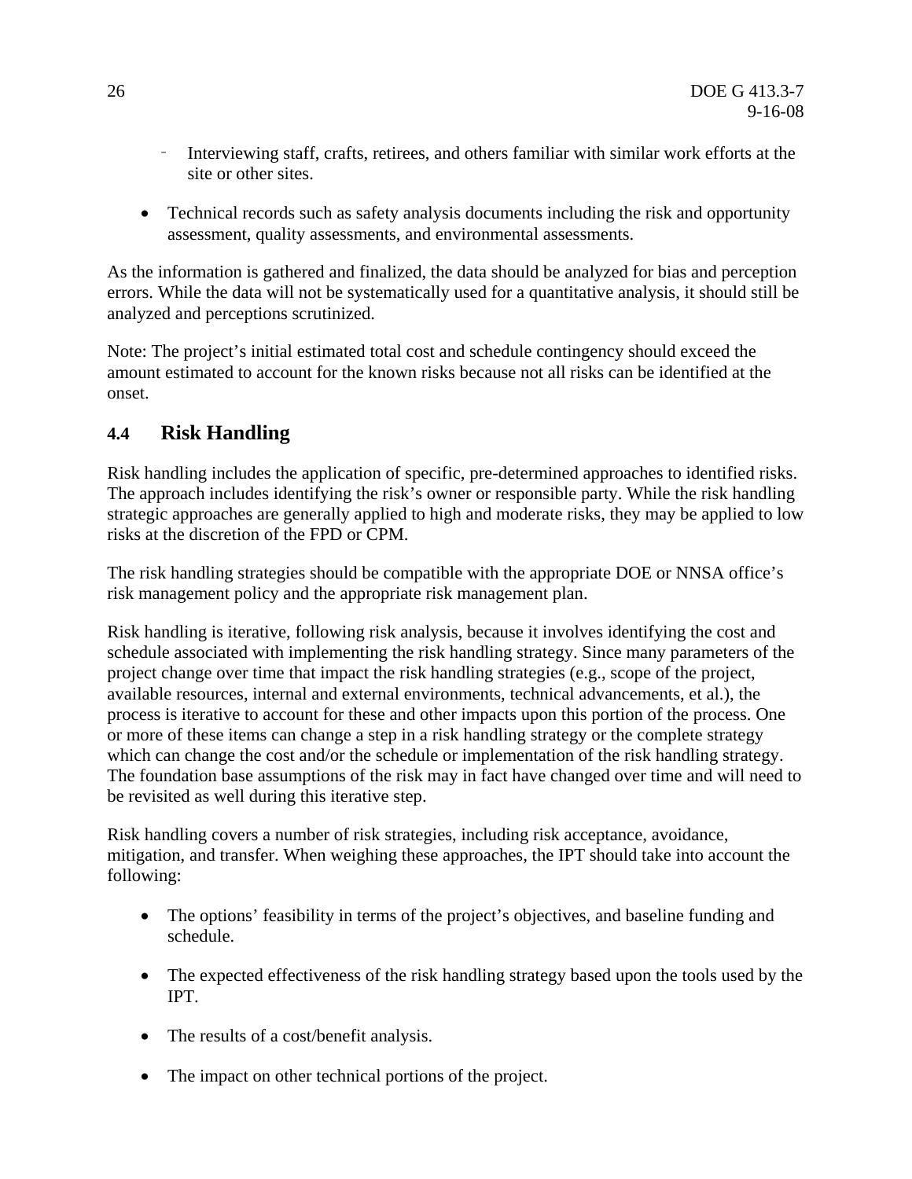- Interviewing staff, crafts, retirees, and others familiar with similar work efforts at the site or other sites.

- Technical records such as safety analysis documents including the risk and opportunity assessment, quality assessments, and environmental assessments.

As the information is gathered and finalized, the data should be analyzed for bias and perception errors. While the data will not be systematically used for a quantitative analysis, it should still be analyzed and perceptions scrutinized.

Note: The project's initial estimated total cost and schedule contingency should exceed the amount estimated to account for the known risks because not all risks can be identified at the onset.

## 4.4 Risk Handling

Risk handling includes the application of specific, pre-determined approaches to identified risks. The approach includes identifying the risk's owner or responsible party. While the risk handling strategic approaches are generally applied to high and moderate risks, they may be applied to low risks at the discretion of the FPD or CPM.

The risk handling strategies should be compatible with the appropriate DOE or NNSA office's risk management policy and the appropriate risk management plan.

Risk handling is iterative, following risk analysis, because it involves identifying the cost and schedule associated with implementing the risk handling strategy. Since many parameters of the project change over time that impact the risk handling strategies (e.g., scope of the project, available resources, internal and external environments, technical advancements, et al.), the process is iterative to account for these and other impacts upon this portion of the process. One or more of these items can change a step in a risk handling strategy or the complete strategy which can change the cost and/or the schedule or implementation of the risk handling strategy. The foundation base assumptions of the risk may in fact have changed over time and will need to be revisited as well during this iterative step.

Risk handling covers a number of risk strategies, including risk acceptance, avoidance, mitigation, and transfer. When weighing these approaches, the IPT should take into account the following:

- The options' feasibility in terms of the project's objectives, and baseline funding and schedule.

- The expected effectiveness of the risk handling strategy based upon the tools used by the IPT.

- The results of a cost/benefit analysis.

- The impact on other technical portions of the project.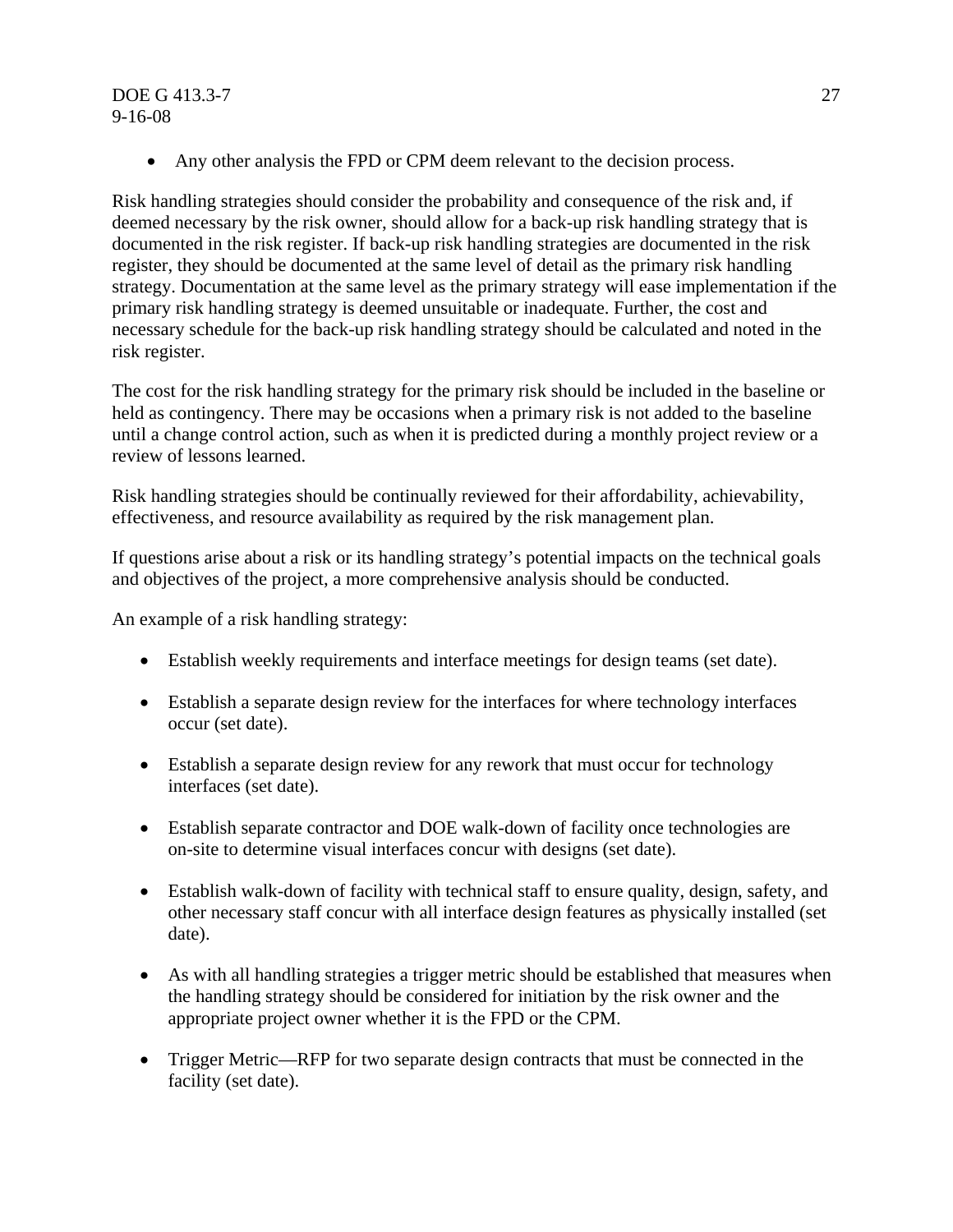- Any other analysis the FPD or CPM deem relevant to the decision process.

Risk handling strategies should consider the probability and consequence of the risk and, if deemed necessary by the risk owner, should allow for a back-up risk handling strategy that is documented in the risk register. If back-up risk handling strategies are documented in the risk register, they should be documented at the same level of detail as the primary risk handling strategy. Documentation at the same level as the primary strategy will ease implementation if the primary risk handling strategy is deemed unsuitable or inadequate. Further, the cost and necessary schedule for the back-up risk handling strategy should be calculated and noted in the risk register.

The cost for the risk handling strategy for the primary risk should be included in the baseline or held as contingency. There may be occasions when a primary risk is not added to the baseline until a change control action, such as when it is predicted during a monthly project review or a review of lessons learned.

Risk handling strategies should be continually reviewed for their affordability, achievability, effectiveness, and resource availability as required by the risk management plan.

If questions arise about a risk or its handling strategy's potential impacts on the technical goals and objectives of the project, a more comprehensive analysis should be conducted.

An example of a risk handling strategy:

- Establish weekly requirements and interface meetings for design teams (set date).
- Establish a separate design review for the interfaces for where technology interfaces occur (set date).
- Establish a separate design review for any rework that must occur for technology interfaces (set date).
- Establish separate contractor and DOE walk-down of facility once technologies are on-site to determine visual interfaces concur with designs (set date).
- Establish walk-down of facility with technical staff to ensure quality, design, safety, and other necessary staff concur with all interface design features as physically installed (set date).
- As with all handling strategies a trigger metric should be established that measures when the handling strategy should be considered for initiation by the risk owner and the appropriate project owner whether it is the FPD or the CPM.
- Trigger Metric—RFP for two separate design contracts that must be connected in the facility (set date).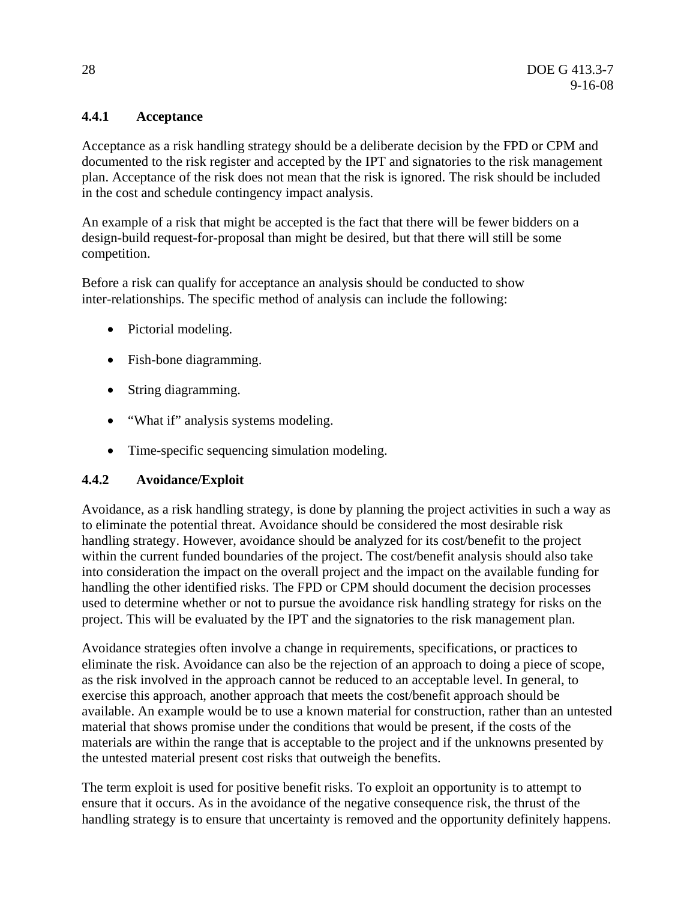### 4.4.1 Acceptance

Acceptance as a risk handling strategy should be a deliberate decision by the FPD or CPM and documented to the risk register and accepted by the IPT and signatories to the risk management plan. Acceptance of the risk does not mean that the risk is ignored. The risk should be included in the cost and schedule contingency impact analysis.

An example of a risk that might be accepted is the fact that there will be fewer bidders on a design-build request-for-proposal than might be desired, but that there will still be some competition.

Before a risk can qualify for acceptance an analysis should be conducted to show inter-relationships. The specific method of analysis can include the following:

- Pictorial modeling.
- Fish-bone diagramming.
- String diagramming.
- "What if" analysis systems modeling.
- Time-specific sequencing simulation modeling.

### 4.4.2 Avoidance/Exploit

Avoidance, as a risk handling strategy, is done by planning the project activities in such a way as to eliminate the potential threat. Avoidance should be considered the most desirable risk handling strategy. However, avoidance should be analyzed for its cost/benefit to the project within the current funded boundaries of the project. The cost/benefit analysis should also take into consideration the impact on the overall project and the impact on the available funding for handling the other identified risks. The FPD or CPM should document the decision processes used to determine whether or not to pursue the avoidance risk handling strategy for risks on the project. This will be evaluated by the IPT and the signatories to the risk management plan.

Avoidance strategies often involve a change in requirements, specifications, or practices to eliminate the risk. Avoidance can also be the rejection of an approach to doing a piece of scope, as the risk involved in the approach cannot be reduced to an acceptable level. In general, to exercise this approach, another approach that meets the cost/benefit approach should be available. An example would be to use a known material for construction, rather than an untested material that shows promise under the conditions that would be present, if the costs of the materials are within the range that is acceptable to the project and if the unknowns presented by the untested material present cost risks that outweigh the benefits.

The term exploit is used for positive benefit risks. To exploit an opportunity is to attempt to ensure that it occurs. As in the avoidance of the negative consequence risk, the thrust of the handling strategy is to ensure that uncertainty is removed and the opportunity definitely happens.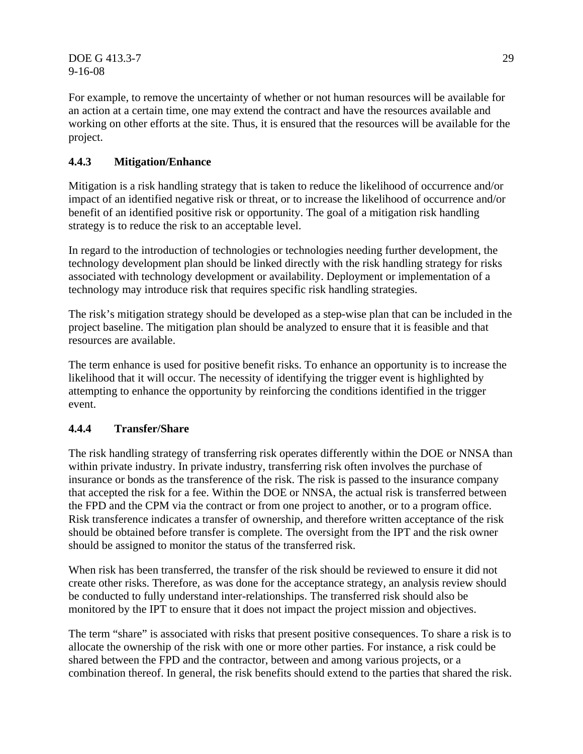For example, to remove the uncertainty of whether or not human resources will be available for an action at a certain time, one may extend the contract and have the resources available and working on other efforts at the site. Thus, it is ensured that the resources will be available for the project.

### 4.4.3 Mitigation/Enhance

Mitigation is a risk handling strategy that is taken to reduce the likelihood of occurrence and/or impact of an identified negative risk or threat, or to increase the likelihood of occurrence and/or benefit of an identified positive risk or opportunity. The goal of a mitigation risk handling strategy is to reduce the risk to an acceptable level.

In regard to the introduction of technologies or technologies needing further development, the technology development plan should be linked directly with the risk handling strategy for risks associated with technology development or availability. Deployment or implementation of a technology may introduce risk that requires specific risk handling strategies.

The risk's mitigation strategy should be developed as a step-wise plan that can be included in the project baseline. The mitigation plan should be analyzed to ensure that it is feasible and that resources are available.

The term enhance is used for positive benefit risks. To enhance an opportunity is to increase the likelihood that it will occur. The necessity of identifying the trigger event is highlighted by attempting to enhance the opportunity by reinforcing the conditions identified in the trigger event.

### 4.4.4 Transfer/Share

The risk handling strategy of transferring risk operates differently within the DOE or NNSA than within private industry. In private industry, transferring risk often involves the purchase of insurance or bonds as the transference of the risk. The risk is passed to the insurance company that accepted the risk for a fee. Within the DOE or NNSA, the actual risk is transferred between the FPD and the CPM via the contract or from one project to another, or to a program office. Risk transference indicates a transfer of ownership, and therefore written acceptance of the risk should be obtained before transfer is complete. The oversight from the IPT and the risk owner should be assigned to monitor the status of the transferred risk.

When risk has been transferred, the transfer of the risk should be reviewed to ensure it did not create other risks. Therefore, as was done for the acceptance strategy, an analysis review should be conducted to fully understand inter-relationships. The transferred risk should also be monitored by the IPT to ensure that it does not impact the project mission and objectives.

The term "share" is associated with risks that present positive consequences. To share a risk is to allocate the ownership of the risk with one or more other parties. For instance, a risk could be shared between the FPD and the contractor, between and among various projects, or a combination thereof. In general, the risk benefits should extend to the parties that shared the risk.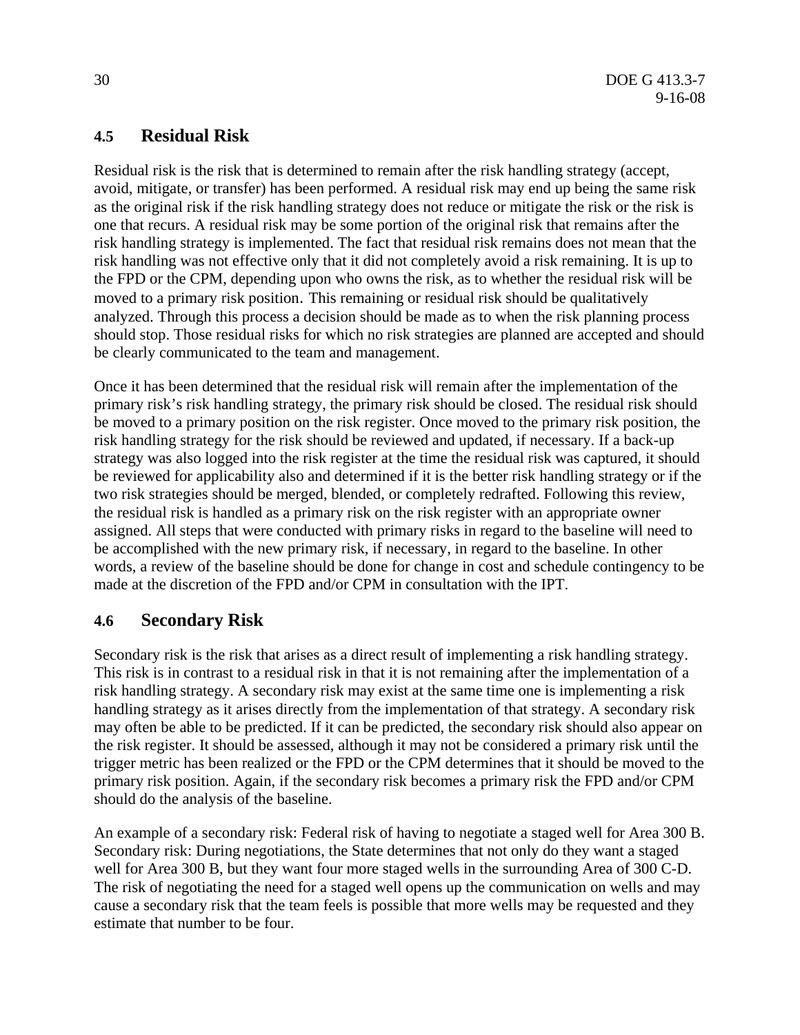## 4.5 Residual Risk

Residual risk is the risk that is determined to remain after the risk handling strategy (accept, avoid, mitigate, or transfer) has been performed. A residual risk may end up being the same risk as the original risk if the risk handling strategy does not reduce or mitigate the risk or the risk is one that recurs. A residual risk may be some portion of the original risk that remains after the risk handling strategy is implemented. The fact that residual risk remains does not mean that the risk handling was not effective only that it did not completely avoid a risk remaining. It is up to the FPD or the CPM, depending upon who owns the risk, as to whether the residual risk will be moved to a primary risk position. This remaining or residual risk should be qualitatively analyzed. Through this process a decision should be made as to when the risk planning process should stop. Those residual risks for which no risk strategies are planned are accepted and should be clearly communicated to the team and management.

Once it has been determined that the residual risk will remain after the implementation of the primary risk's risk handling strategy, the primary risk should be closed. The residual risk should be moved to a primary position on the risk register. Once moved to the primary risk position, the risk handling strategy for the risk should be reviewed and updated, if necessary. If a back-up strategy was also logged into the risk register at the time the residual risk was captured, it should be reviewed for applicability also and determined if it is the better risk handling strategy or if the two risk strategies should be merged, blended, or completely redrafted. Following this review, the residual risk is handled as a primary risk on the risk register with an appropriate owner assigned. All steps that were conducted with primary risks in regard to the baseline will need to be accomplished with the new primary risk, if necessary, in regard to the baseline. In other words, a review of the baseline should be done for change in cost and schedule contingency to be made at the discretion of the FPD and/or CPM in consultation with the IPT.

## 4.6 Secondary Risk

Secondary risk is the risk that arises as a direct result of implementing a risk handling strategy. This risk is in contrast to a residual risk in that it is not remaining after the implementation of a risk handling strategy. A secondary risk may exist at the same time one is implementing a risk handling strategy as it arises directly from the implementation of that strategy. A secondary risk may often be able to be predicted. If it can be predicted, the secondary risk should also appear on the risk register. It should be assessed, although it may not be considered a primary risk until the trigger metric has been realized or the FPD or the CPM determines that it should be moved to the primary risk position. Again, if the secondary risk becomes a primary risk the FPD and/or CPM should do the analysis of the baseline.

An example of a secondary risk: Federal risk of having to negotiate a staged well for Area 300 B. Secondary risk: During negotiations, the State determines that not only do they want a staged well for Area 300 B, but they want four more staged wells in the surrounding Area of 300 C-D. The risk of negotiating the need for a staged well opens up the communication on wells and may cause a secondary risk that the team feels is possible that more wells may be requested and they estimate that number to be four.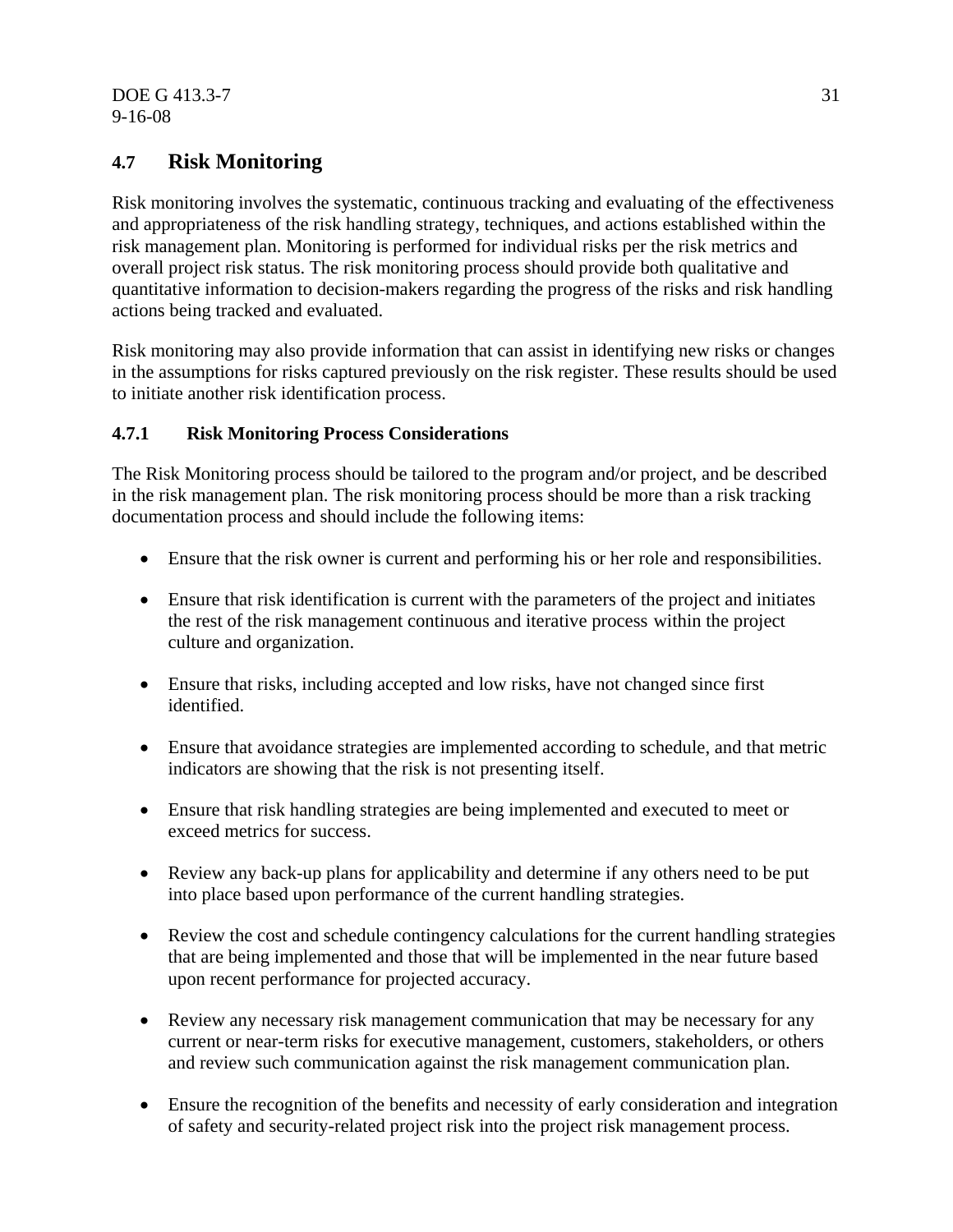## 4.7 Risk Monitoring

Risk monitoring involves the systematic, continuous tracking and evaluating of the effectiveness and appropriateness of the risk handling strategy, techniques, and actions established within the risk management plan. Monitoring is performed for individual risks per the risk metrics and overall project risk status. The risk monitoring process should provide both qualitative and quantitative information to decision-makers regarding the progress of the risks and risk handling actions being tracked and evaluated.

Risk monitoring may also provide information that can assist in identifying new risks or changes in the assumptions for risks captured previously on the risk register. These results should be used to initiate another risk identification process.

### 4.7.1 Risk Monitoring Process Considerations

The Risk Monitoring process should be tailored to the program and/or project, and be described in the risk management plan. The risk monitoring process should be more than a risk tracking documentation process and should include the following items:

- Ensure that the risk owner is current and performing his or her role and responsibilities.
- Ensure that risk identification is current with the parameters of the project and initiates the rest of the risk management continuous and iterative process within the project culture and organization.
- Ensure that risks, including accepted and low risks, have not changed since first identified.
- Ensure that avoidance strategies are implemented according to schedule, and that metric indicators are showing that the risk is not presenting itself.
- Ensure that risk handling strategies are being implemented and executed to meet or exceed metrics for success.
- Review any back-up plans for applicability and determine if any others need to be put into place based upon performance of the current handling strategies.
- Review the cost and schedule contingency calculations for the current handling strategies that are being implemented and those that will be implemented in the near future based upon recent performance for projected accuracy.
- Review any necessary risk management communication that may be necessary for any current or near-term risks for executive management, customers, stakeholders, or others and review such communication against the risk management communication plan.
- Ensure the recognition of the benefits and necessity of early consideration and integration of safety and security-related project risk into the project risk management process.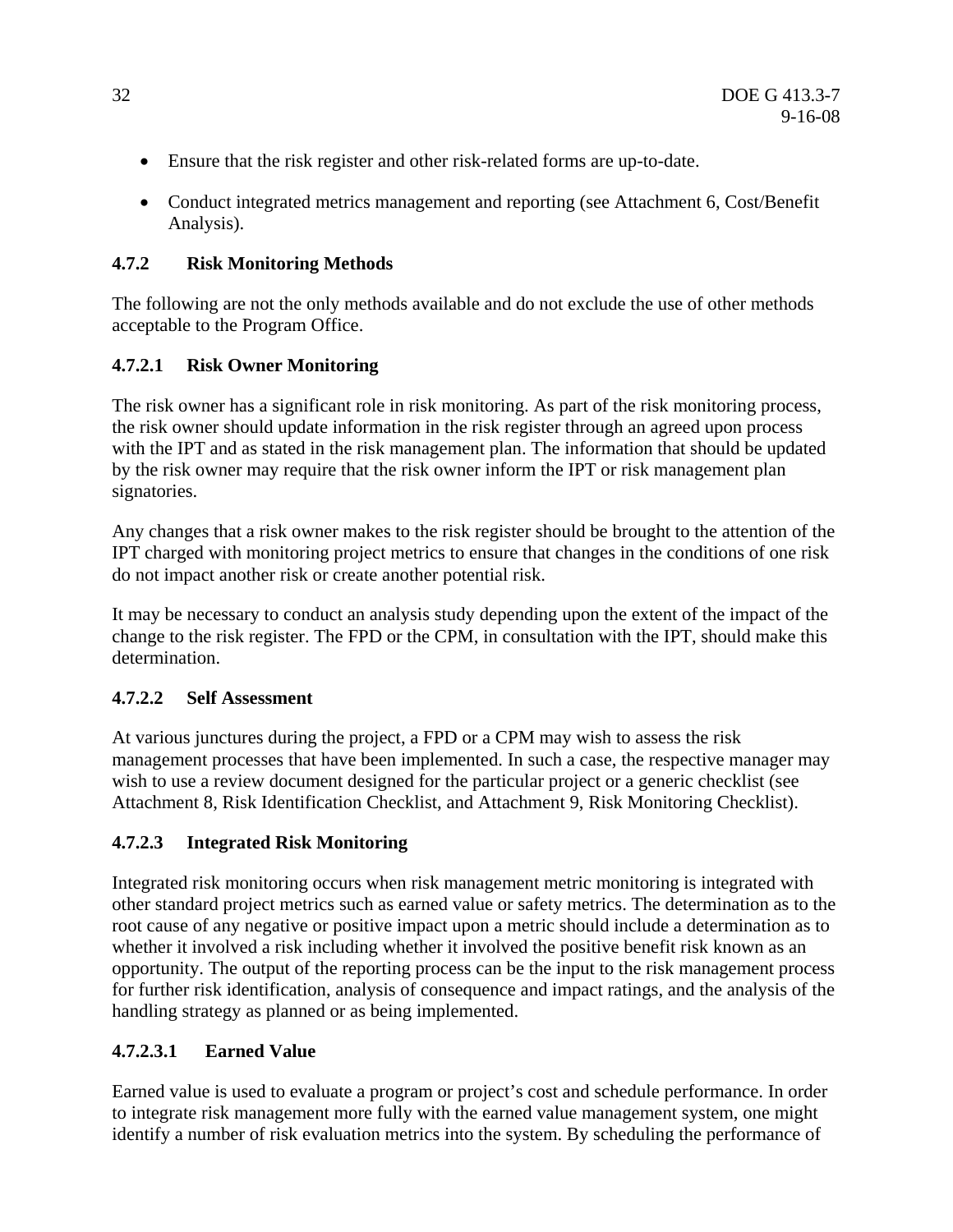- Ensure that the risk register and other risk-related forms are up-to-date.
- Conduct integrated metrics management and reporting (see Attachment 6, Cost/Benefit Analysis).

### 4.7.2 Risk Monitoring Methods

The following are not the only methods available and do not exclude the use of other methods acceptable to the Program Office.

#### 4.7.2.1 Risk Owner Monitoring

The risk owner has a significant role in risk monitoring. As part of the risk monitoring process, the risk owner should update information in the risk register through an agreed upon process with the IPT and as stated in the risk management plan. The information that should be updated by the risk owner may require that the risk owner inform the IPT or risk management plan signatories.

Any changes that a risk owner makes to the risk register should be brought to the attention of the IPT charged with monitoring project metrics to ensure that changes in the conditions of one risk do not impact another risk or create another potential risk.

It may be necessary to conduct an analysis study depending upon the extent of the impact of the change to the risk register. The FPD or the CPM, in consultation with the IPT, should make this determination.

#### 4.7.2.2 Self Assessment

At various junctures during the project, a FPD or a CPM may wish to assess the risk management processes that have been implemented. In such a case, the respective manager may wish to use a review document designed for the particular project or a generic checklist (see Attachment 8, Risk Identification Checklist, and Attachment 9, Risk Monitoring Checklist).

#### 4.7.2.3 Integrated Risk Monitoring

Integrated risk monitoring occurs when risk management metric monitoring is integrated with other standard project metrics such as earned value or safety metrics. The determination as to the root cause of any negative or positive impact upon a metric should include a determination as to whether it involved a risk including whether it involved the positive benefit risk known as an opportunity. The output of the reporting process can be the input to the risk management process for further risk identification, analysis of consequence and impact ratings, and the analysis of the handling strategy as planned or as being implemented.

##### 4.7.2.3.1 Earned Value

Earned value is used to evaluate a program or project's cost and schedule performance. In order to integrate risk management more fully with the earned value management system, one might identify a number of risk evaluation metrics into the system. By scheduling the performance of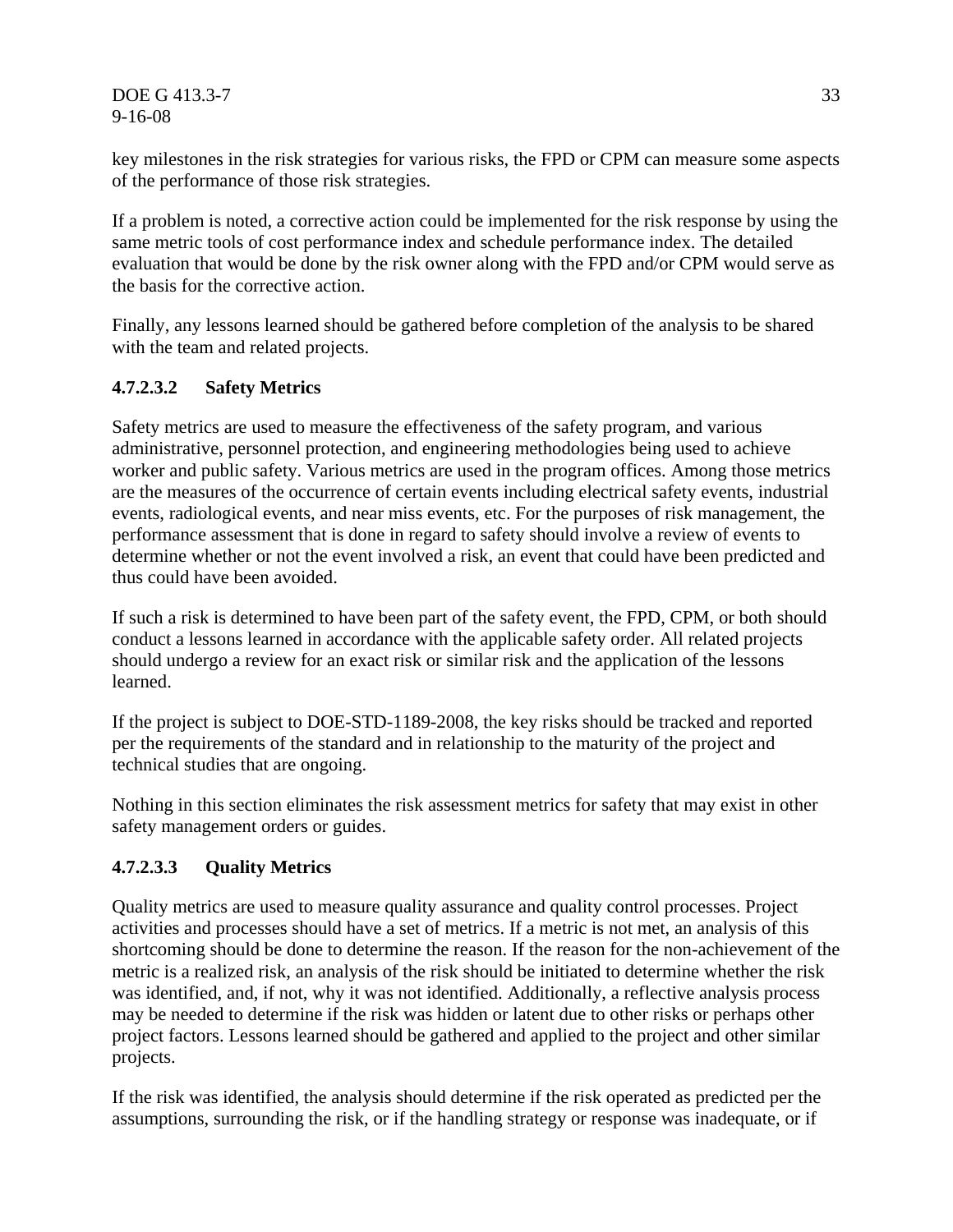key milestones in the risk strategies for various risks, the FPD or CPM can measure some aspects of the performance of those risk strategies.

If a problem is noted, a corrective action could be implemented for the risk response by using the same metric tools of cost performance index and schedule performance index. The detailed evaluation that would be done by the risk owner along with the FPD and/or CPM would serve as the basis for the corrective action.

Finally, any lessons learned should be gathered before completion of the analysis to be shared with the team and related projects.

#### 4.7.2.3.2 Safety Metrics

Safety metrics are used to measure the effectiveness of the safety program, and various administrative, personnel protection, and engineering methodologies being used to achieve worker and public safety. Various metrics are used in the program offices. Among those metrics are the measures of the occurrence of certain events including electrical safety events, industrial events, radiological events, and near miss events, etc. For the purposes of risk management, the performance assessment that is done in regard to safety should involve a review of events to determine whether or not the event involved a risk, an event that could have been predicted and thus could have been avoided.

If such a risk is determined to have been part of the safety event, the FPD, CPM, or both should conduct a lessons learned in accordance with the applicable safety order. All related projects should undergo a review for an exact risk or similar risk and the application of the lessons learned.

If the project is subject to DOE-STD-1189-2008, the key risks should be tracked and reported per the requirements of the standard and in relationship to the maturity of the project and technical studies that are ongoing.

Nothing in this section eliminates the risk assessment metrics for safety that may exist in other safety management orders or guides.

#### 4.7.2.3.3 Quality Metrics

Quality metrics are used to measure quality assurance and quality control processes. Project activities and processes should have a set of metrics. If a metric is not met, an analysis of this shortcoming should be done to determine the reason. If the reason for the non-achievement of the metric is a realized risk, an analysis of the risk should be initiated to determine whether the risk was identified, and, if not, why it was not identified. Additionally, a reflective analysis process may be needed to determine if the risk was hidden or latent due to other risks or perhaps other project factors. Lessons learned should be gathered and applied to the project and other similar projects.

If the risk was identified, the analysis should determine if the risk operated as predicted per the assumptions, surrounding the risk, or if the handling strategy or response was inadequate, or if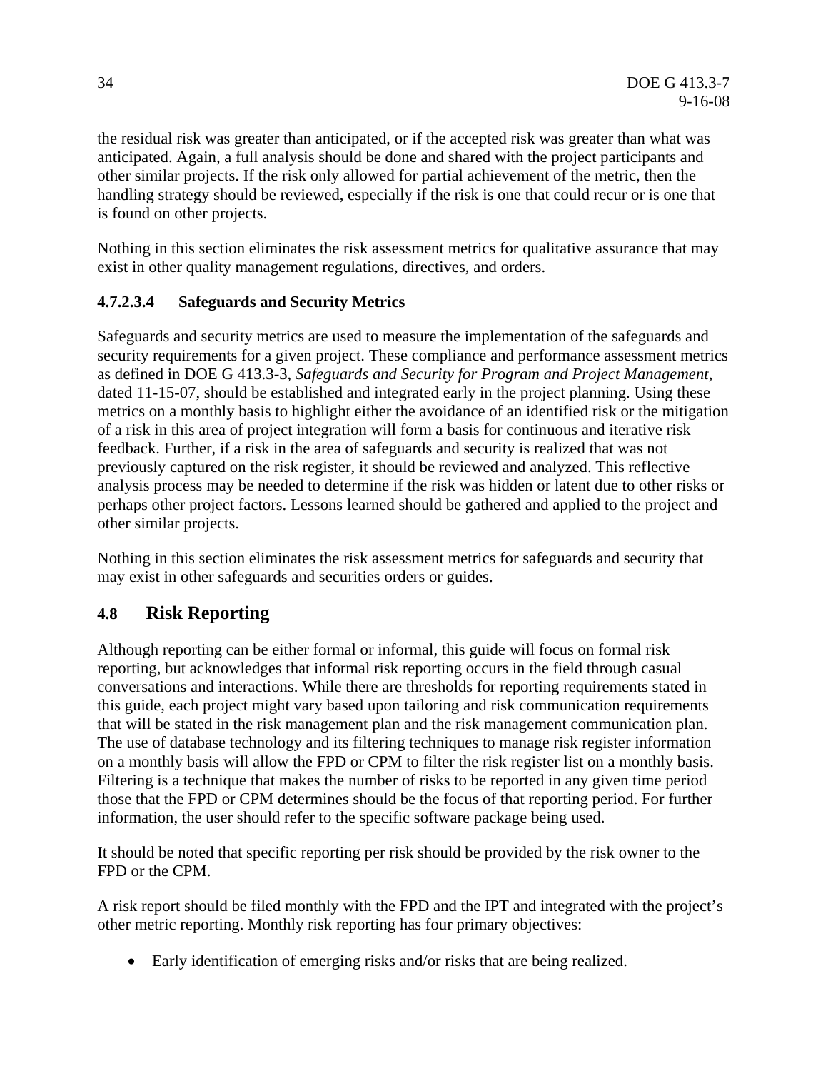the residual risk was greater than anticipated, or if the accepted risk was greater than what was anticipated. Again, a full analysis should be done and shared with the project participants and other similar projects. If the risk only allowed for partial achievement of the metric, then the handling strategy should be reviewed, especially if the risk is one that could recur or is one that is found on other projects.

Nothing in this section eliminates the risk assessment metrics for qualitative assurance that may exist in other quality management regulations, directives, and orders.

#### 4.7.2.3.4 Safeguards and Security Metrics

Safeguards and security metrics are used to measure the implementation of the safeguards and security requirements for a given project. These compliance and performance assessment metrics as defined in DOE G 413.3-3, *Safeguards and Security for Program and Project Management*, dated 11-15-07, should be established and integrated early in the project planning. Using these metrics on a monthly basis to highlight either the avoidance of an identified risk or the mitigation of a risk in this area of project integration will form a basis for continuous and iterative risk feedback. Further, if a risk in the area of safeguards and security is realized that was not previously captured on the risk register, it should be reviewed and analyzed. This reflective analysis process may be needed to determine if the risk was hidden or latent due to other risks or perhaps other project factors. Lessons learned should be gathered and applied to the project and other similar projects.

Nothing in this section eliminates the risk assessment metrics for safeguards and security that may exist in other safeguards and securities orders or guides.

## 4.8 Risk Reporting

Although reporting can be either formal or informal, this guide will focus on formal risk reporting, but acknowledges that informal risk reporting occurs in the field through casual conversations and interactions. While there are thresholds for reporting requirements stated in this guide, each project might vary based upon tailoring and risk communication requirements that will be stated in the risk management plan and the risk management communication plan. The use of database technology and its filtering techniques to manage risk register information on a monthly basis will allow the FPD or CPM to filter the risk register list on a monthly basis. Filtering is a technique that makes the number of risks to be reported in any given time period those that the FPD or CPM determines should be the focus of that reporting period. For further information, the user should refer to the specific software package being used.

It should be noted that specific reporting per risk should be provided by the risk owner to the FPD or the CPM.

A risk report should be filed monthly with the FPD and the IPT and integrated with the project's other metric reporting. Monthly risk reporting has four primary objectives:

- Early identification of emerging risks and/or risks that are being realized.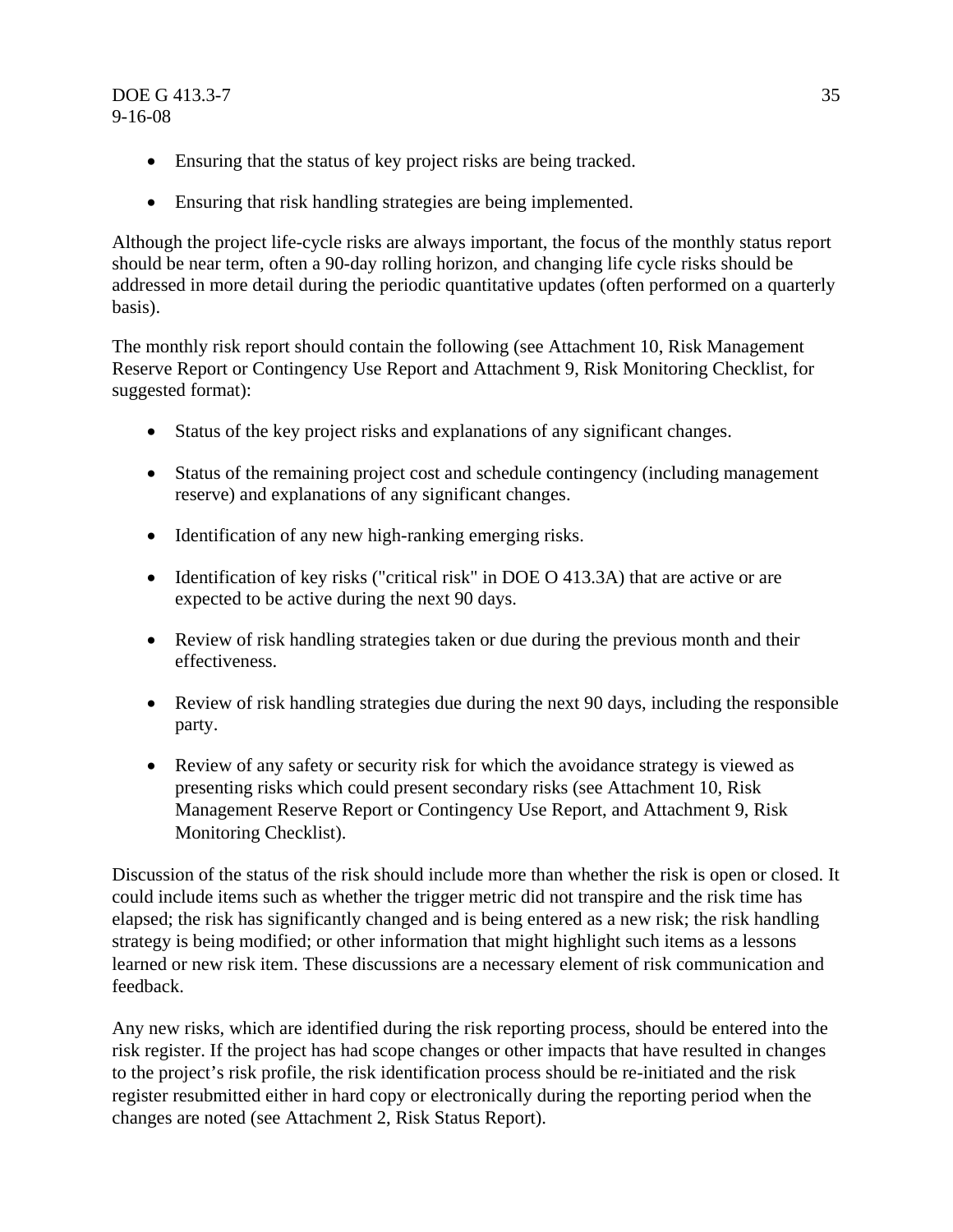- Ensuring that the status of key project risks are being tracked.

- Ensuring that risk handling strategies are being implemented.

Although the project life-cycle risks are always important, the focus of the monthly status report should be near term, often a 90-day rolling horizon, and changing life cycle risks should be addressed in more detail during the periodic quantitative updates (often performed on a quarterly basis).

The monthly risk report should contain the following (see Attachment 10, Risk Management Reserve Report or Contingency Use Report and Attachment 9, Risk Monitoring Checklist, for suggested format):

- Status of the key project risks and explanations of any significant changes.

- Status of the remaining project cost and schedule contingency (including management reserve) and explanations of any significant changes.

- Identification of any new high-ranking emerging risks.

- Identification of key risks ("critical risk" in DOE O 413.3A) that are active or are expected to be active during the next 90 days.

- Review of risk handling strategies taken or due during the previous month and their effectiveness.

- Review of risk handling strategies due during the next 90 days, including the responsible party.

- Review of any safety or security risk for which the avoidance strategy is viewed as presenting risks which could present secondary risks (see Attachment 10, Risk Management Reserve Report or Contingency Use Report, and Attachment 9, Risk Monitoring Checklist).

Discussion of the status of the risk should include more than whether the risk is open or closed. It could include items such as whether the trigger metric did not transpire and the risk time has elapsed; the risk has significantly changed and is being entered as a new risk; the risk handling strategy is being modified; or other information that might highlight such items as a lessons learned or new risk item. These discussions are a necessary element of risk communication and feedback.

Any new risks, which are identified during the risk reporting process, should be entered into the risk register. If the project has had scope changes or other impacts that have resulted in changes to the project's risk profile, the risk identification process should be re-initiated and the risk register resubmitted either in hard copy or electronically during the reporting period when the changes are noted (see Attachment 2, Risk Status Report).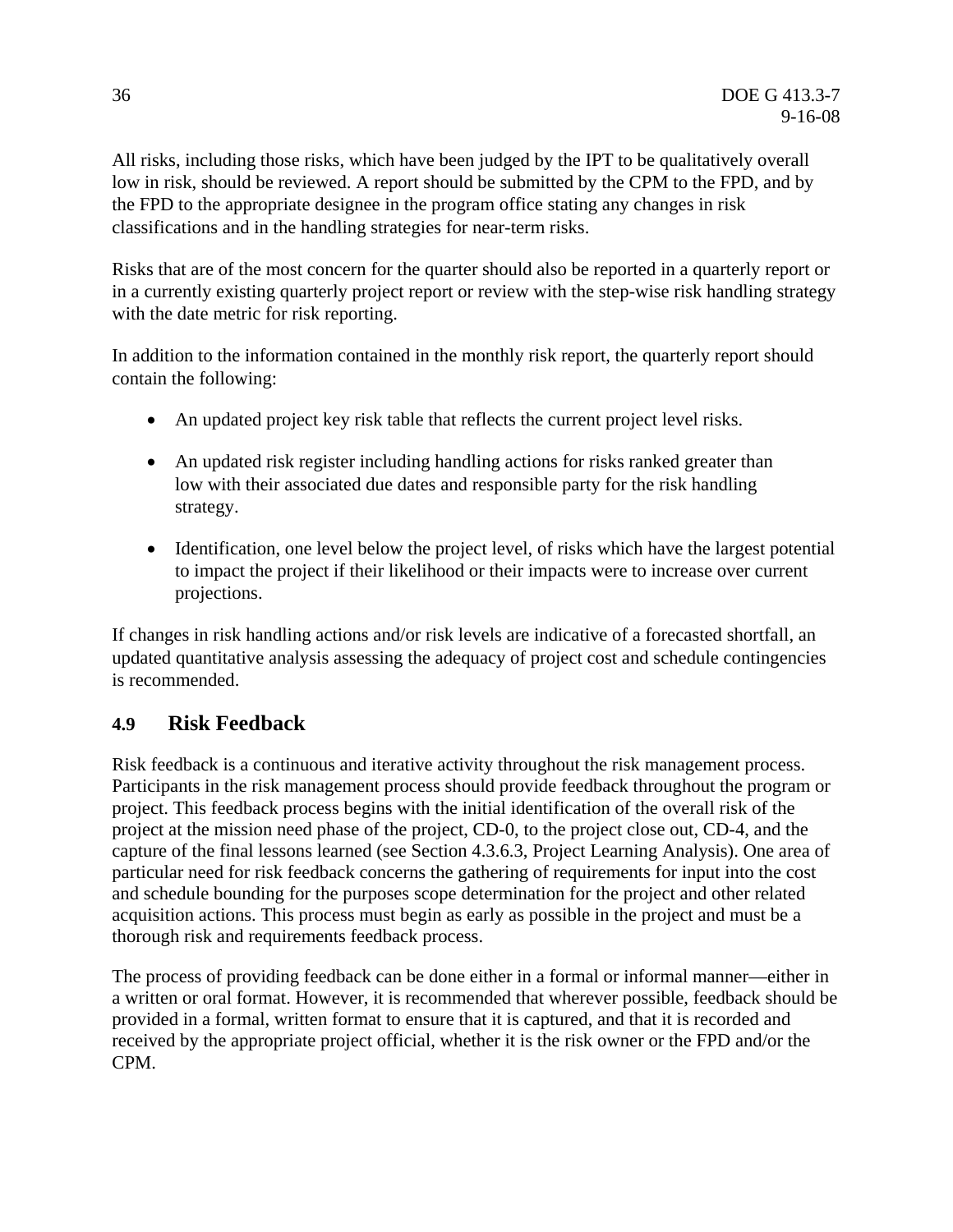All risks, including those risks, which have been judged by the IPT to be qualitatively overall low in risk, should be reviewed. A report should be submitted by the CPM to the FPD, and by the FPD to the appropriate designee in the program office stating any changes in risk classifications and in the handling strategies for near-term risks.

Risks that are of the most concern for the quarter should also be reported in a quarterly report or in a currently existing quarterly project report or review with the step-wise risk handling strategy with the date metric for risk reporting.

In addition to the information contained in the monthly risk report, the quarterly report should contain the following:

- An updated project key risk table that reflects the current project level risks.
- An updated risk register including handling actions for risks ranked greater than low with their associated due dates and responsible party for the risk handling strategy.
- Identification, one level below the project level, of risks which have the largest potential to impact the project if their likelihood or their impacts were to increase over current projections.

If changes in risk handling actions and/or risk levels are indicative of a forecasted shortfall, an updated quantitative analysis assessing the adequacy of project cost and schedule contingencies is recommended.

## 4.9 Risk Feedback

Risk feedback is a continuous and iterative activity throughout the risk management process. Participants in the risk management process should provide feedback throughout the program or project. This feedback process begins with the initial identification of the overall risk of the project at the mission need phase of the project, CD-0, to the project close out, CD-4, and the capture of the final lessons learned (see Section 4.3.6.3, Project Learning Analysis). One area of particular need for risk feedback concerns the gathering of requirements for input into the cost and schedule bounding for the purposes scope determination for the project and other related acquisition actions. This process must begin as early as possible in the project and must be a thorough risk and requirements feedback process.

The process of providing feedback can be done either in a formal or informal manner—either in a written or oral format. However, it is recommended that wherever possible, feedback should be provided in a formal, written format to ensure that it is captured, and that it is recorded and received by the appropriate project official, whether it is the risk owner or the FPD and/or the CPM.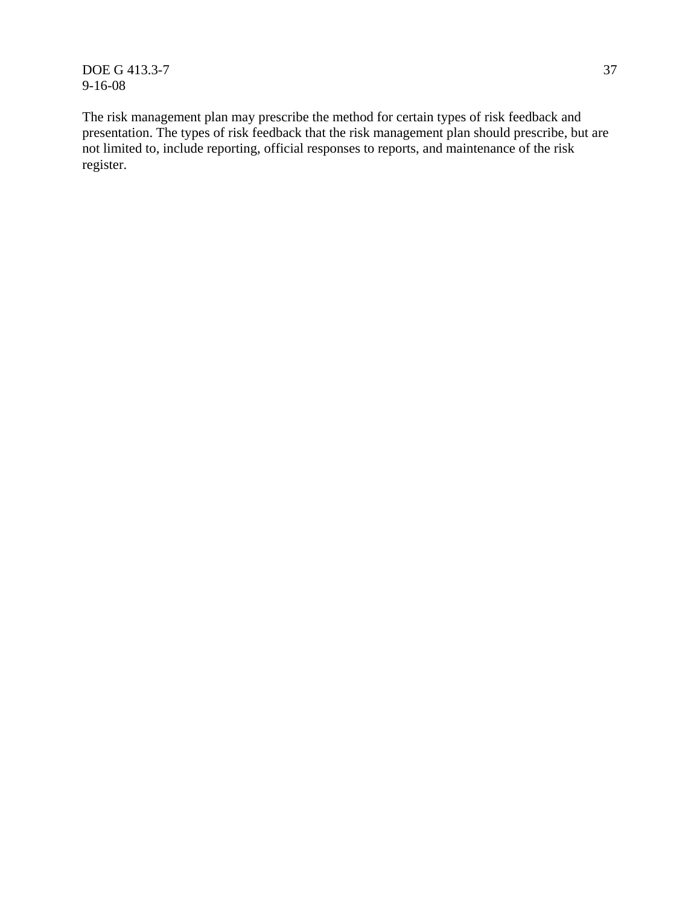The risk management plan may prescribe the method for certain types of risk feedback and presentation. The types of risk feedback that the risk management plan should prescribe, but are not limited to, include reporting, official responses to reports, and maintenance of the risk register.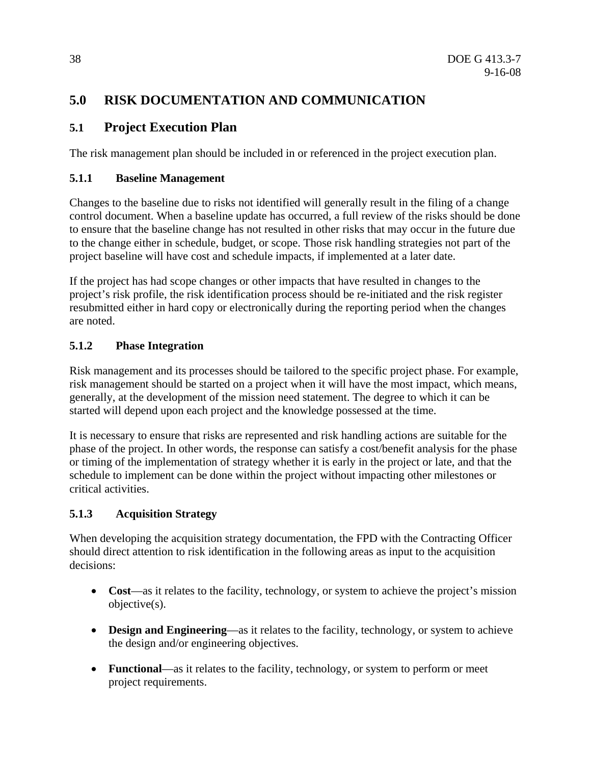# 5.0 RISK DOCUMENTATION AND COMMUNICATION

## 5.1 Project Execution Plan

The risk management plan should be included in or referenced in the project execution plan.

### 5.1.1 Baseline Management

Changes to the baseline due to risks not identified will generally result in the filing of a change control document. When a baseline update has occurred, a full review of the risks should be done to ensure that the baseline change has not resulted in other risks that may occur in the future due to the change either in schedule, budget, or scope. Those risk handling strategies not part of the project baseline will have cost and schedule impacts, if implemented at a later date.

If the project has had scope changes or other impacts that have resulted in changes to the project's risk profile, the risk identification process should be re-initiated and the risk register resubmitted either in hard copy or electronically during the reporting period when the changes are noted.

### 5.1.2 Phase Integration

Risk management and its processes should be tailored to the specific project phase. For example, risk management should be started on a project when it will have the most impact, which means, generally, at the development of the mission need statement. The degree to which it can be started will depend upon each project and the knowledge possessed at the time.

It is necessary to ensure that risks are represented and risk handling actions are suitable for the phase of the project. In other words, the response can satisfy a cost/benefit analysis for the phase or timing of the implementation of strategy whether it is early in the project or late, and that the schedule to implement can be done within the project without impacting other milestones or critical activities.

### 5.1.3 Acquisition Strategy

When developing the acquisition strategy documentation, the FPD with the Contracting Officer should direct attention to risk identification in the following areas as input to the acquisition decisions:

- **Cost**—as it relates to the facility, technology, or system to achieve the project's mission objective(s).
- **Design and Engineering**—as it relates to the facility, technology, or system to achieve the design and/or engineering objectives.
- **Functional**—as it relates to the facility, technology, or system to perform or meet project requirements.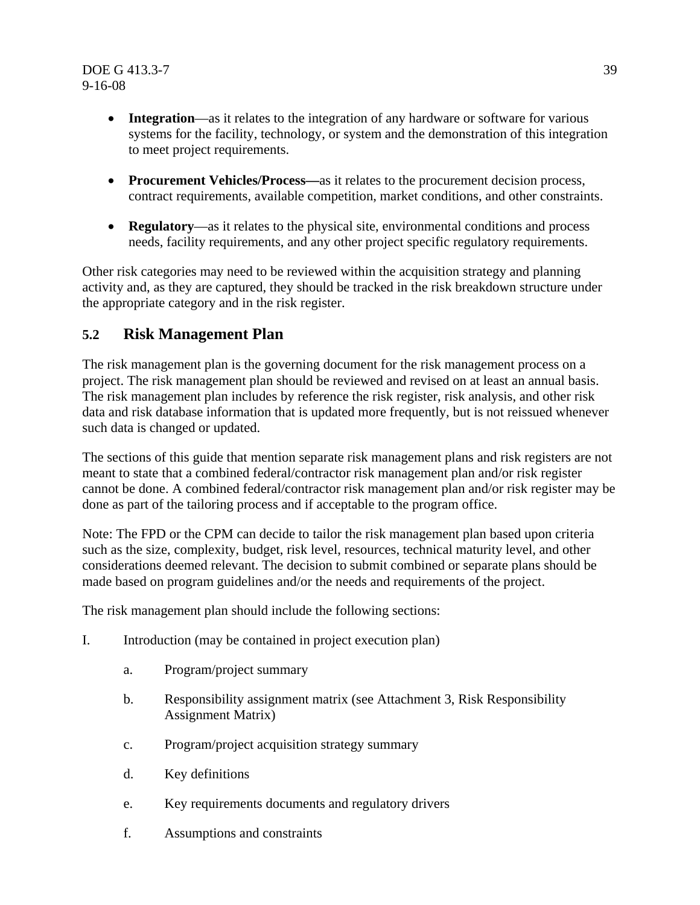- **Integration**—as it relates to the integration of any hardware or software for various systems for the facility, technology, or system and the demonstration of this integration to meet project requirements.

- **Procurement Vehicles/Process—**as it relates to the procurement decision process, contract requirements, available competition, market conditions, and other constraints.

- **Regulatory**—as it relates to the physical site, environmental conditions and process needs, facility requirements, and any other project specific regulatory requirements.

Other risk categories may need to be reviewed within the acquisition strategy and planning activity and, as they are captured, they should be tracked in the risk breakdown structure under the appropriate category and in the risk register.

## 5.2 Risk Management Plan

The risk management plan is the governing document for the risk management process on a project. The risk management plan should be reviewed and revised on at least an annual basis. The risk management plan includes by reference the risk register, risk analysis, and other risk data and risk database information that is updated more frequently, but is not reissued whenever such data is changed or updated.

The sections of this guide that mention separate risk management plans and risk registers are not meant to state that a combined federal/contractor risk management plan and/or risk register cannot be done. A combined federal/contractor risk management plan and/or risk register may be done as part of the tailoring process and if acceptable to the program office.

Note: The FPD or the CPM can decide to tailor the risk management plan based upon criteria such as the size, complexity, budget, risk level, resources, technical maturity level, and other considerations deemed relevant. The decision to submit combined or separate plans should be made based on program guidelines and/or the needs and requirements of the project.

The risk management plan should include the following sections:

I. Introduction (may be contained in project execution plan)

   a. Program/project summary

   b. Responsibility assignment matrix (see Attachment 3, Risk Responsibility Assignment Matrix)

   c. Program/project acquisition strategy summary

   d. Key definitions

   e. Key requirements documents and regulatory drivers

   f. Assumptions and constraints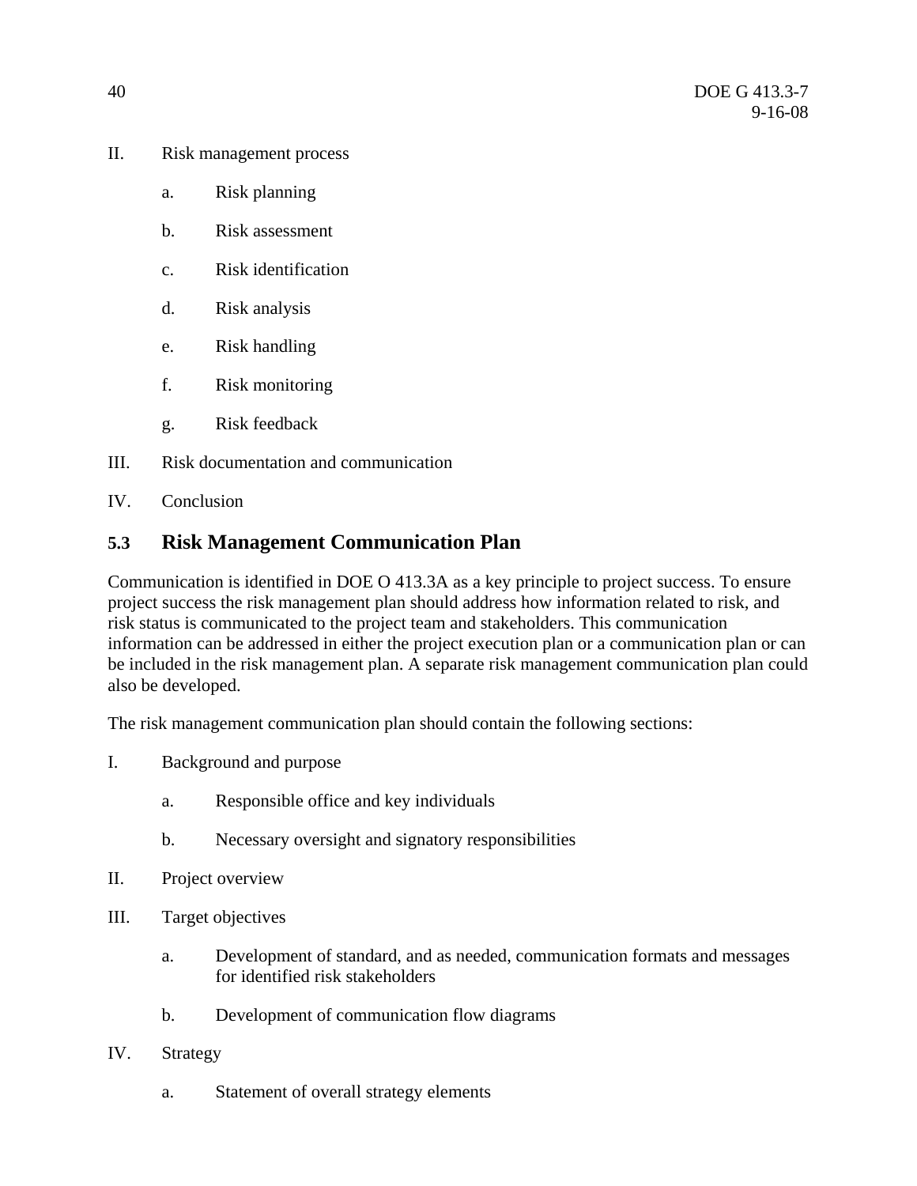II. Risk management process

a. Risk planning

b. Risk assessment

c. Risk identification

d. Risk analysis

e. Risk handling

f. Risk monitoring

g. Risk feedback

III. Risk documentation and communication

IV. Conclusion

## 5.3 Risk Management Communication Plan

Communication is identified in DOE O 413.3A as a key principle to project success. To ensure project success the risk management plan should address how information related to risk, and risk status is communicated to the project team and stakeholders. This communication information can be addressed in either the project execution plan or a communication plan or can be included in the risk management plan. A separate risk management communication plan could also be developed.

The risk management communication plan should contain the following sections:

I. Background and purpose

a. Responsible office and key individuals

b. Necessary oversight and signatory responsibilities

II. Project overview

III. Target objectives

a. Development of standard, and as needed, communication formats and messages for identified risk stakeholders

b. Development of communication flow diagrams

IV. Strategy

a. Statement of overall strategy elements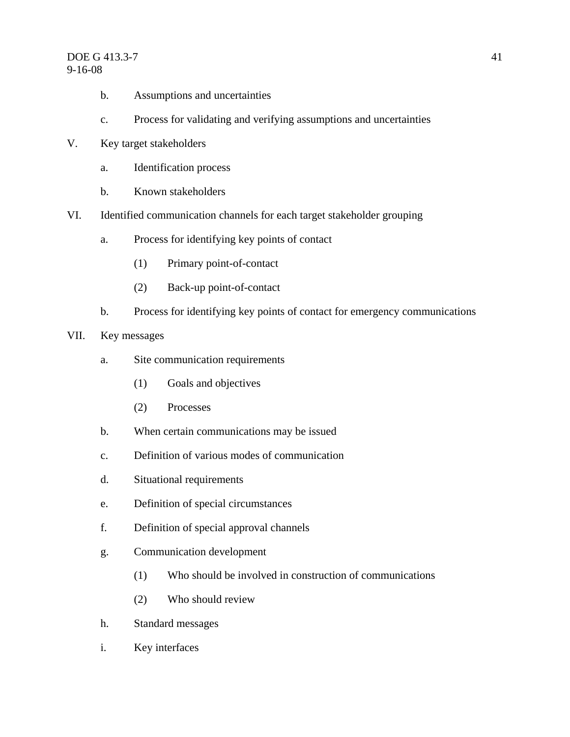b. Assumptions and uncertainties

c. Process for validating and verifying assumptions and uncertainties

V. Key target stakeholders

a. Identification process

b. Known stakeholders

VI. Identified communication channels for each target stakeholder grouping

a. Process for identifying key points of contact

(1) Primary point-of-contact

(2) Back-up point-of-contact

b. Process for identifying key points of contact for emergency communications

VII. Key messages

a. Site communication requirements

(1) Goals and objectives

(2) Processes

b. When certain communications may be issued

c. Definition of various modes of communication

d. Situational requirements

e. Definition of special circumstances

f. Definition of special approval channels

g. Communication development

(1) Who should be involved in construction of communications

(2) Who should review

h. Standard messages

i. Key interfaces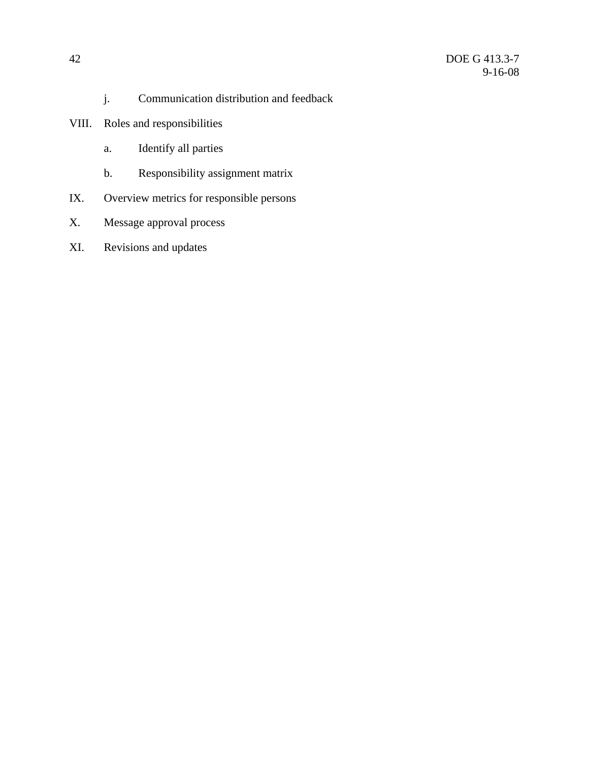j. Communication distribution and feedback

VIII. Roles and responsibilities

a. Identify all parties

b. Responsibility assignment matrix

IX. Overview metrics for responsible persons

X. Message approval process

XI. Revisions and updates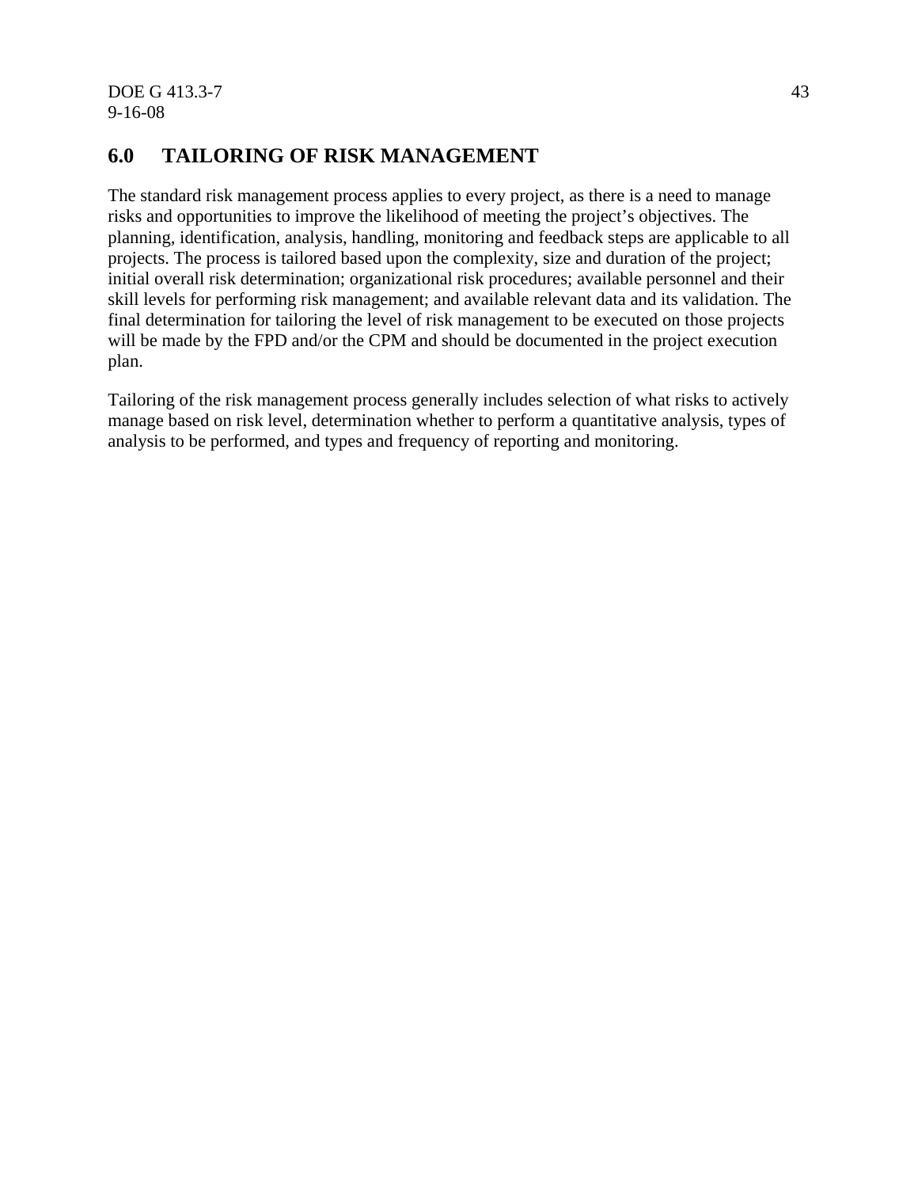# 6.0 TAILORING OF RISK MANAGEMENT

The standard risk management process applies to every project, as there is a need to manage risks and opportunities to improve the likelihood of meeting the project's objectives. The planning, identification, analysis, handling, monitoring and feedback steps are applicable to all projects. The process is tailored based upon the complexity, size and duration of the project; initial overall risk determination; organizational risk procedures; available personnel and their skill levels for performing risk management; and available relevant data and its validation. The final determination for tailoring the level of risk management to be executed on those projects will be made by the FPD and/or the CPM and should be documented in the project execution plan.

Tailoring of the risk management process generally includes selection of what risks to actively manage based on risk level, determination whether to perform a quantitative analysis, types of analysis to be performed, and types and frequency of reporting and monitoring.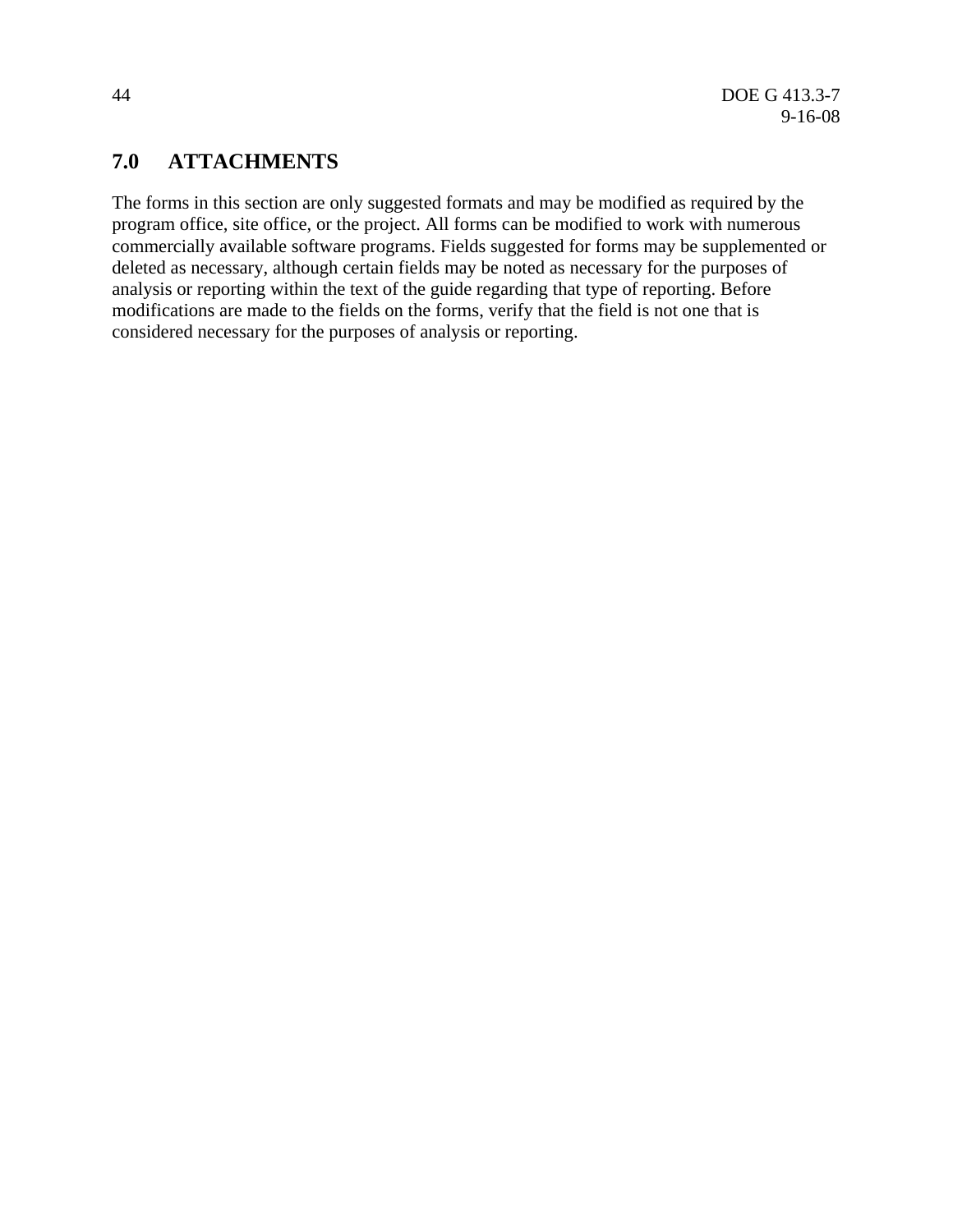## 7.0 ATTACHMENTS

The forms in this section are only suggested formats and may be modified as required by the program office, site office, or the project. All forms can be modified to work with numerous commercially available software programs. Fields suggested for forms may be supplemented or deleted as necessary, although certain fields may be noted as necessary for the purposes of analysis or reporting within the text of the guide regarding that type of reporting. Before modifications are made to the fields on the forms, verify that the field is not one that is considered necessary for the purposes of analysis or reporting.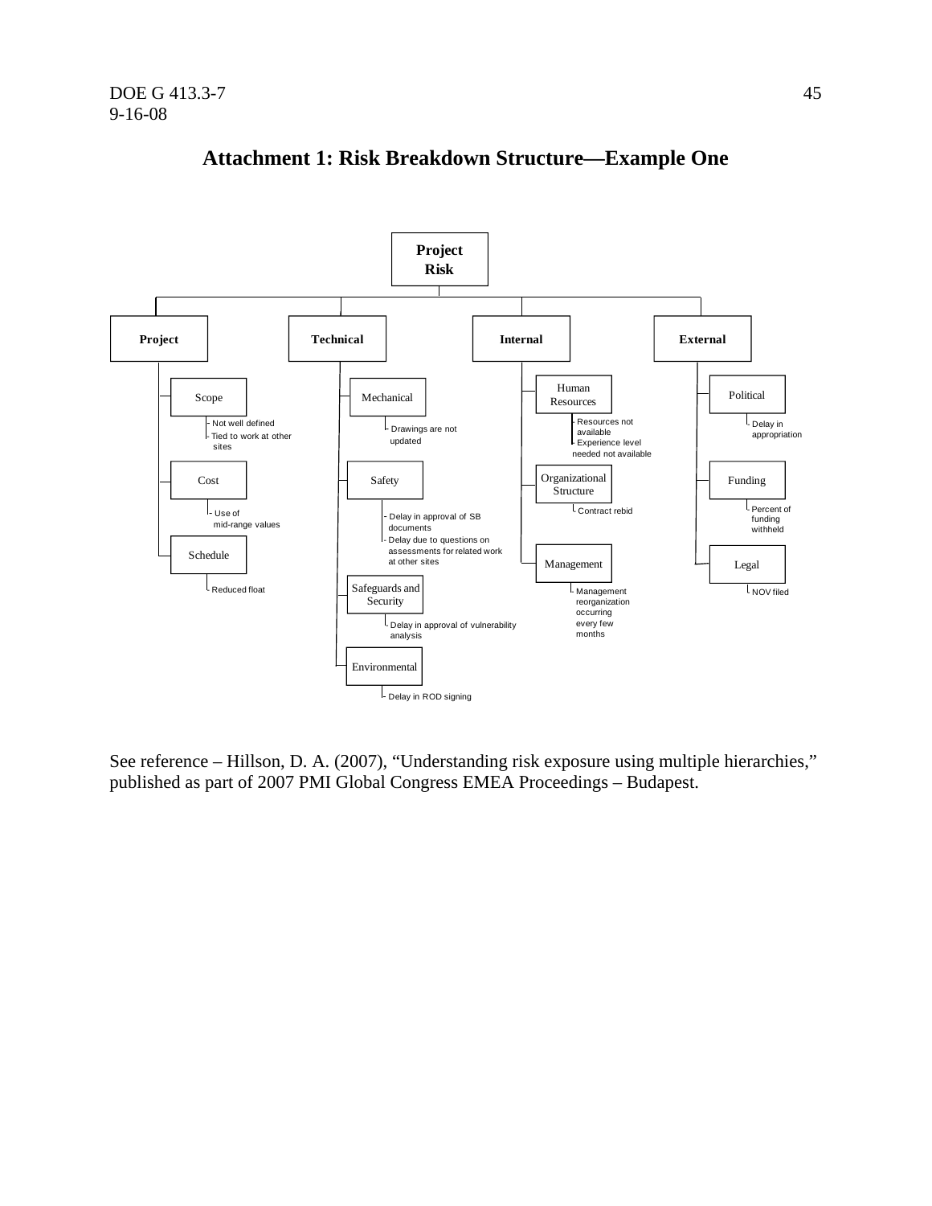## Attachment 1: Risk Breakdown Structure—Example One

Project Risk

Project

Scope
- Not well defined
- Tied to work at other sites

Cost
- Use of mid-range values

Schedule
- Reduced float

Technical

Mechanical
- Drawings are not updated

Safety
- Delay in approval of SB documents
- Delay due to questions on assessments for related work at other sites

Safeguards and Security
- Delay in approval of vulnerability analysis

Environmental
- Delay in ROD signing

Internal

Human Resources
- Resources not available
- Experience level needed not available

Organizational Structure
- Contract rebid

Management
- Management reorganization occurring every few months

External

Political
- Delay in appropriation

Funding
- Percent of funding withheld

Legal
- NOV filed

See reference – Hillson, D. A. (2007), "Understanding risk exposure using multiple hierarchies," published as part of 2007 PMI Global Congress EMEA Proceedings – Budapest.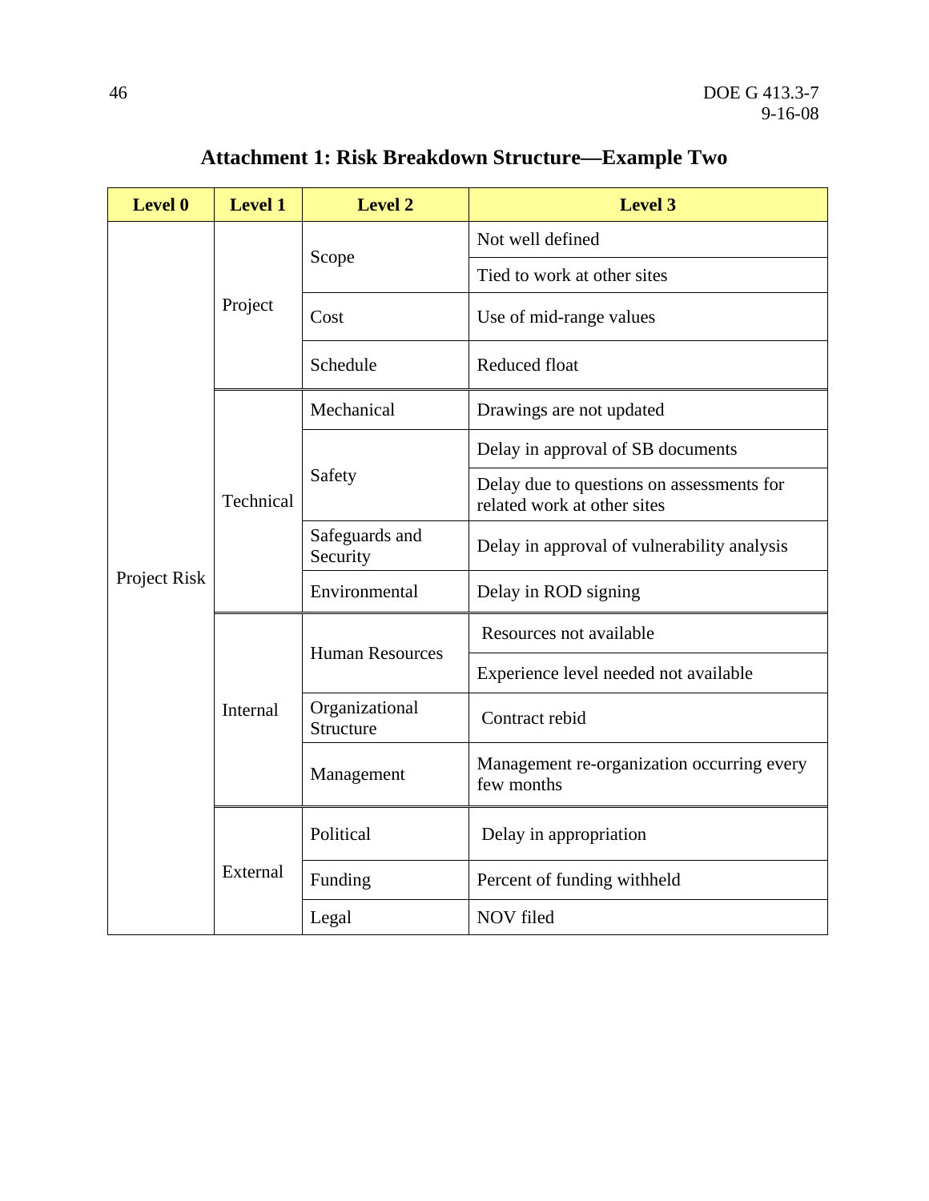## Attachment 1: Risk Breakdown Structure—Example Two

| Level 0 | Level 1 | Level 2 | Level 3 |
|---|---|---|---|
| Project Risk | Project | Scope | Not well defined |
| | | | Tied to work at other sites |
| | | Cost | Use of mid-range values |
| | | Schedule | Reduced float |
| | Technical | Mechanical | Drawings are not updated |
| | | Safety | Delay in approval of SB documents |
| | | | Delay due to questions on assessments for related work at other sites |
| | | Safeguards and Security | Delay in approval of vulnerability analysis |
| | | Environmental | Delay in ROD signing |
| | Internal | Human Resources | Resources not available |
| | | | Experience level needed not available |
| | | Organizational Structure | Contract rebid |
| | | Management | Management re-organization occurring every few months |
| | External | Political | Delay in appropriation |
| | | Funding | Percent of funding withheld |
| | | Legal | NOV filed |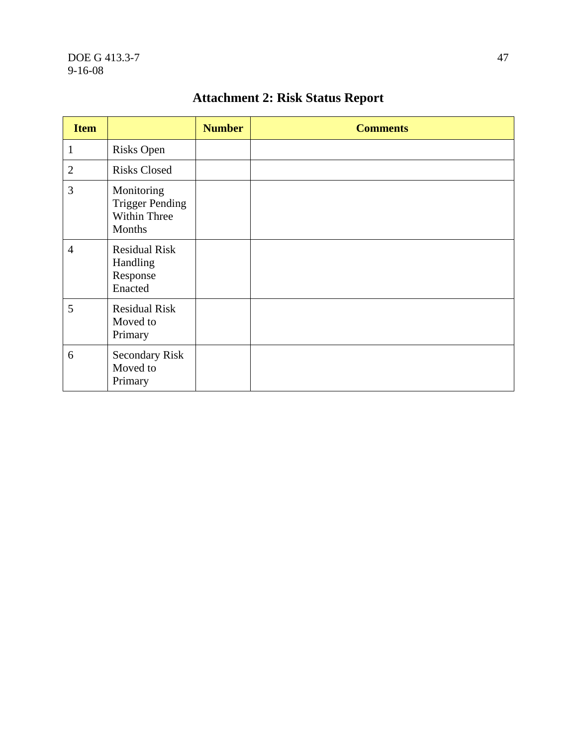## Attachment 2: Risk Status Report

| Item | | Number | Comments |
|---|---|---|---|
| 1 | Risks Open | | |
| 2 | Risks Closed | | |
| 3 | Monitoring Trigger Pending Within Three Months | | |
| 4 | Residual Risk Handling Response Enacted | | |
| 5 | Residual Risk Moved to Primary | | |
| 6 | Secondary Risk Moved to Primary | | |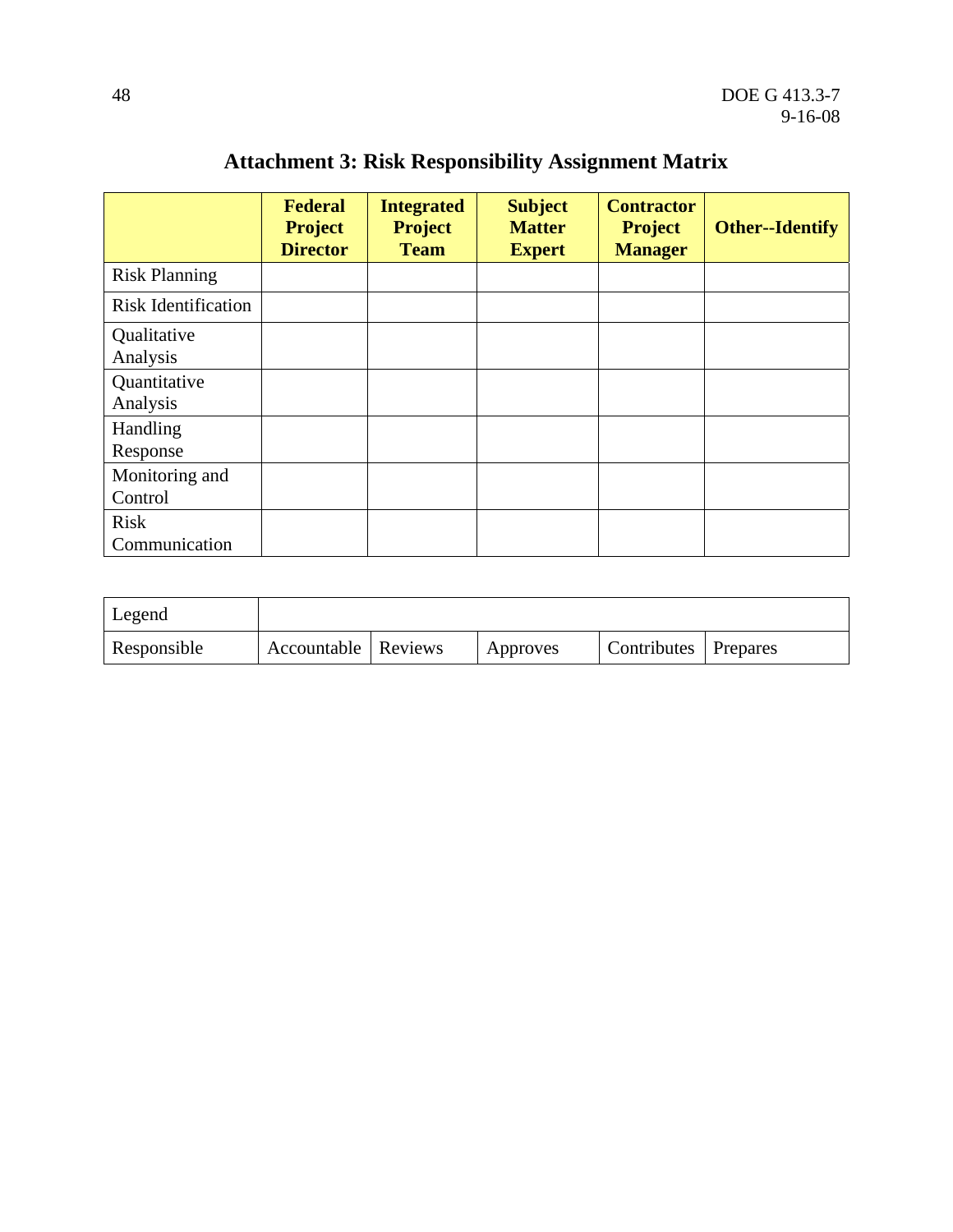# Attachment 3: Risk Responsibility Assignment Matrix

| | Federal Project Director | Integrated Project Team | Subject Matter Expert | Contractor Project Manager | Other--Identify |
|---|---|---|---|---|---|
| Risk Planning | | | | | |
| Risk Identification | | | | | |
| Qualitative Analysis | | | | | |
| Quantitative Analysis | | | | | |
| Handling Response | | | | | |
| Monitoring and Control | | | | | |
| Risk Communication | | | | | |

| Legend | | | | | |
|---|---|---|---|---|---|
| Responsible | Accountable | Reviews | Approves | Contributes | Prepares |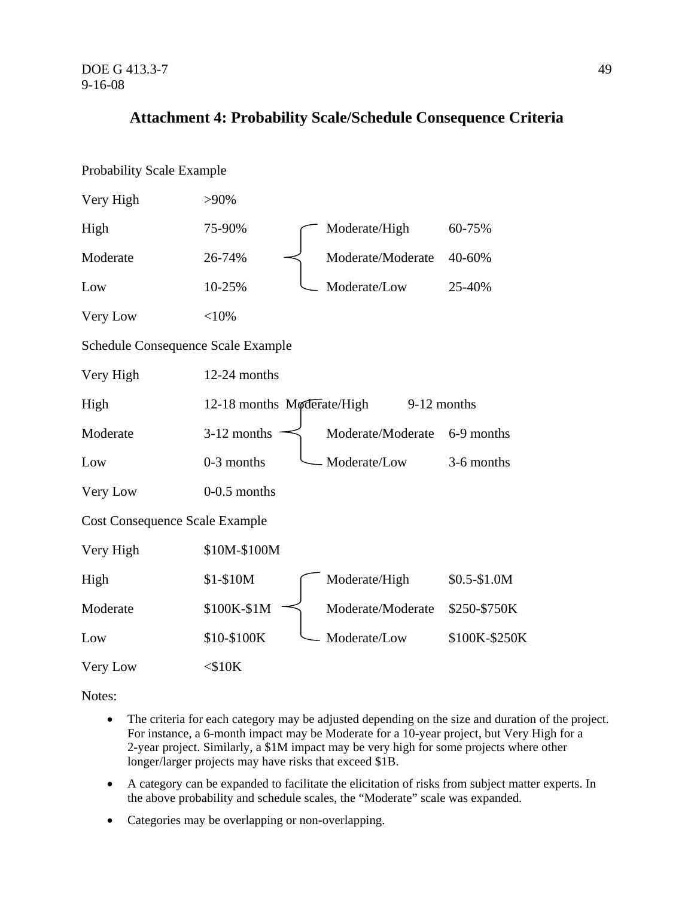# Attachment 4: Probability Scale/Schedule Consequence Criteria

Probability Scale Example

| | | | |
|---|---|---|---|
| Very High | >90% | | |
| High | 75-90% | Moderate/High | 60-75% |
| Moderate | 26-74% | Moderate/Moderate | 40-60% |
| Low | 10-25% | Moderate/Low | 25-40% |
| Very Low | <10% | | |

Schedule Consequence Scale Example

| | | | |
|---|---|---|---|
| Very High | 12-24 months | | |
| High | 12-18 months | Moderate/High | 9-12 months |
| Moderate | 3-12 months | Moderate/Moderate | 6-9 months |
| Low | 0-3 months | Moderate/Low | 3-6 months |
| Very Low | 0-0.5 months | | |

Cost Consequence Scale Example

| | | | |
|---|---|---|---|
| Very High | $10M-$100M | | |
| High | $1-$10M | Moderate/High | $0.5-$1.0M |
| Moderate | $100K-$1M | Moderate/Moderate | $250-$750K |
| Low | $10-$100K | Moderate/Low | $100K-$250K |
| Very Low | <$10K | | |

Notes:

- The criteria for each category may be adjusted depending on the size and duration of the project. For instance, a 6-month impact may be Moderate for a 10-year project, but Very High for a 2-year project. Similarly, a $1M impact may be very high for some projects where other longer/larger projects may have risks that exceed $1B.
- A category can be expanded to facilitate the elicitation of risks from subject matter experts. In the above probability and schedule scales, the "Moderate" scale was expanded.
- Categories may be overlapping or non-overlapping.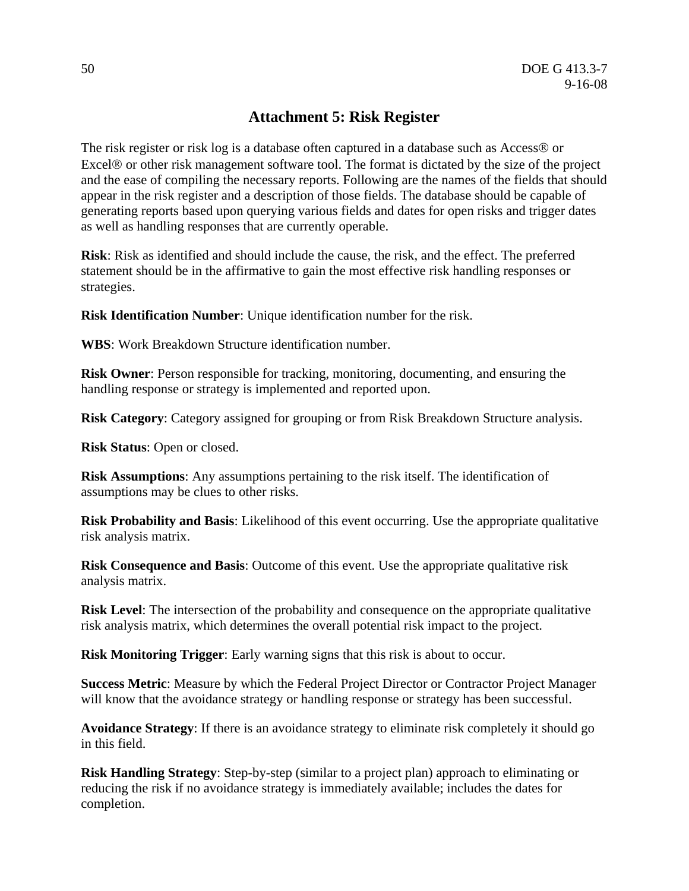# Attachment 5: Risk Register

The risk register or risk log is a database often captured in a database such as Access® or Excel® or other risk management software tool. The format is dictated by the size of the project and the ease of compiling the necessary reports. Following are the names of the fields that should appear in the risk register and a description of those fields. The database should be capable of generating reports based upon querying various fields and dates for open risks and trigger dates as well as handling responses that are currently operable.

**Risk**: Risk as identified and should include the cause, the risk, and the effect. The preferred statement should be in the affirmative to gain the most effective risk handling responses or strategies.

**Risk Identification Number**: Unique identification number for the risk.

**WBS**: Work Breakdown Structure identification number.

**Risk Owner**: Person responsible for tracking, monitoring, documenting, and ensuring the handling response or strategy is implemented and reported upon.

**Risk Category**: Category assigned for grouping or from Risk Breakdown Structure analysis.

**Risk Status**: Open or closed.

**Risk Assumptions**: Any assumptions pertaining to the risk itself. The identification of assumptions may be clues to other risks.

**Risk Probability and Basis**: Likelihood of this event occurring. Use the appropriate qualitative risk analysis matrix.

**Risk Consequence and Basis**: Outcome of this event. Use the appropriate qualitative risk analysis matrix.

**Risk Level**: The intersection of the probability and consequence on the appropriate qualitative risk analysis matrix, which determines the overall potential risk impact to the project.

**Risk Monitoring Trigger**: Early warning signs that this risk is about to occur.

**Success Metric**: Measure by which the Federal Project Director or Contractor Project Manager will know that the avoidance strategy or handling response or strategy has been successful.

**Avoidance Strategy**: If there is an avoidance strategy to eliminate risk completely it should go in this field.

**Risk Handling Strategy**: Step-by-step (similar to a project plan) approach to eliminating or reducing the risk if no avoidance strategy is immediately available; includes the dates for completion.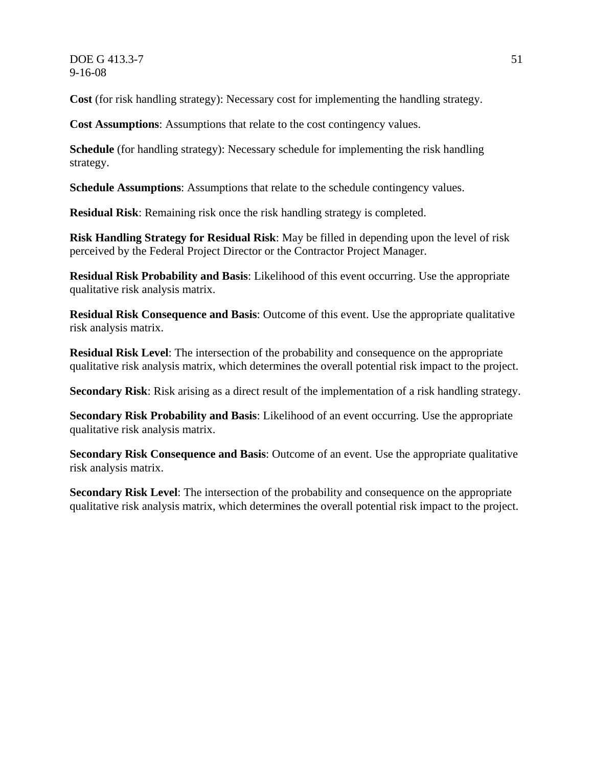**Cost** (for risk handling strategy): Necessary cost for implementing the handling strategy.

**Cost Assumptions**: Assumptions that relate to the cost contingency values.

**Schedule** (for handling strategy): Necessary schedule for implementing the risk handling strategy.

**Schedule Assumptions**: Assumptions that relate to the schedule contingency values.

**Residual Risk**: Remaining risk once the risk handling strategy is completed.

**Risk Handling Strategy for Residual Risk**: May be filled in depending upon the level of risk perceived by the Federal Project Director or the Contractor Project Manager.

**Residual Risk Probability and Basis**: Likelihood of this event occurring. Use the appropriate qualitative risk analysis matrix.

**Residual Risk Consequence and Basis**: Outcome of this event. Use the appropriate qualitative risk analysis matrix.

**Residual Risk Level**: The intersection of the probability and consequence on the appropriate qualitative risk analysis matrix, which determines the overall potential risk impact to the project.

**Secondary Risk**: Risk arising as a direct result of the implementation of a risk handling strategy.

**Secondary Risk Probability and Basis**: Likelihood of an event occurring. Use the appropriate qualitative risk analysis matrix.

**Secondary Risk Consequence and Basis**: Outcome of an event. Use the appropriate qualitative risk analysis matrix.

**Secondary Risk Level**: The intersection of the probability and consequence on the appropriate qualitative risk analysis matrix, which determines the overall potential risk impact to the project.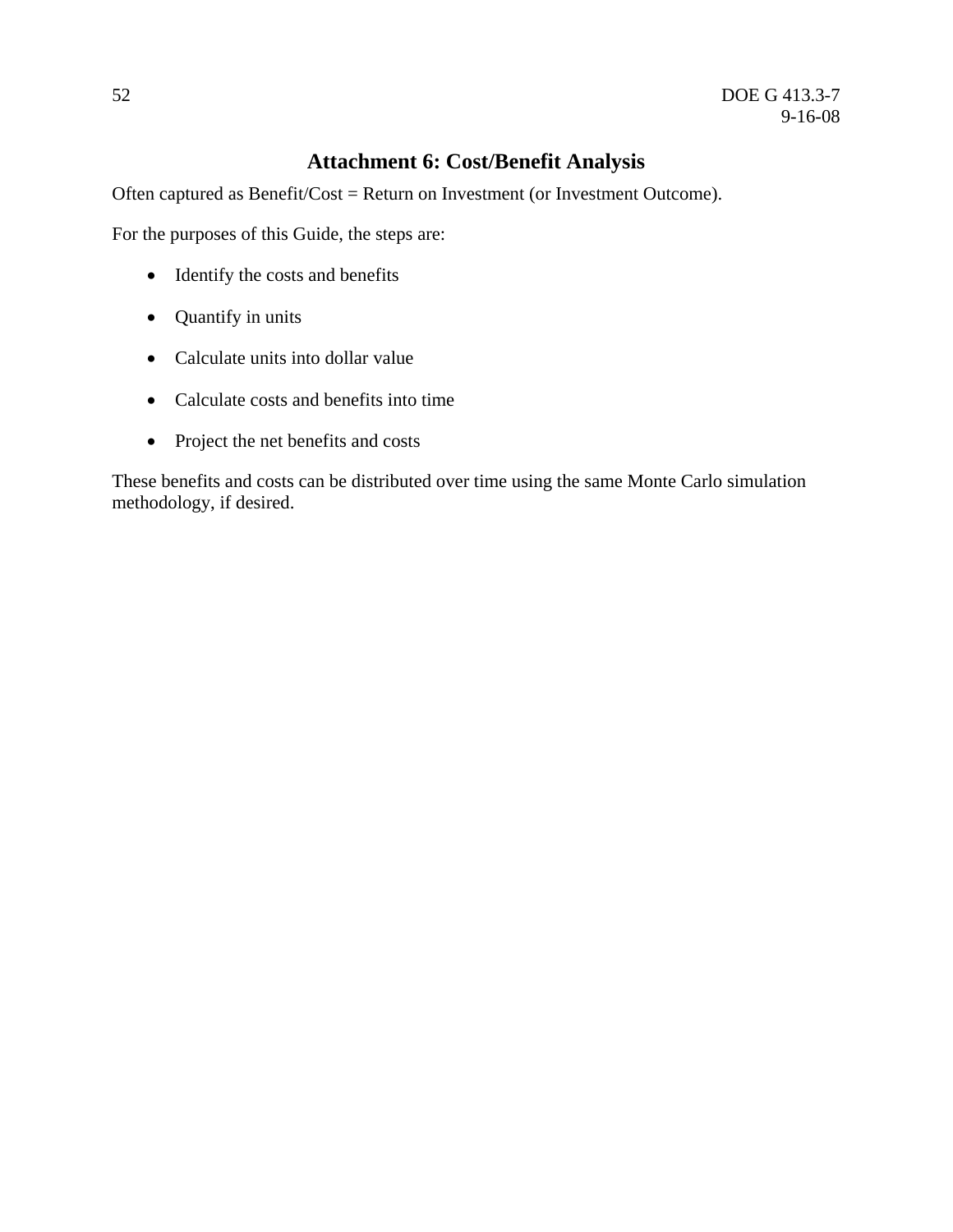# Attachment 6: Cost/Benefit Analysis

Often captured as Benefit/Cost = Return on Investment (or Investment Outcome).

For the purposes of this Guide, the steps are:

- Identify the costs and benefits
- Quantify in units
- Calculate units into dollar value
- Calculate costs and benefits into time
- Project the net benefits and costs

These benefits and costs can be distributed over time using the same Monte Carlo simulation methodology, if desired.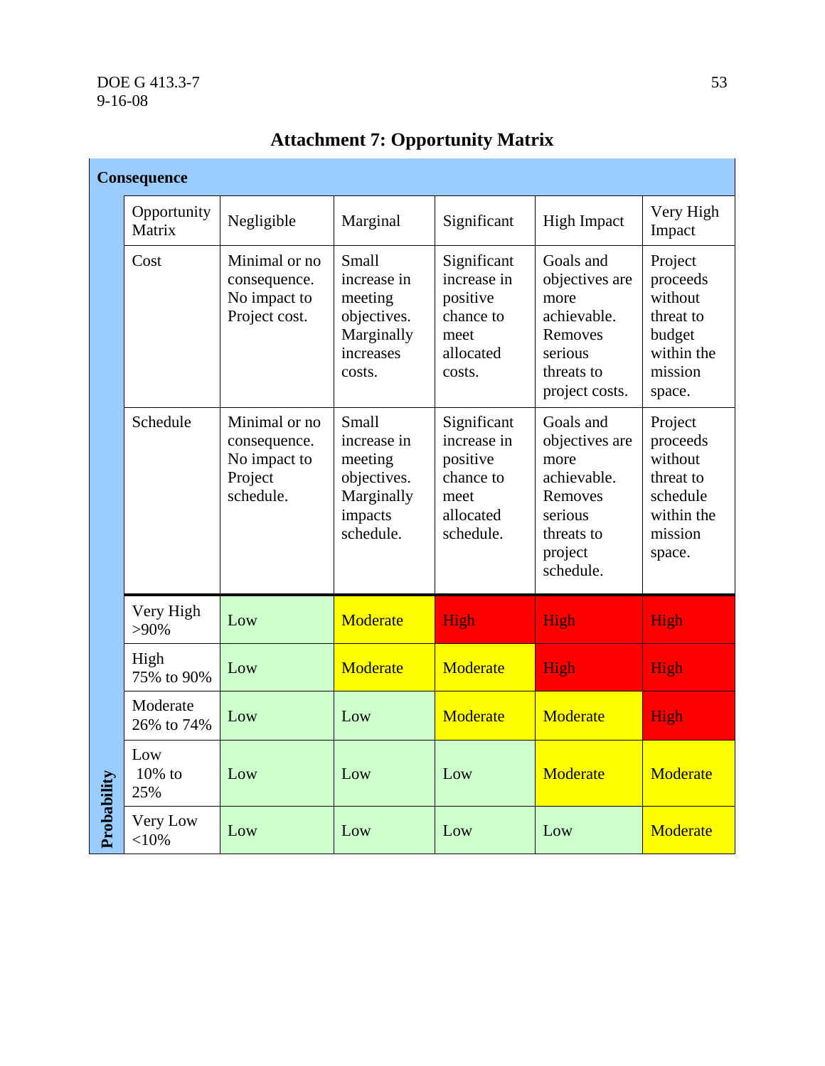# Attachment 7: Opportunity Matrix

| Consequence | | | | | | |
|---|---|---|---|---|---|---|
| | Opportunity Matrix | Negligible | Marginal | Significant | High Impact | Very High Impact |
| | Cost | Minimal or no consequence. No impact to Project cost. | Small increase in meeting objectives. Marginally increases costs. | Significant increase in positive chance to meet allocated costs. | Goals and objectives are more achievable. Removes serious threats to project costs. | Project proceeds without threat to budget within the mission space. |
| | Schedule | Minimal or no consequence. No impact to Project schedule. | Small increase in meeting objectives. Marginally impacts schedule. | Significant increase in positive chance to meet allocated schedule. | Goals and objectives are more achievable. Removes serious threats to project schedule. | Project proceeds without threat to schedule within the mission space. |
| Probability | Very High >90% | Low | Moderate | High | High | High |
| | High 75% to 90% | Low | Moderate | Moderate | High | High |
| | Moderate 26% to 74% | Low | Low | Moderate | Moderate | High |
| | Low 10% to 25% | Low | Low | Low | Moderate | Moderate |
| | Very Low <10% | Low | Low | Low | Low | Moderate |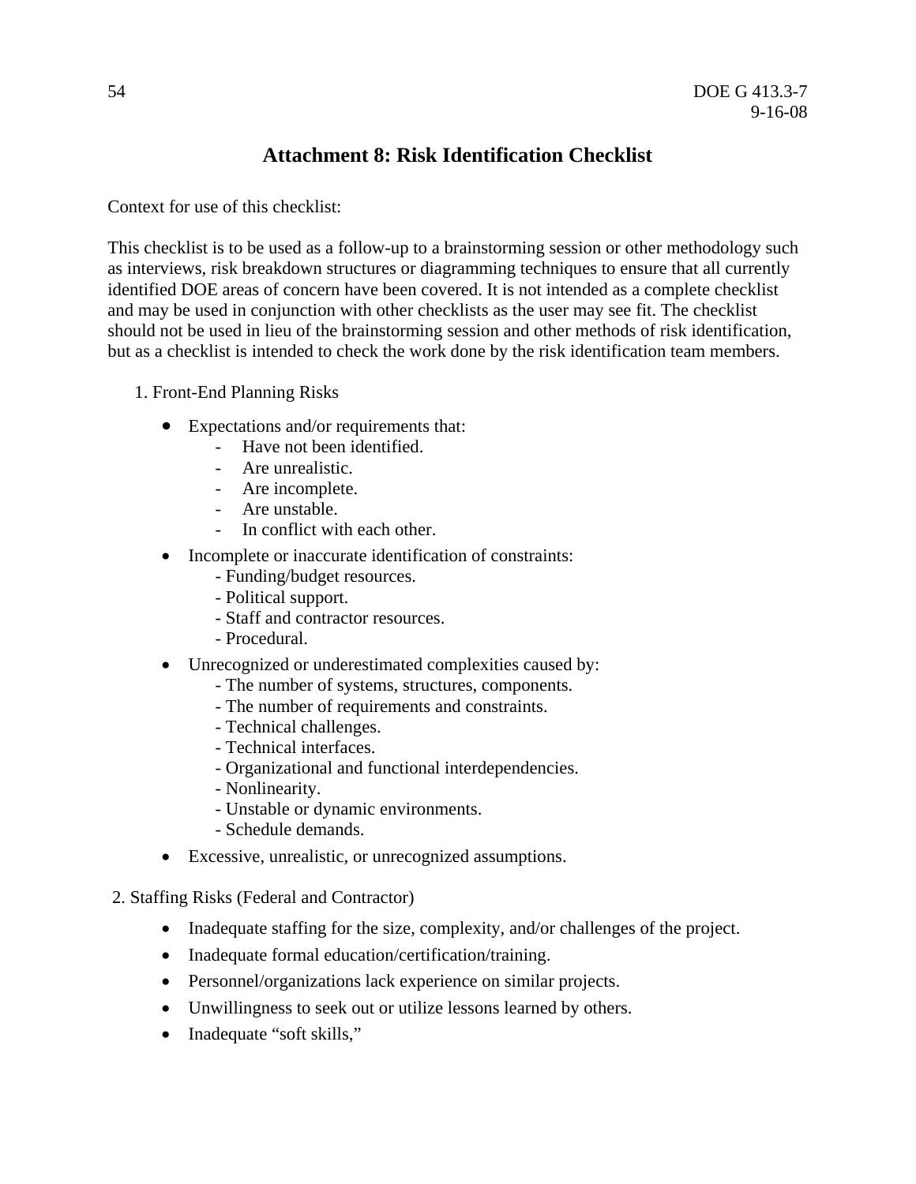# Attachment 8: Risk Identification Checklist

Context for use of this checklist:

This checklist is to be used as a follow-up to a brainstorming session or other methodology such as interviews, risk breakdown structures or diagramming techniques to ensure that all currently identified DOE areas of concern have been covered. It is not intended as a complete checklist and may be used in conjunction with other checklists as the user may see fit. The checklist should not be used in lieu of the brainstorming session and other methods of risk identification, but as a checklist is intended to check the work done by the risk identification team members.

1. Front-End Planning Risks

- Expectations and/or requirements that:
  - Have not been identified.
  - Are unrealistic.
  - Are incomplete.
  - Are unstable.
  - In conflict with each other.
- Incomplete or inaccurate identification of constraints:
  - Funding/budget resources.
  - Political support.
  - Staff and contractor resources.
  - Procedural.
- Unrecognized or underestimated complexities caused by:
  - The number of systems, structures, components.
  - The number of requirements and constraints.
  - Technical challenges.
  - Technical interfaces.
  - Organizational and functional interdependencies.
  - Nonlinearity.
  - Unstable or dynamic environments.
  - Schedule demands.
- Excessive, unrealistic, or unrecognized assumptions.

2. Staffing Risks (Federal and Contractor)

- Inadequate staffing for the size, complexity, and/or challenges of the project.
- Inadequate formal education/certification/training.
- Personnel/organizations lack experience on similar projects.
- Unwillingness to seek out or utilize lessons learned by others.
- Inadequate "soft skills,"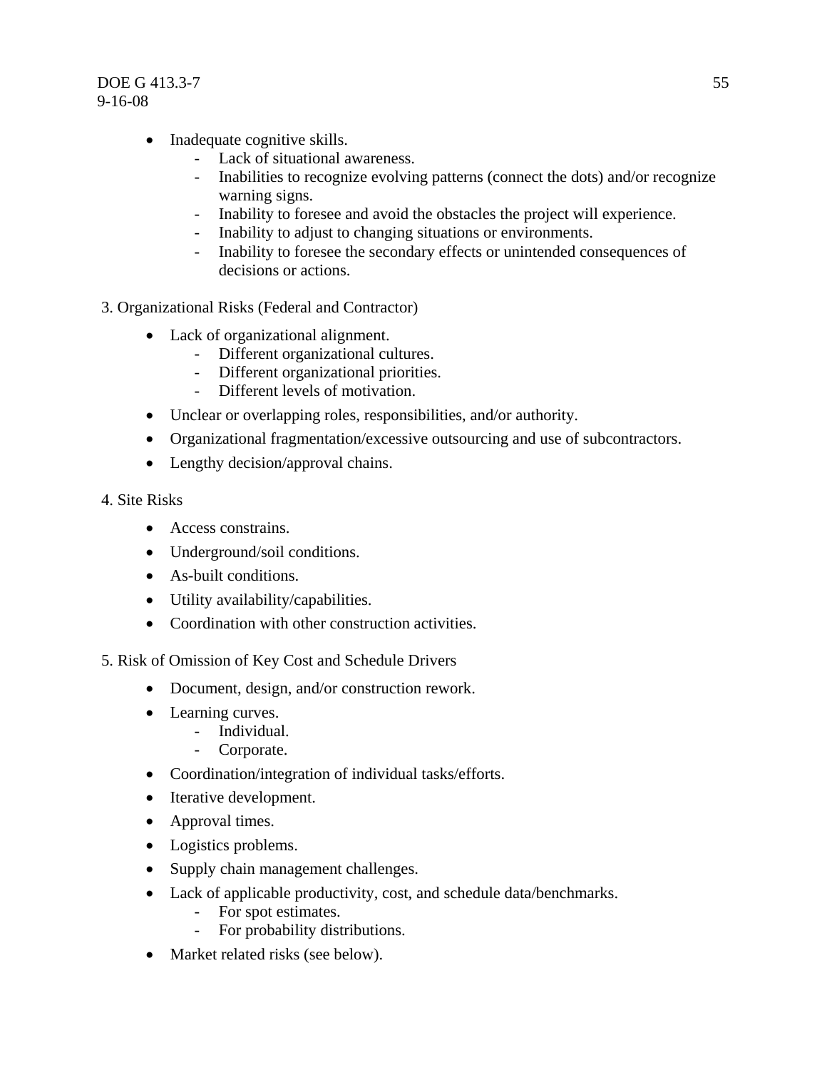- Inadequate cognitive skills.
  - Lack of situational awareness.
  - Inabilities to recognize evolving patterns (connect the dots) and/or recognize warning signs.
  - Inability to foresee and avoid the obstacles the project will experience.
  - Inability to adjust to changing situations or environments.
  - Inability to foresee the secondary effects or unintended consequences of decisions or actions.

3. Organizational Risks (Federal and Contractor)

- Lack of organizational alignment.
  - Different organizational cultures.
  - Different organizational priorities.
  - Different levels of motivation.
- Unclear or overlapping roles, responsibilities, and/or authority.
- Organizational fragmentation/excessive outsourcing and use of subcontractors.
- Lengthy decision/approval chains.

4. Site Risks

- Access constrains.
- Underground/soil conditions.
- As-built conditions.
- Utility availability/capabilities.
- Coordination with other construction activities.

5. Risk of Omission of Key Cost and Schedule Drivers

- Document, design, and/or construction rework.
- Learning curves.
  - Individual.
  - Corporate.
- Coordination/integration of individual tasks/efforts.
- Iterative development.
- Approval times.
- Logistics problems.
- Supply chain management challenges.
- Lack of applicable productivity, cost, and schedule data/benchmarks.
  - For spot estimates.
  - For probability distributions.
- Market related risks (see below).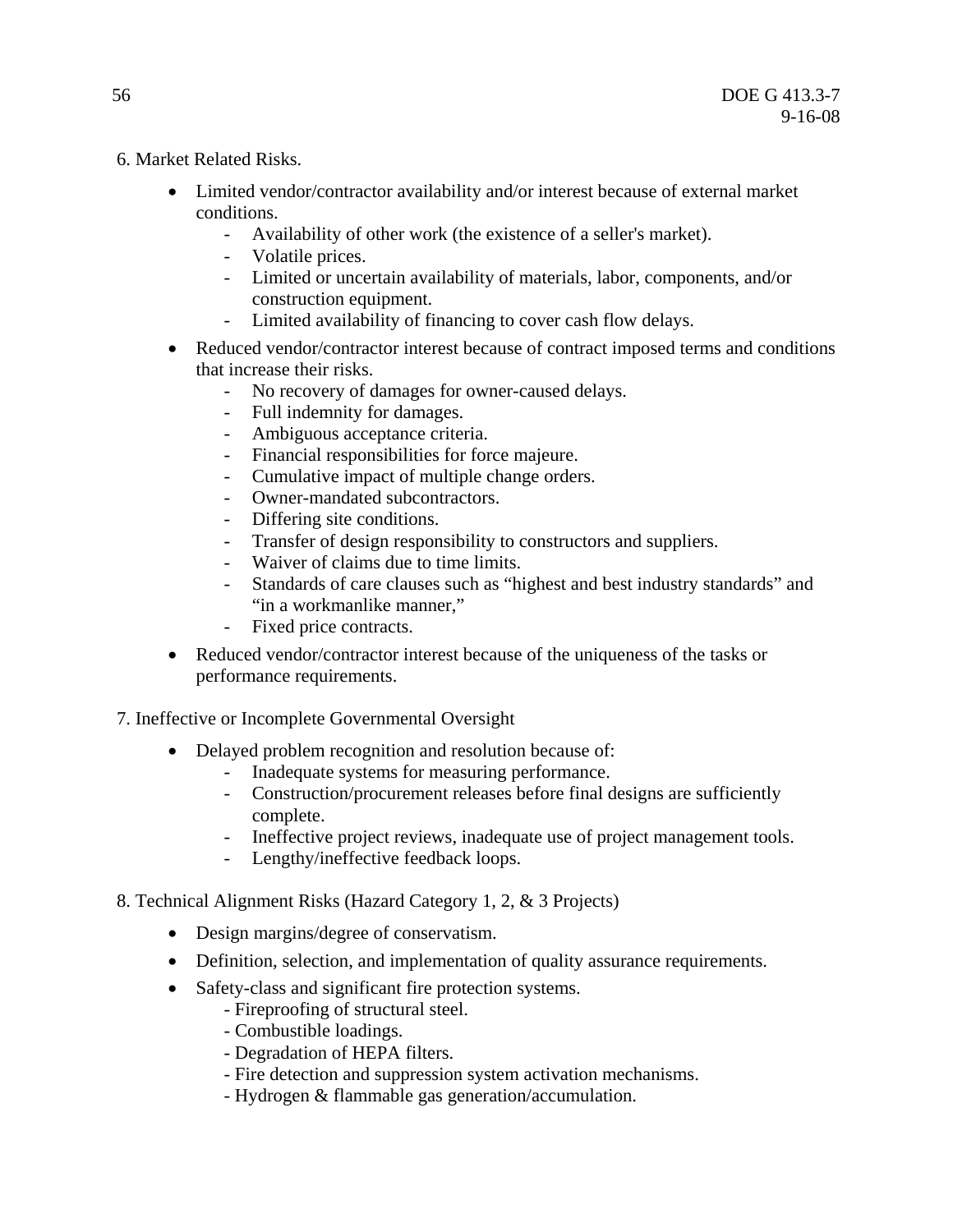6. Market Related Risks.

- Limited vendor/contractor availability and/or interest because of external market conditions.
  - Availability of other work (the existence of a seller's market).
  - Volatile prices.
  - Limited or uncertain availability of materials, labor, components, and/or construction equipment.
  - Limited availability of financing to cover cash flow delays.
- Reduced vendor/contractor interest because of contract imposed terms and conditions that increase their risks.
  - No recovery of damages for owner-caused delays.
  - Full indemnity for damages.
  - Ambiguous acceptance criteria.
  - Financial responsibilities for force majeure.
  - Cumulative impact of multiple change orders.
  - Owner-mandated subcontractors.
  - Differing site conditions.
  - Transfer of design responsibility to constructors and suppliers.
  - Waiver of claims due to time limits.
  - Standards of care clauses such as "highest and best industry standards" and "in a workmanlike manner,"
  - Fixed price contracts.
- Reduced vendor/contractor interest because of the uniqueness of the tasks or performance requirements.

7. Ineffective or Incomplete Governmental Oversight

- Delayed problem recognition and resolution because of:
  - Inadequate systems for measuring performance.
  - Construction/procurement releases before final designs are sufficiently complete.
  - Ineffective project reviews, inadequate use of project management tools.
  - Lengthy/ineffective feedback loops.

8. Technical Alignment Risks (Hazard Category 1, 2, & 3 Projects)

- Design margins/degree of conservatism.
- Definition, selection, and implementation of quality assurance requirements.
- Safety-class and significant fire protection systems.
  - Fireproofing of structural steel.
  - Combustible loadings.
  - Degradation of HEPA filters.
  - Fire detection and suppression system activation mechanisms.
  - Hydrogen & flammable gas generation/accumulation.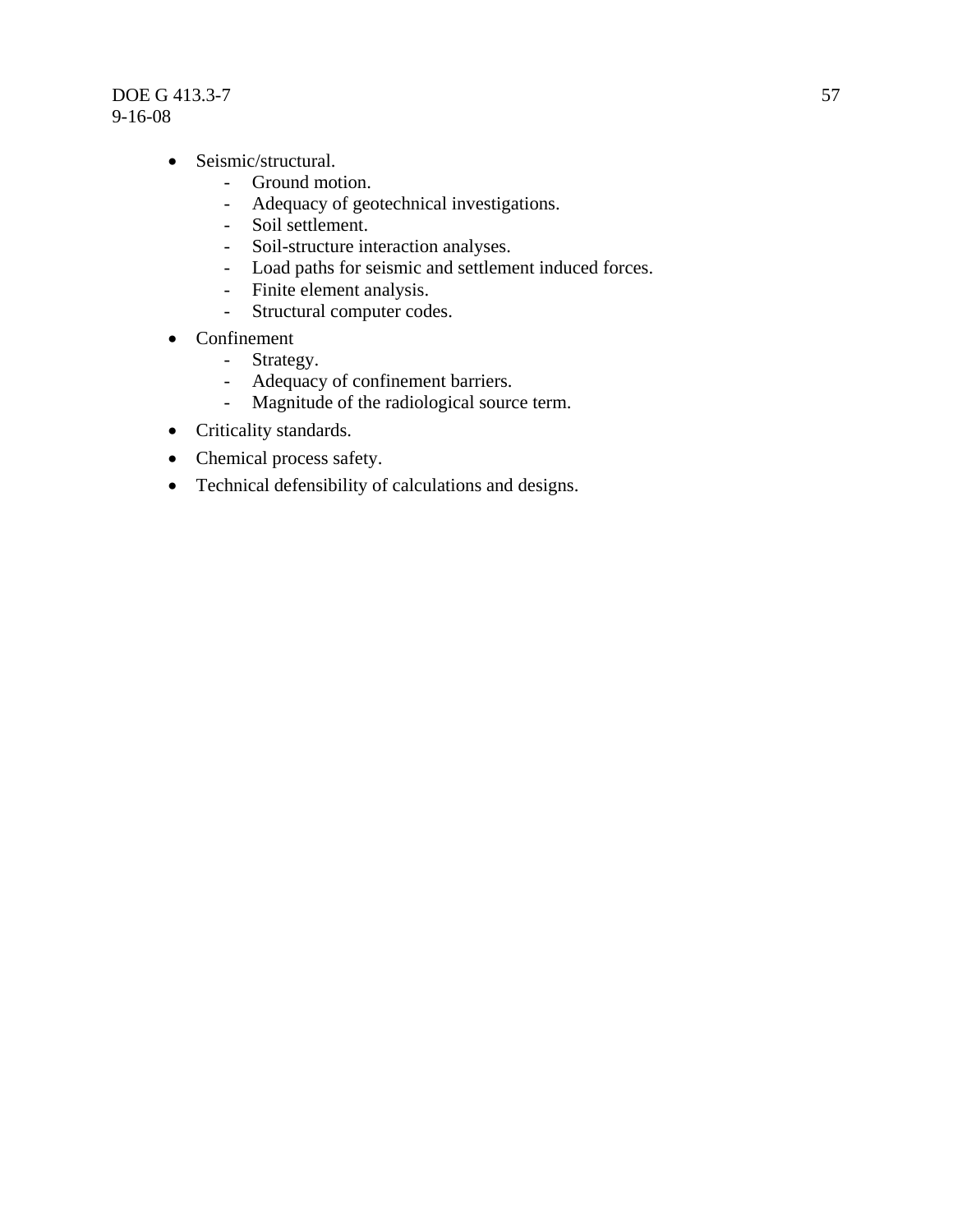- Seismic/structural.
  - Ground motion.
  - Adequacy of geotechnical investigations.
  - Soil settlement.
  - Soil-structure interaction analyses.
  - Load paths for seismic and settlement induced forces.
  - Finite element analysis.
  - Structural computer codes.
- Confinement
  - Strategy.
  - Adequacy of confinement barriers.
  - Magnitude of the radiological source term.
- Criticality standards.
- Chemical process safety.
- Technical defensibility of calculations and designs.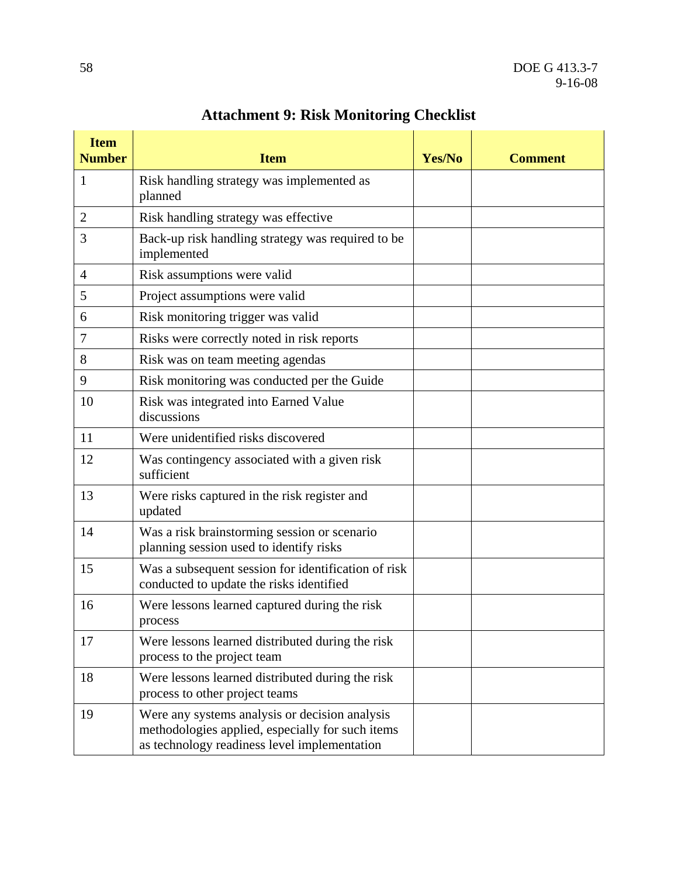# Attachment 9: Risk Monitoring Checklist

| Item Number | Item | Yes/No | Comment |
|---|---|---|---|
| 1 | Risk handling strategy was implemented as planned | | |
| 2 | Risk handling strategy was effective | | |
| 3 | Back-up risk handling strategy was required to be implemented | | |
| 4 | Risk assumptions were valid | | |
| 5 | Project assumptions were valid | | |
| 6 | Risk monitoring trigger was valid | | |
| 7 | Risks were correctly noted in risk reports | | |
| 8 | Risk was on team meeting agendas | | |
| 9 | Risk monitoring was conducted per the Guide | | |
| 10 | Risk was integrated into Earned Value discussions | | |
| 11 | Were unidentified risks discovered | | |
| 12 | Was contingency associated with a given risk sufficient | | |
| 13 | Were risks captured in the risk register and updated | | |
| 14 | Was a risk brainstorming session or scenario planning session used to identify risks | | |
| 15 | Was a subsequent session for identification of risk conducted to update the risks identified | | |
| 16 | Were lessons learned captured during the risk process | | |
| 17 | Were lessons learned distributed during the risk process to the project team | | |
| 18 | Were lessons learned distributed during the risk process to other project teams | | |
| 19 | Were any systems analysis or decision analysis methodologies applied, especially for such items as technology readiness level implementation | | |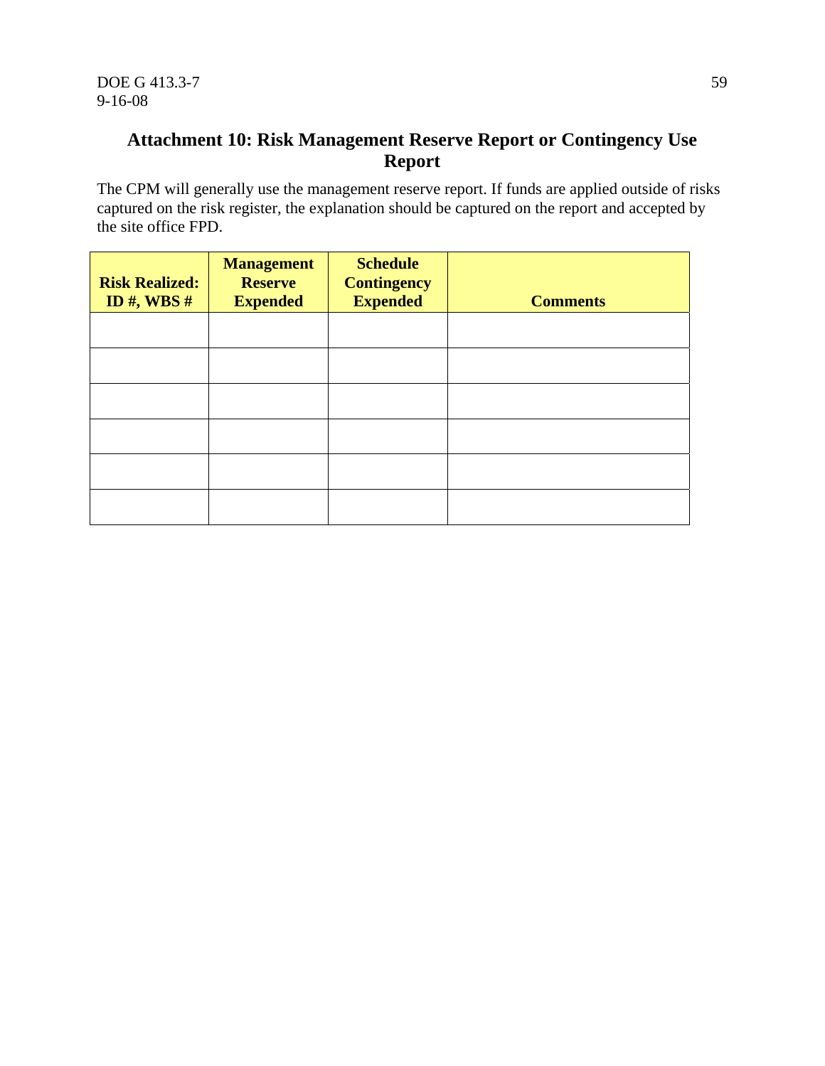# Attachment 10: Risk Management Reserve Report or Contingency Use Report

The CPM will generally use the management reserve report. If funds are applied outside of risks captured on the risk register, the explanation should be captured on the report and accepted by the site office FPD.

| Risk Realized: ID #, WBS # | Management Reserve Expended | Schedule Contingency Expended | Comments |
|---|---|---|---|
| | | | |
| | | | |
| | | | |
| | | | |
| | | | |
| | | | |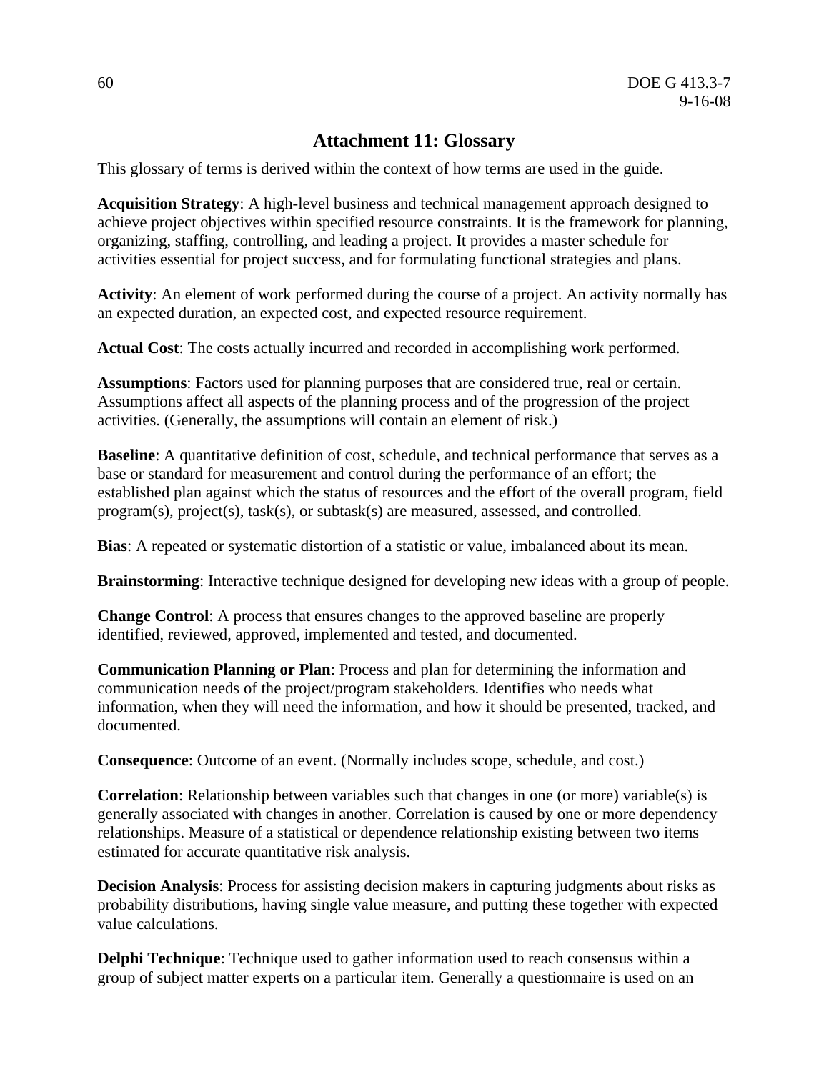# Attachment 11: Glossary

This glossary of terms is derived within the context of how terms are used in the guide.

**Acquisition Strategy**: A high-level business and technical management approach designed to achieve project objectives within specified resource constraints. It is the framework for planning, organizing, staffing, controlling, and leading a project. It provides a master schedule for activities essential for project success, and for formulating functional strategies and plans.

**Activity**: An element of work performed during the course of a project. An activity normally has an expected duration, an expected cost, and expected resource requirement.

**Actual Cost**: The costs actually incurred and recorded in accomplishing work performed.

**Assumptions**: Factors used for planning purposes that are considered true, real or certain. Assumptions affect all aspects of the planning process and of the progression of the project activities. (Generally, the assumptions will contain an element of risk.)

**Baseline**: A quantitative definition of cost, schedule, and technical performance that serves as a base or standard for measurement and control during the performance of an effort; the established plan against which the status of resources and the effort of the overall program, field program(s), project(s), task(s), or subtask(s) are measured, assessed, and controlled.

**Bias**: A repeated or systematic distortion of a statistic or value, imbalanced about its mean.

**Brainstorming**: Interactive technique designed for developing new ideas with a group of people.

**Change Control**: A process that ensures changes to the approved baseline are properly identified, reviewed, approved, implemented and tested, and documented.

**Communication Planning or Plan**: Process and plan for determining the information and communication needs of the project/program stakeholders. Identifies who needs what information, when they will need the information, and how it should be presented, tracked, and documented.

**Consequence**: Outcome of an event. (Normally includes scope, schedule, and cost.)

**Correlation**: Relationship between variables such that changes in one (or more) variable(s) is generally associated with changes in another. Correlation is caused by one or more dependency relationships. Measure of a statistical or dependence relationship existing between two items estimated for accurate quantitative risk analysis.

**Decision Analysis**: Process for assisting decision makers in capturing judgments about risks as probability distributions, having single value measure, and putting these together with expected value calculations.

**Delphi Technique**: Technique used to gather information used to reach consensus within a group of subject matter experts on a particular item. Generally a questionnaire is used on an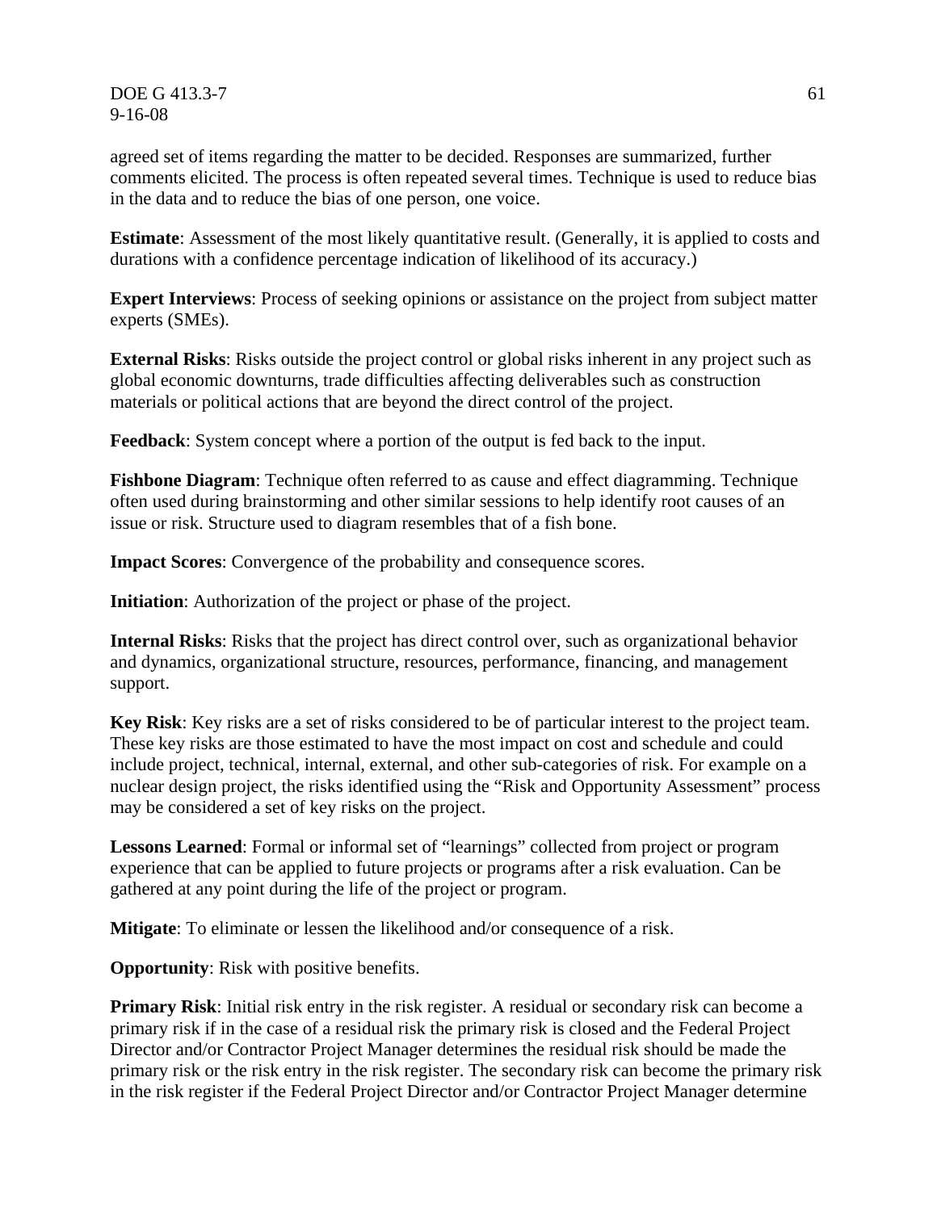agreed set of items regarding the matter to be decided. Responses are summarized, further comments elicited. The process is often repeated several times. Technique is used to reduce bias in the data and to reduce the bias of one person, one voice.

**Estimate**: Assessment of the most likely quantitative result. (Generally, it is applied to costs and durations with a confidence percentage indication of likelihood of its accuracy.)

**Expert Interviews**: Process of seeking opinions or assistance on the project from subject matter experts (SMEs).

**External Risks**: Risks outside the project control or global risks inherent in any project such as global economic downturns, trade difficulties affecting deliverables such as construction materials or political actions that are beyond the direct control of the project.

**Feedback**: System concept where a portion of the output is fed back to the input.

**Fishbone Diagram**: Technique often referred to as cause and effect diagramming. Technique often used during brainstorming and other similar sessions to help identify root causes of an issue or risk. Structure used to diagram resembles that of a fish bone.

**Impact Scores**: Convergence of the probability and consequence scores.

**Initiation**: Authorization of the project or phase of the project.

**Internal Risks**: Risks that the project has direct control over, such as organizational behavior and dynamics, organizational structure, resources, performance, financing, and management support.

**Key Risk**: Key risks are a set of risks considered to be of particular interest to the project team. These key risks are those estimated to have the most impact on cost and schedule and could include project, technical, internal, external, and other sub-categories of risk. For example on a nuclear design project, the risks identified using the "Risk and Opportunity Assessment" process may be considered a set of key risks on the project.

**Lessons Learned**: Formal or informal set of "learnings" collected from project or program experience that can be applied to future projects or programs after a risk evaluation. Can be gathered at any point during the life of the project or program.

**Mitigate**: To eliminate or lessen the likelihood and/or consequence of a risk.

**Opportunity**: Risk with positive benefits.

**Primary Risk**: Initial risk entry in the risk register. A residual or secondary risk can become a primary risk if in the case of a residual risk the primary risk is closed and the Federal Project Director and/or Contractor Project Manager determines the residual risk should be made the primary risk or the risk entry in the risk register. The secondary risk can become the primary risk in the risk register if the Federal Project Director and/or Contractor Project Manager determine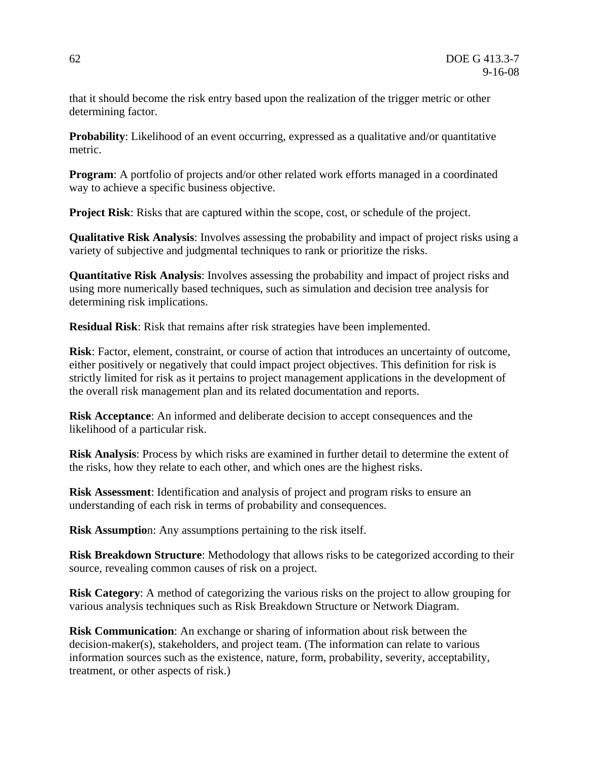that it should become the risk entry based upon the realization of the trigger metric or other determining factor.

**Probability**: Likelihood of an event occurring, expressed as a qualitative and/or quantitative metric.

**Program**: A portfolio of projects and/or other related work efforts managed in a coordinated way to achieve a specific business objective.

**Project Risk**: Risks that are captured within the scope, cost, or schedule of the project.

**Qualitative Risk Analysis**: Involves assessing the probability and impact of project risks using a variety of subjective and judgmental techniques to rank or prioritize the risks.

**Quantitative Risk Analysis**: Involves assessing the probability and impact of project risks and using more numerically based techniques, such as simulation and decision tree analysis for determining risk implications.

**Residual Risk**: Risk that remains after risk strategies have been implemented.

**Risk**: Factor, element, constraint, or course of action that introduces an uncertainty of outcome, either positively or negatively that could impact project objectives. This definition for risk is strictly limited for risk as it pertains to project management applications in the development of the overall risk management plan and its related documentation and reports.

**Risk Acceptance**: An informed and deliberate decision to accept consequences and the likelihood of a particular risk.

**Risk Analysis**: Process by which risks are examined in further detail to determine the extent of the risks, how they relate to each other, and which ones are the highest risks.

**Risk Assessment**: Identification and analysis of project and program risks to ensure an understanding of each risk in terms of probability and consequences.

**Risk Assumption**: Any assumptions pertaining to the risk itself.

**Risk Breakdown Structure**: Methodology that allows risks to be categorized according to their source, revealing common causes of risk on a project.

**Risk Category**: A method of categorizing the various risks on the project to allow grouping for various analysis techniques such as Risk Breakdown Structure or Network Diagram.

**Risk Communication**: An exchange or sharing of information about risk between the decision-maker(s), stakeholders, and project team. (The information can relate to various information sources such as the existence, nature, form, probability, severity, acceptability, treatment, or other aspects of risk.)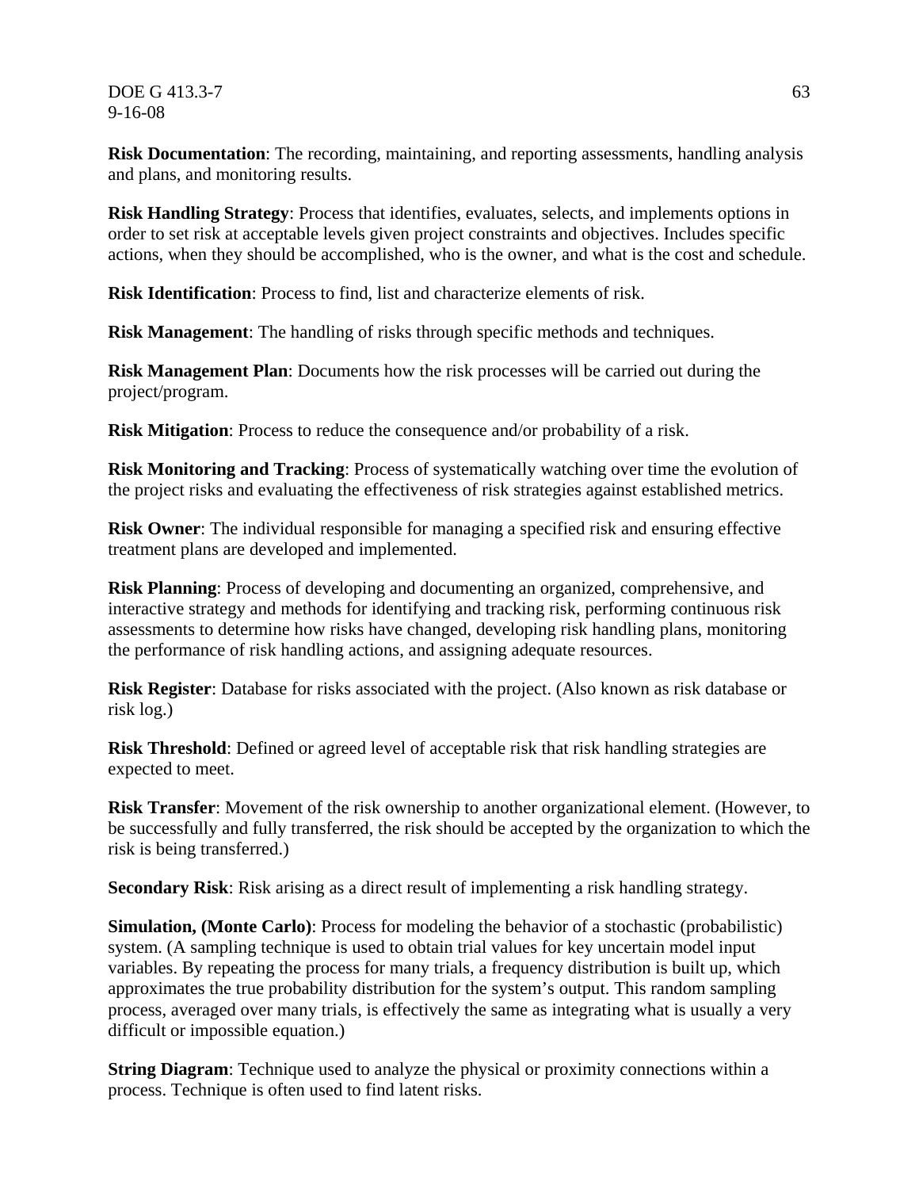**Risk Documentation**: The recording, maintaining, and reporting assessments, handling analysis and plans, and monitoring results.

**Risk Handling Strategy**: Process that identifies, evaluates, selects, and implements options in order to set risk at acceptable levels given project constraints and objectives. Includes specific actions, when they should be accomplished, who is the owner, and what is the cost and schedule.

**Risk Identification**: Process to find, list and characterize elements of risk.

**Risk Management**: The handling of risks through specific methods and techniques.

**Risk Management Plan**: Documents how the risk processes will be carried out during the project/program.

**Risk Mitigation**: Process to reduce the consequence and/or probability of a risk.

**Risk Monitoring and Tracking**: Process of systematically watching over time the evolution of the project risks and evaluating the effectiveness of risk strategies against established metrics.

**Risk Owner**: The individual responsible for managing a specified risk and ensuring effective treatment plans are developed and implemented.

**Risk Planning**: Process of developing and documenting an organized, comprehensive, and interactive strategy and methods for identifying and tracking risk, performing continuous risk assessments to determine how risks have changed, developing risk handling plans, monitoring the performance of risk handling actions, and assigning adequate resources.

**Risk Register**: Database for risks associated with the project. (Also known as risk database or risk log.)

**Risk Threshold**: Defined or agreed level of acceptable risk that risk handling strategies are expected to meet.

**Risk Transfer**: Movement of the risk ownership to another organizational element. (However, to be successfully and fully transferred, the risk should be accepted by the organization to which the risk is being transferred.)

**Secondary Risk**: Risk arising as a direct result of implementing a risk handling strategy.

**Simulation, (Monte Carlo)**: Process for modeling the behavior of a stochastic (probabilistic) system. (A sampling technique is used to obtain trial values for key uncertain model input variables. By repeating the process for many trials, a frequency distribution is built up, which approximates the true probability distribution for the system's output. This random sampling process, averaged over many trials, is effectively the same as integrating what is usually a very difficult or impossible equation.)

**String Diagram**: Technique used to analyze the physical or proximity connections within a process. Technique is often used to find latent risks.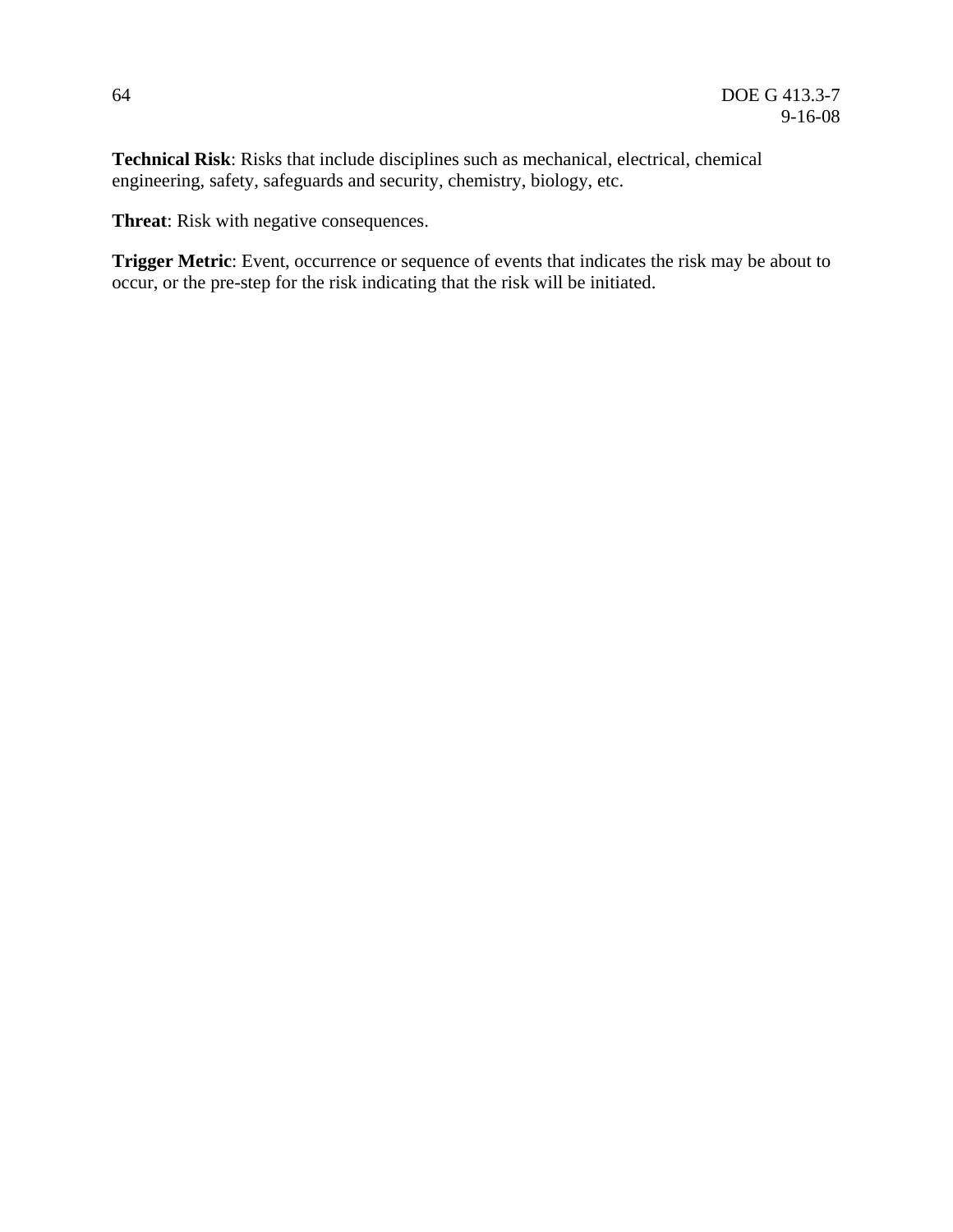**Technical Risk**: Risks that include disciplines such as mechanical, electrical, chemical engineering, safety, safeguards and security, chemistry, biology, etc.

**Threat**: Risk with negative consequences.

**Trigger Metric**: Event, occurrence or sequence of events that indicates the risk may be about to occur, or the pre-step for the risk indicating that the risk will be initiated.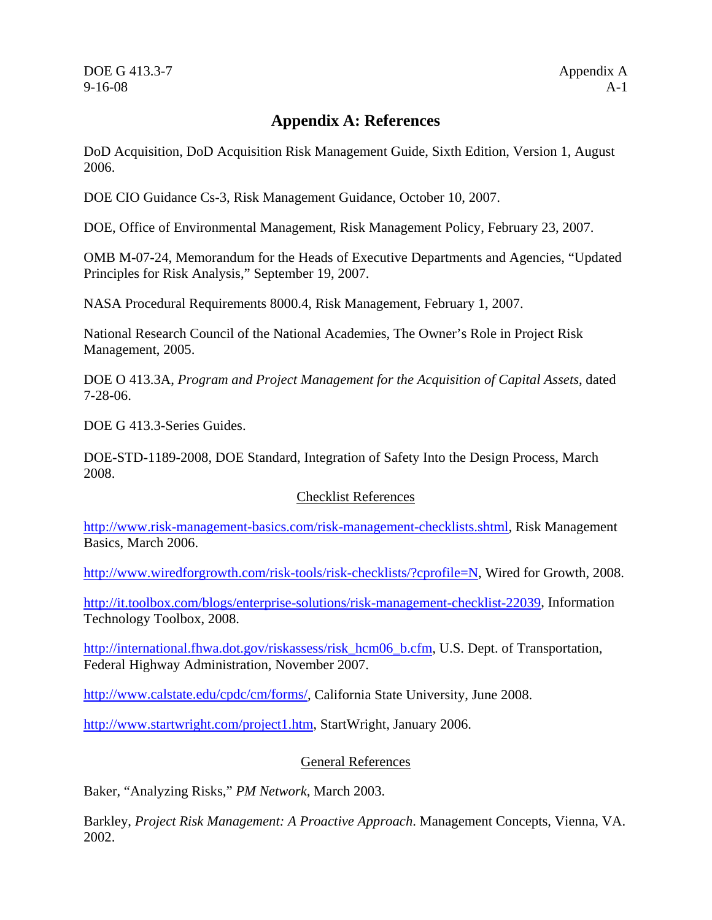# Appendix A: References

DoD Acquisition, DoD Acquisition Risk Management Guide, Sixth Edition, Version 1, August 2006.

DOE CIO Guidance Cs-3, Risk Management Guidance, October 10, 2007.

DOE, Office of Environmental Management, Risk Management Policy, February 23, 2007.

OMB M-07-24, Memorandum for the Heads of Executive Departments and Agencies, "Updated Principles for Risk Analysis," September 19, 2007.

NASA Procedural Requirements 8000.4, Risk Management, February 1, 2007.

National Research Council of the National Academies, The Owner's Role in Project Risk Management, 2005.

DOE O 413.3A, *Program and Project Management for the Acquisition of Capital Assets*, dated 7-28-06.

DOE G 413.3-Series Guides.

DOE-STD-1189-2008, DOE Standard, Integration of Safety Into the Design Process, March 2008.

## Checklist References

http://www.risk-management-basics.com/risk-management-checklists.shtml, Risk Management Basics, March 2006.

http://www.wiredforgrowth.com/risk-tools/risk-checklists/?cprofile=N, Wired for Growth, 2008.

http://it.toolbox.com/blogs/enterprise-solutions/risk-management-checklist-22039, Information Technology Toolbox, 2008.

http://international.fhwa.dot.gov/riskassess/risk_hcm06_b.cfm, U.S. Dept. of Transportation, Federal Highway Administration, November 2007.

http://www.calstate.edu/cpdc/cm/forms/, California State University, June 2008.

http://www.startwright.com/project1.htm, StartWright, January 2006.

## General References

Baker, "Analyzing Risks," *PM Network*, March 2003.

Barkley, *Project Risk Management: A Proactive Approach*. Management Concepts, Vienna, VA. 2002.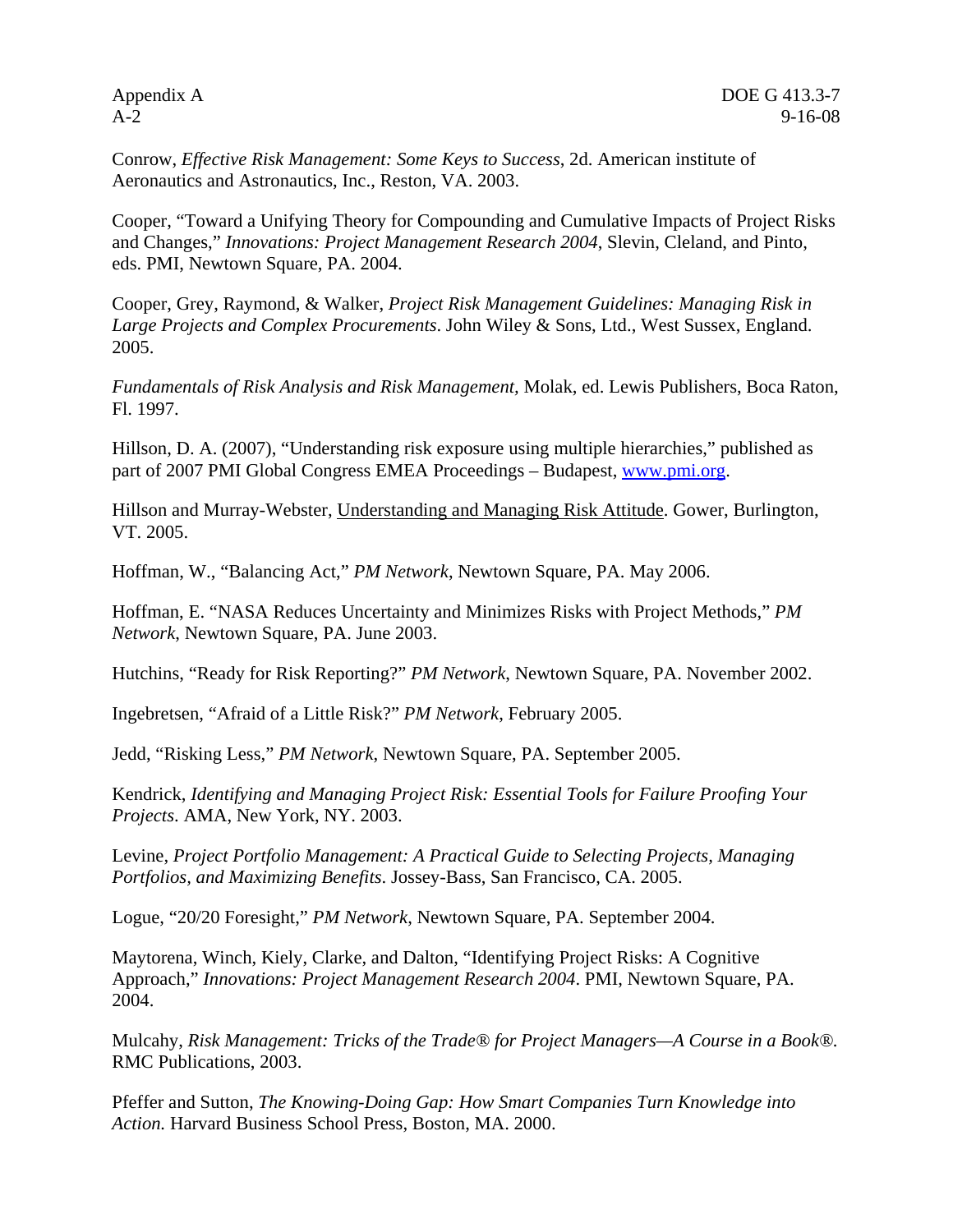Conrow, *Effective Risk Management: Some Keys to Success*, 2d. American institute of Aeronautics and Astronautics, Inc., Reston, VA. 2003.

Cooper, "Toward a Unifying Theory for Compounding and Cumulative Impacts of Project Risks and Changes," *Innovations: Project Management Research 2004*, Slevin, Cleland, and Pinto, eds. PMI, Newtown Square, PA. 2004.

Cooper, Grey, Raymond, & Walker, *Project Risk Management Guidelines: Managing Risk in Large Projects and Complex Procurements*. John Wiley & Sons, Ltd., West Sussex, England. 2005.

*Fundamentals of Risk Analysis and Risk Management*, Molak, ed. Lewis Publishers, Boca Raton, Fl. 1997.

Hillson, D. A. (2007), "Understanding risk exposure using multiple hierarchies," published as part of 2007 PMI Global Congress EMEA Proceedings – Budapest, [www.pmi.org](www.pmi.org).

Hillson and Murray-Webster, Understanding and Managing Risk Attitude. Gower, Burlington, VT. 2005.

Hoffman, W., "Balancing Act," *PM Network*, Newtown Square, PA. May 2006.

Hoffman, E. "NASA Reduces Uncertainty and Minimizes Risks with Project Methods," *PM Network*, Newtown Square, PA. June 2003.

Hutchins, "Ready for Risk Reporting?" *PM Network*, Newtown Square, PA. November 2002.

Ingebretsen, "Afraid of a Little Risk?" *PM Network*, February 2005.

Jedd, "Risking Less," *PM Network*, Newtown Square, PA. September 2005.

Kendrick, *Identifying and Managing Project Risk: Essential Tools for Failure Proofing Your Projects*. AMA, New York, NY. 2003.

Levine, *Project Portfolio Management: A Practical Guide to Selecting Projects, Managing Portfolios, and Maximizing Benefits*. Jossey-Bass, San Francisco, CA. 2005.

Logue, "20/20 Foresight," *PM Network*, Newtown Square, PA. September 2004.

Maytorena, Winch, Kiely, Clarke, and Dalton, "Identifying Project Risks: A Cognitive Approach," *Innovations: Project Management Research 2004*. PMI, Newtown Square, PA. 2004.

Mulcahy, *Risk Management: Tricks of the Trade® for Project Managers—A Course in a Book®*. RMC Publications, 2003.

Pfeffer and Sutton, *The Knowing-Doing Gap: How Smart Companies Turn Knowledge into Action.* Harvard Business School Press, Boston, MA. 2000.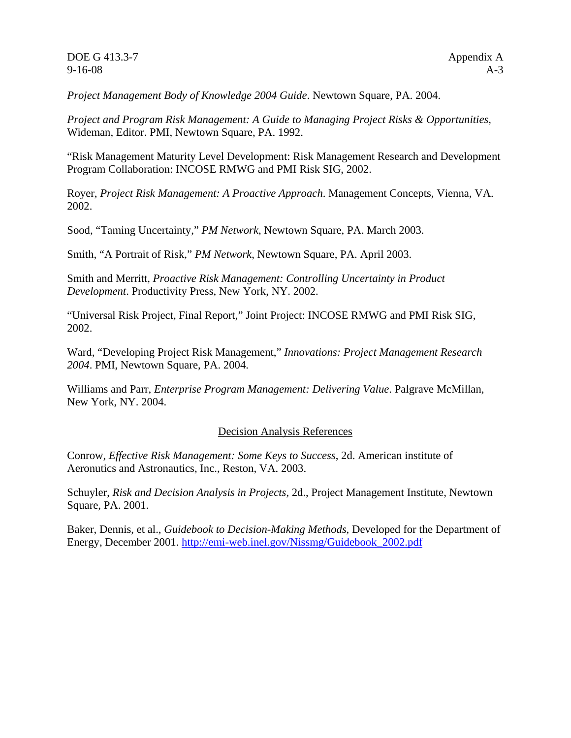*Project Management Body of Knowledge 2004 Guide*. Newtown Square, PA. 2004.

*Project and Program Risk Management: A Guide to Managing Project Risks & Opportunities*, Wideman, Editor. PMI, Newtown Square, PA. 1992.

“Risk Management Maturity Level Development: Risk Management Research and Development Program Collaboration: INCOSE RMWG and PMI Risk SIG, 2002.

Royer, *Project Risk Management: A Proactive Approach*. Management Concepts, Vienna, VA. 2002.

Sood, “Taming Uncertainty,” *PM Network*, Newtown Square, PA. March 2003.

Smith, “A Portrait of Risk,” *PM Network*, Newtown Square, PA. April 2003.

Smith and Merritt, *Proactive Risk Management: Controlling Uncertainty in Product Development*. Productivity Press, New York, NY. 2002.

“Universal Risk Project, Final Report,” Joint Project: INCOSE RMWG and PMI Risk SIG, 2002.

Ward, “Developing Project Risk Management,” *Innovations: Project Management Research 2004*. PMI, Newtown Square, PA. 2004.

Williams and Parr, *Enterprise Program Management: Delivering Value*. Palgrave McMillan, New York, NY. 2004.

## Decision Analysis References

Conrow, *Effective Risk Management: Some Keys to Success*, 2d. American institute of Aeronutics and Astronautics, Inc., Reston, VA. 2003.

Schuyler, *Risk and Decision Analysis in Projects,* 2d., Project Management Institute, Newtown Square, PA. 2001.

Baker, Dennis, et al., *Guidebook to Decision-Making Methods*, Developed for the Department of Energy, December 2001. http://emi-web.inel.gov/Nissmg/Guidebook_2002.pdf